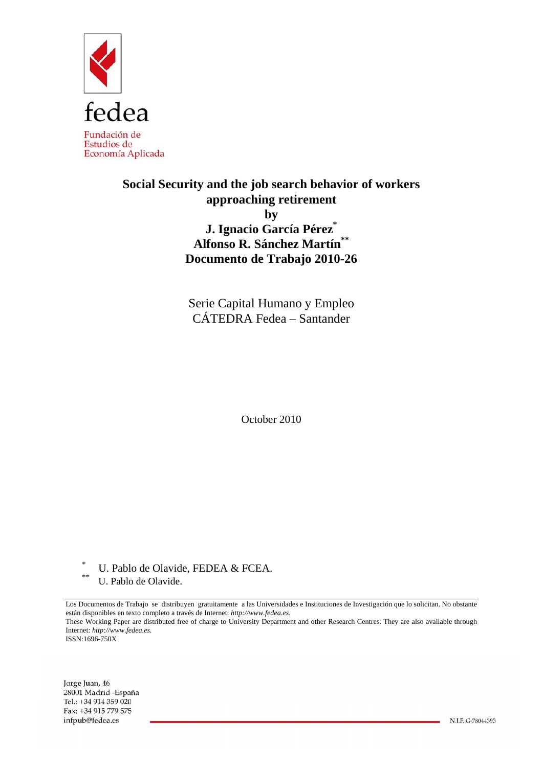fedea

Fundación de Estudios de Economía Aplicada

# Social Security and the job search behavior of workers approaching retirement

**by**

**J. Ignacio García Pérez[*]**

**Alfonso R. Sánchez Martín[**]**

**Documento de Trabajo 2010-26**

Serie Capital Humano y Empleo

CÁTEDRA Fedea – Santander

October 2010

[*] U. Pablo de Olavide, FEDEA & FCEA.

[**] U. Pablo de Olavide.

Los Documentos de Trabajo se distribuyen gratuitamente a las Universidades e Instituciones de Investigación que lo solicitan. No obstante están disponibles en texto completo a través de Internet: *http://www.fedea.es.*

These Working Paper are distributed free of charge to University Department and other Research Centres. They are also available through Internet: *http://www.fedea.es.*

ISSN:1696-750X

Jorge Juan, 46
28001 Madrid -España
Tel.: +34 914 359 020
Fax: +34 915 779 575
infpub@fedea.es

N.I.F. G-78044393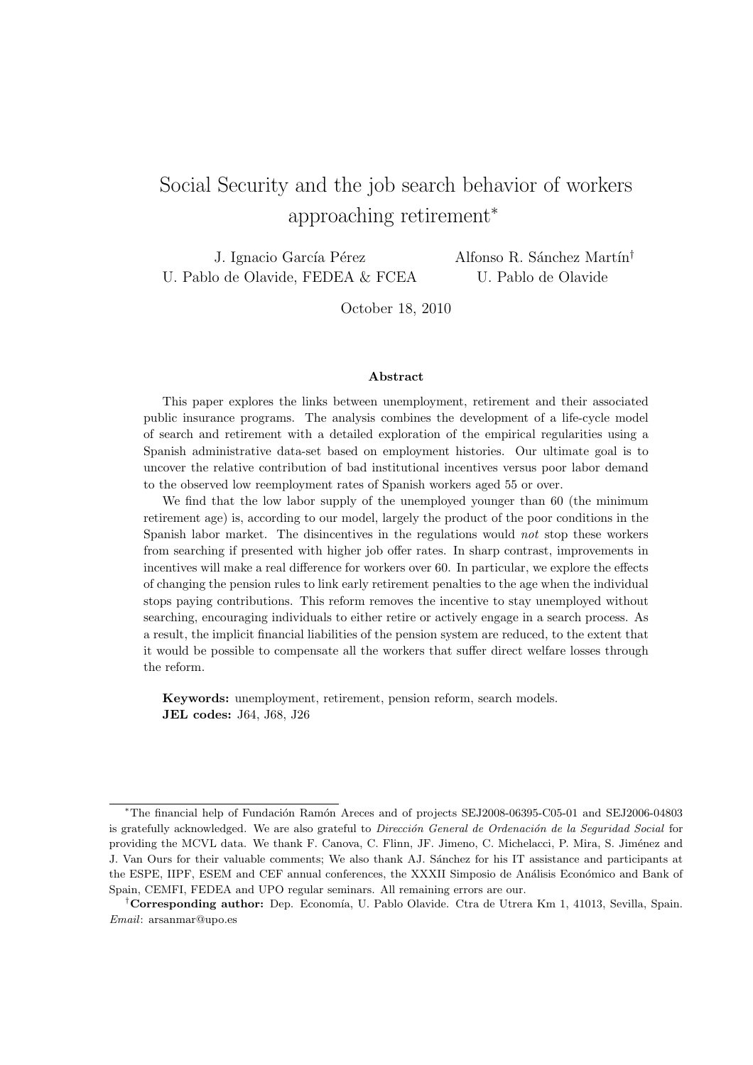# Social Security and the job search behavior of workers approaching retirement*

J. Ignacio García Pérez
U. Pablo de Olavide, FEDEA & FCEA

Alfonso R. Sánchez Martín†
U. Pablo de Olavide

October 18, 2010

### Abstract

This paper explores the links between unemployment, retirement and their associated public insurance programs. The analysis combines the development of a life-cycle model of search and retirement with a detailed exploration of the empirical regularities using a Spanish administrative data-set based on employment histories. Our ultimate goal is to uncover the relative contribution of bad institutional incentives versus poor labor demand to the observed low reemployment rates of Spanish workers aged 55 or over.

We find that the low labor supply of the unemployed younger than 60 (the minimum retirement age) is, according to our model, largely the product of the poor conditions in the Spanish labor market. The disincentives in the regulations would *not* stop these workers from searching if presented with higher job offer rates. In sharp contrast, improvements in incentives will make a real difference for workers over 60. In particular, we explore the effects of changing the pension rules to link early retirement penalties to the age when the individual stops paying contributions. This reform removes the incentive to stay unemployed without searching, encouraging individuals to either retire or actively engage in a search process. As a result, the implicit financial liabilities of the pension system are reduced, to the extent that it would be possible to compensate all the workers that suffer direct welfare losses through the reform.

**Keywords:** unemployment, retirement, pension reform, search models.
**JEL codes:** J64, J68, J26

---

*The financial help of Fundación Ramón Areces and of projects SEJ2008-06395-C05-01 and SEJ2006-04803 is gratefully acknowledged. We are also grateful to *Dirección General de Ordenación de la Seguridad Social* for providing the MCVL data. We thank F. Canova, C. Flinn, JF. Jimeno, C. Michelacci, P. Mira, S. Jiménez and J. Van Ours for their valuable comments; We also thank AJ. Sánchez for his IT assistance and participants at the ESPE, IIPF, ESEM and CEF annual conferences, the XXXII Simposio de Análisis Económico and Bank of Spain, CEMFI, FEDEA and UPO regular seminars. All remaining errors are our.

†**Corresponding author:** Dep. Economía, U. Pablo Olavide. Ctra de Utrera Km 1, 41013, Sevilla, Spain. *Email*: arsanmar@upo.es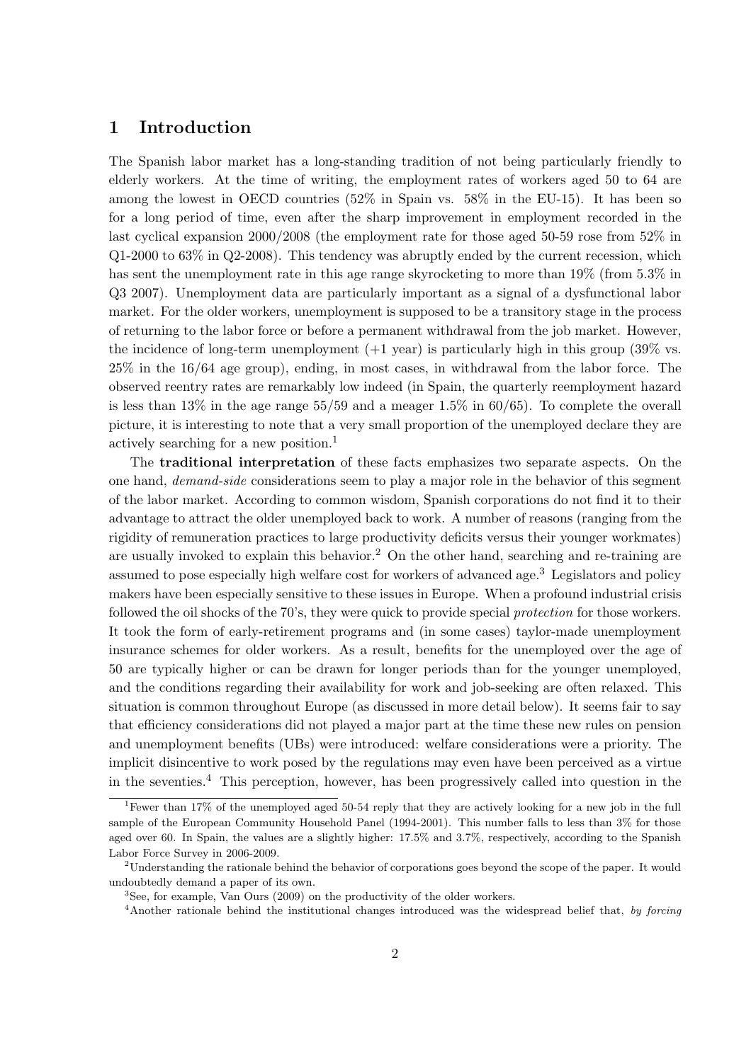# 1 Introduction

The Spanish labor market has a long-standing tradition of not being particularly friendly to elderly workers. At the time of writing, the employment rates of workers aged 50 to 64 are among the lowest in OECD countries (52% in Spain vs. 58% in the EU-15). It has been so for a long period of time, even after the sharp improvement in employment recorded in the last cyclical expansion 2000/2008 (the employment rate for those aged 50-59 rose from 52% in Q1-2000 to 63% in Q2-2008). This tendency was abruptly ended by the current recession, which has sent the unemployment rate in this age range skyrocketing to more than 19% (from 5.3% in Q3 2007). Unemployment data are particularly important as a signal of a dysfunctional labor market. For the older workers, unemployment is supposed to be a transitory stage in the process of returning to the labor force or before a permanent withdrawal from the job market. However, the incidence of long-term unemployment (+1 year) is particularly high in this group (39% vs. 25% in the 16/64 age group), ending, in most cases, in withdrawal from the labor force. The observed reentry rates are remarkably low indeed (in Spain, the quarterly reemployment hazard is less than 13% in the age range 55/59 and a meager 1.5% in 60/65). To complete the overall picture, it is interesting to note that a very small proportion of the unemployed declare they are actively searching for a new position.[1]

The **traditional interpretation** of these facts emphasizes two separate aspects. On the one hand, *demand-side* considerations seem to play a major role in the behavior of this segment of the labor market. According to common wisdom, Spanish corporations do not find it to their advantage to attract the older unemployed back to work. A number of reasons (ranging from the rigidity of remuneration practices to large productivity deficits versus their younger workmates) are usually invoked to explain this behavior.[2] On the other hand, searching and re-training are assumed to pose especially high welfare cost for workers of advanced age.[3] Legislators and policy makers have been especially sensitive to these issues in Europe. When a profound industrial crisis followed the oil shocks of the 70's, they were quick to provide special *protection* for those workers. It took the form of early-retirement programs and (in some cases) taylor-made unemployment insurance schemes for older workers. As a result, benefits for the unemployed over the age of 50 are typically higher or can be drawn for longer periods than for the younger unemployed, and the conditions regarding their availability for work and job-seeking are often relaxed. This situation is common throughout Europe (as discussed in more detail below). It seems fair to say that efficiency considerations did not played a major part at the time these new rules on pension and unemployment benefits (UBs) were introduced: welfare considerations were a priority. The implicit disincentive to work posed by the regulations may even have been perceived as a virtue in the seventies.[4] This perception, however, has been progressively called into question in the

[1] Fewer than 17% of the unemployed aged 50-54 reply that they are actively looking for a new job in the full sample of the European Community Household Panel (1994-2001). This number falls to less than 3% for those aged over 60. In Spain, the values are a slightly higher: 17.5% and 3.7%, respectively, according to the Spanish Labor Force Survey in 2006-2009.

[2] Understanding the rationale behind the behavior of corporations goes beyond the scope of the paper. It would undoubtedly demand a paper of its own.

[3] See, for example, Van Ours (2009) on the productivity of the older workers.

[4] Another rationale behind the institutional changes introduced was the widespread belief that, *by forcing*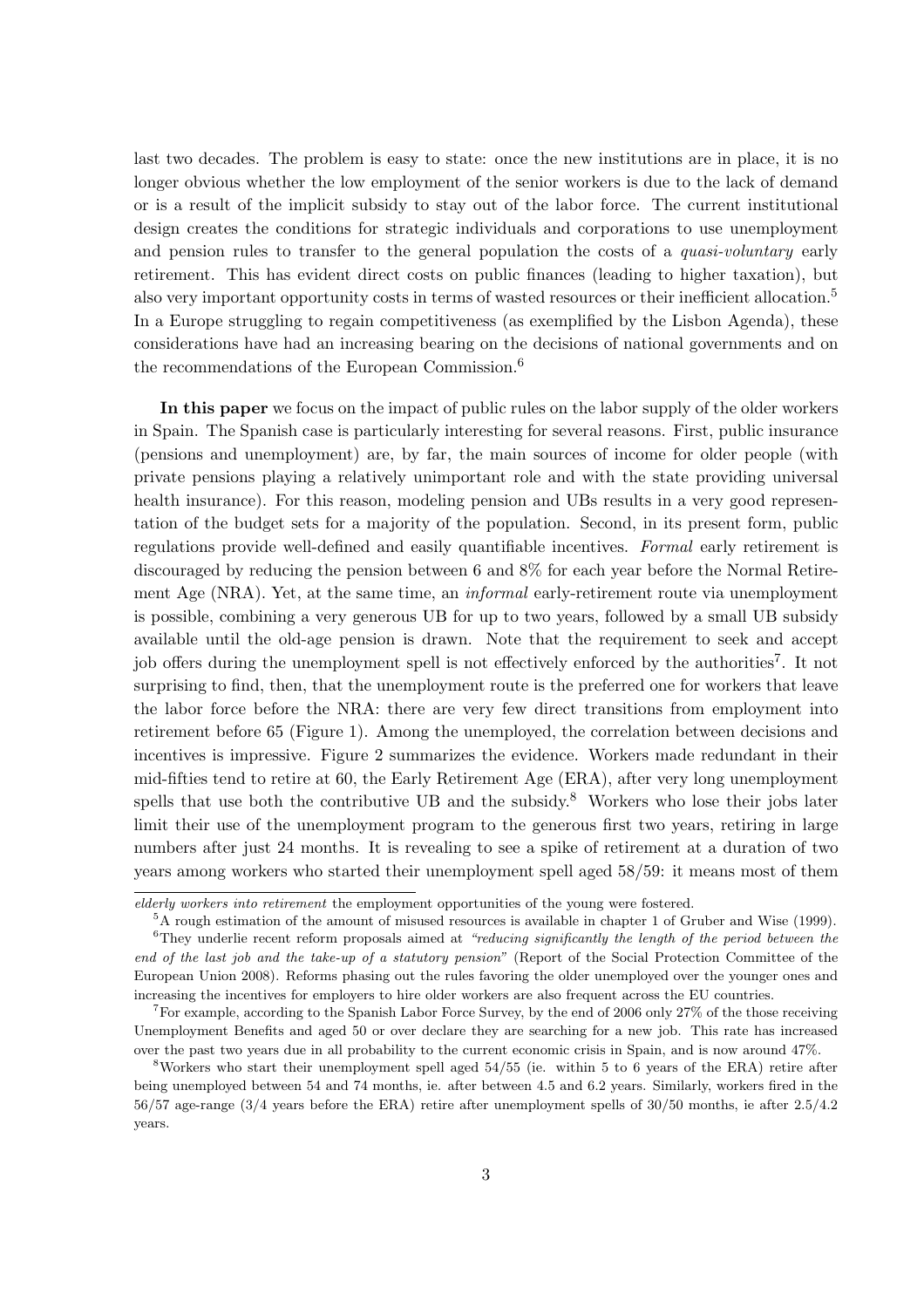last two decades. The problem is easy to state: once the new institutions are in place, it is no longer obvious whether the low employment of the senior workers is due to the lack of demand or is a result of the implicit subsidy to stay out of the labor force. The current institutional design creates the conditions for strategic individuals and corporations to use unemployment and pension rules to transfer to the general population the costs of a *quasi-voluntary* early retirement. This has evident direct costs on public finances (leading to higher taxation), but also very important opportunity costs in terms of wasted resources or their inefficient allocation.[5] In a Europe struggling to regain competitiveness (as exemplified by the Lisbon Agenda), these considerations have had an increasing bearing on the decisions of national governments and on the recommendations of the European Commission.[6]

**In this paper** we focus on the impact of public rules on the labor supply of the older workers in Spain. The Spanish case is particularly interesting for several reasons. First, public insurance (pensions and unemployment) are, by far, the main sources of income for older people (with private pensions playing a relatively unimportant role and with the state providing universal health insurance). For this reason, modeling pension and UBs results in a very good representation of the budget sets for a majority of the population. Second, in its present form, public regulations provide well-defined and easily quantifiable incentives. *Formal* early retirement is discouraged by reducing the pension between 6 and 8% for each year before the Normal Retirement Age (NRA). Yet, at the same time, an *informal* early-retirement route via unemployment is possible, combining a very generous UB for up to two years, followed by a small UB subsidy available until the old-age pension is drawn. Note that the requirement to seek and accept job offers during the unemployment spell is not effectively enforced by the authorities[7]. It not surprising to find, then, that the unemployment route is the preferred one for workers that leave the labor force before the NRA: there are very few direct transitions from employment into retirement before 65 (Figure 1). Among the unemployed, the correlation between decisions and incentives is impressive. Figure 2 summarizes the evidence. Workers made redundant in their mid-fifties tend to retire at 60, the Early Retirement Age (ERA), after very long unemployment spells that use both the contributive UB and the subsidy.[8] Workers who lose their jobs later limit their use of the unemployment program to the generous first two years, retiring in large numbers after just 24 months. It is revealing to see a spike of retirement at a duration of two years among workers who started their unemployment spell aged 58/59: it means most of them

*elderly workers into retirement* the employment opportunities of the young were fostered.

[5]A rough estimation of the amount of misused resources is available in chapter 1 of Gruber and Wise (1999).

[6]They underlie recent reform proposals aimed at *"reducing significantly the length of the period between the end of the last job and the take-up of a statutory pension"* (Report of the Social Protection Committee of the European Union 2008). Reforms phasing out the rules favoring the older unemployed over the younger ones and increasing the incentives for employers to hire older workers are also frequent across the EU countries.

[7]For example, according to the Spanish Labor Force Survey, by the end of 2006 only 27% of the those receiving Unemployment Benefits and aged 50 or over declare they are searching for a new job. This rate has increased over the past two years due in all probability to the current economic crisis in Spain, and is now around 47%.

[8]Workers who start their unemployment spell aged 54/55 (ie. within 5 to 6 years of the ERA) retire after being unemployed between 54 and 74 months, ie. after between 4.5 and 6.2 years. Similarly, workers fired in the 56/57 age-range (3/4 years before the ERA) retire after unemployment spells of 30/50 months, ie after 2.5/4.2 years.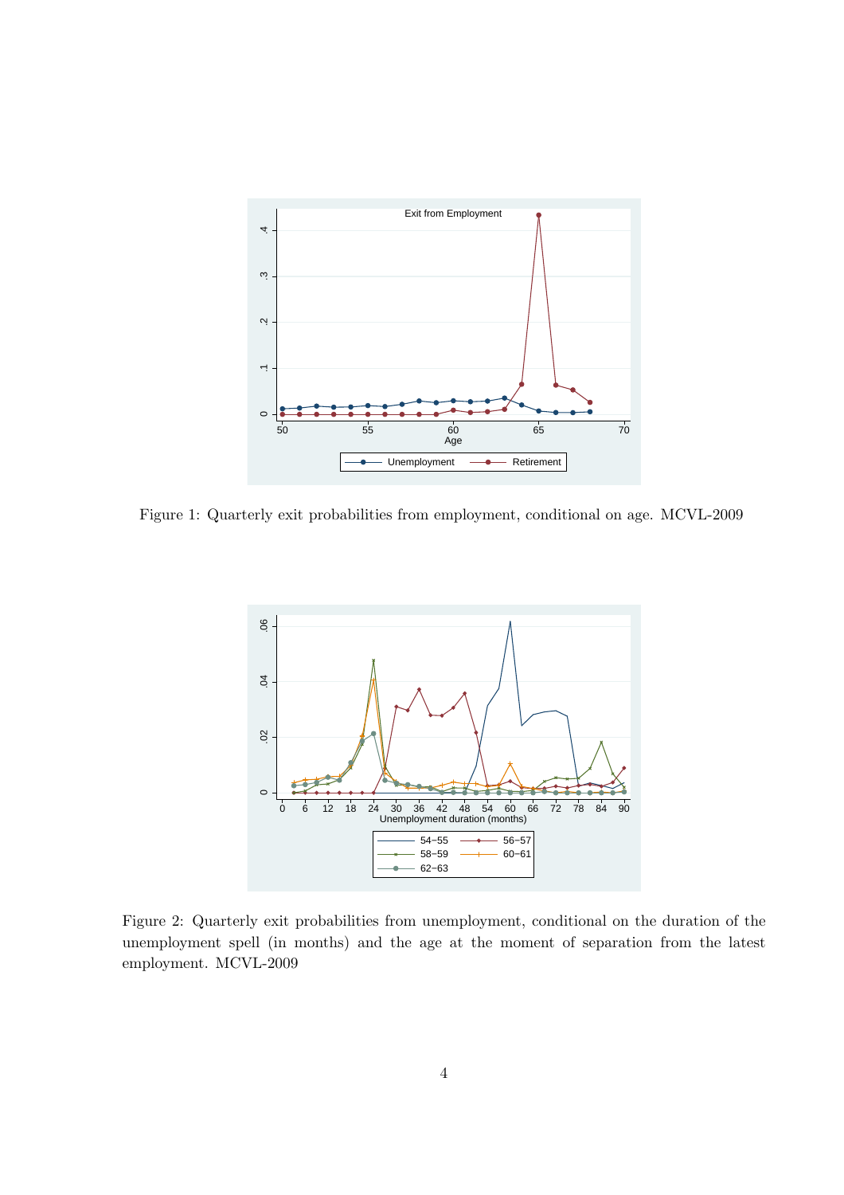Figure 1: Quarterly exit probabilities from employment, conditional on age. MCVL-2009

Figure 2: Quarterly exit probabilities from unemployment, conditional on the duration of the unemployment spell (in months) and the age at the moment of separation from the latest employment. MCVL-2009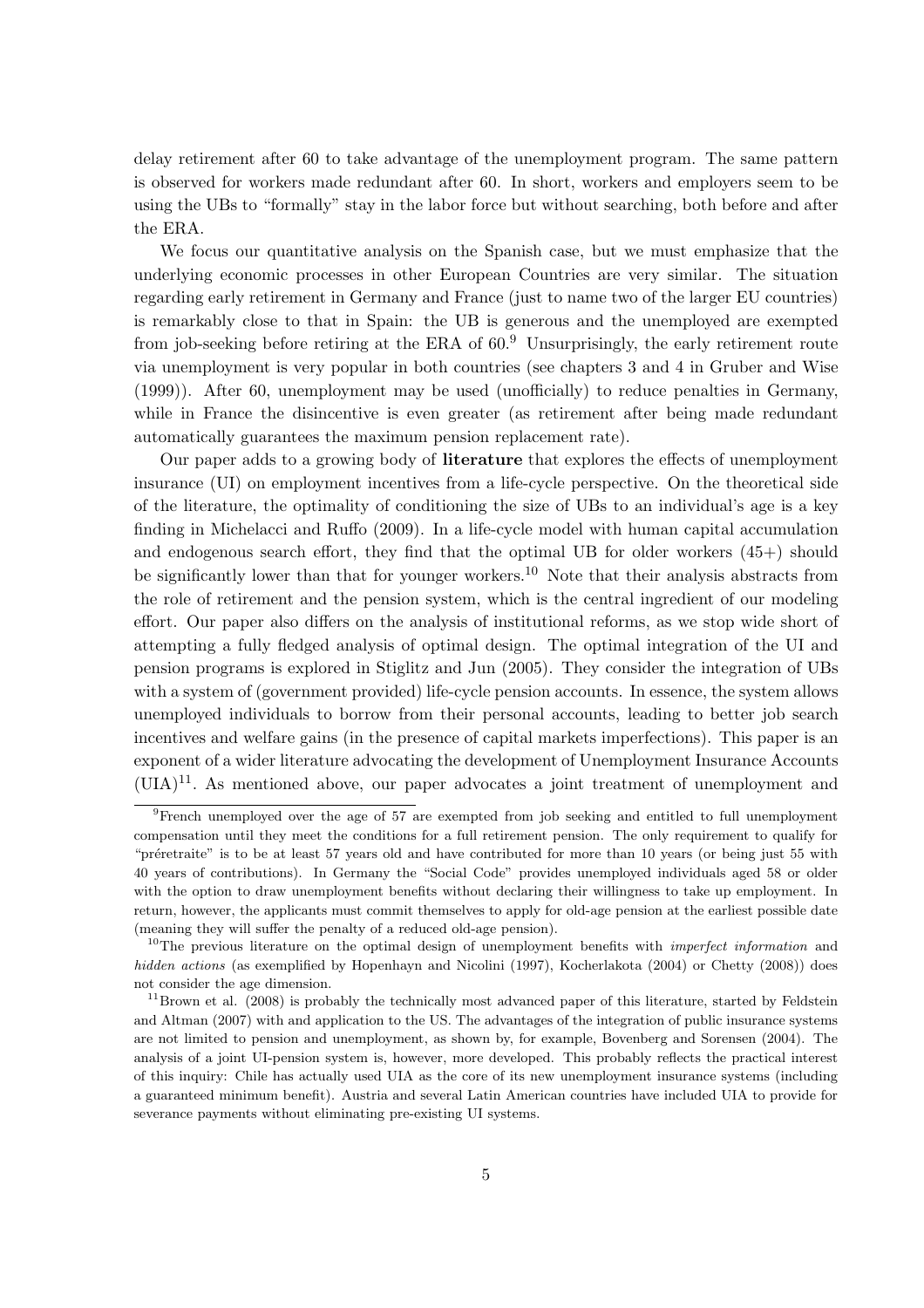delay retirement after 60 to take advantage of the unemployment program. The same pattern is observed for workers made redundant after 60. In short, workers and employers seem to be using the UBs to "formally" stay in the labor force but without searching, both before and after the ERA.

We focus our quantitative analysis on the Spanish case, but we must emphasize that the underlying economic processes in other European Countries are very similar. The situation regarding early retirement in Germany and France (just to name two of the larger EU countries) is remarkably close to that in Spain: the UB is generous and the unemployed are exempted from job-seeking before retiring at the ERA of 60.[9] Unsurprisingly, the early retirement route via unemployment is very popular in both countries (see chapters 3 and 4 in Gruber and Wise (1999)). After 60, unemployment may be used (unofficially) to reduce penalties in Germany, while in France the disincentive is even greater (as retirement after being made redundant automatically guarantees the maximum pension replacement rate).

Our paper adds to a growing body of **literature** that explores the effects of unemployment insurance (UI) on employment incentives from a life-cycle perspective. On the theoretical side of the literature, the optimality of conditioning the size of UBs to an individual's age is a key finding in Michelacci and Ruffo (2009). In a life-cycle model with human capital accumulation and endogenous search effort, they find that the optimal UB for older workers (45+) should be significantly lower than that for younger workers.[10] Note that their analysis abstracts from the role of retirement and the pension system, which is the central ingredient of our modeling effort. Our paper also differs on the analysis of institutional reforms, as we stop wide short of attempting a fully fledged analysis of optimal design. The optimal integration of the UI and pension programs is explored in Stiglitz and Jun (2005). They consider the integration of UBs with a system of (government provided) life-cycle pension accounts. In essence, the system allows unemployed individuals to borrow from their personal accounts, leading to better job search incentives and welfare gains (in the presence of capital markets imperfections). This paper is an exponent of a wider literature advocating the development of Unemployment Insurance Accounts (UIA)[11]. As mentioned above, our paper advocates a joint treatment of unemployment and

[9] French unemployed over the age of 57 are exempted from job seeking and entitled to full unemployment compensation until they meet the conditions for a full retirement pension. The only requirement to qualify for "préretraite" is to be at least 57 years old and have contributed for more than 10 years (or being just 55 with 40 years of contributions). In Germany the "Social Code" provides unemployed individuals aged 58 or older with the option to draw unemployment benefits without declaring their willingness to take up employment. In return, however, the applicants must commit themselves to apply for old-age pension at the earliest possible date (meaning they will suffer the penalty of a reduced old-age pension).

[10] The previous literature on the optimal design of unemployment benefits with *imperfect information* and *hidden actions* (as exemplified by Hopenhayn and Nicolini (1997), Kocherlakota (2004) or Chetty (2008)) does not consider the age dimension.

[11] Brown et al. (2008) is probably the technically most advanced paper of this literature, started by Feldstein and Altman (2007) with and application to the US. The advantages of the integration of public insurance systems are not limited to pension and unemployment, as shown by, for example, Bovenberg and Sorensen (2004). The analysis of a joint UI-pension system is, however, more developed. This probably reflects the practical interest of this inquiry: Chile has actually used UIA as the core of its new unemployment insurance systems (including a guaranteed minimum benefit). Austria and several Latin American countries have included UIA to provide for severance payments without eliminating pre-existing UI systems.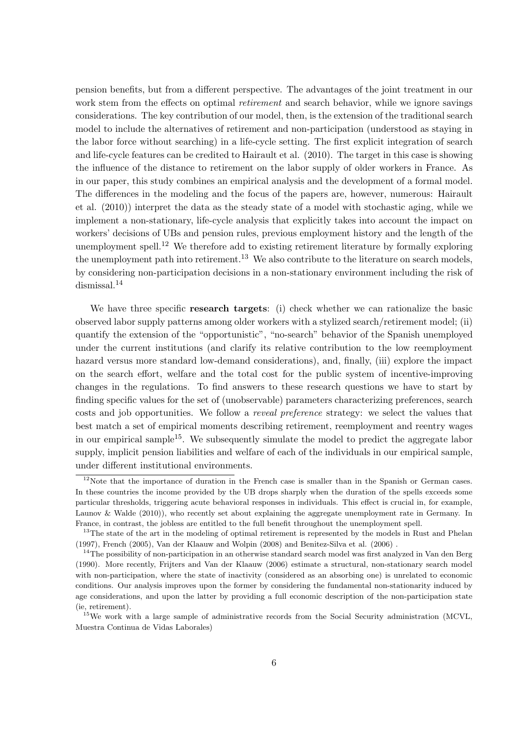pension benefits, but from a different perspective. The advantages of the joint treatment in our work stem from the effects on optimal *retirement* and search behavior, while we ignore savings considerations. The key contribution of our model, then, is the extension of the traditional search model to include the alternatives of retirement and non-participation (understood as staying in the labor force without searching) in a life-cycle setting. The first explicit integration of search and life-cycle features can be credited to Hairault et al. (2010). The target in this case is showing the influence of the distance to retirement on the labor supply of older workers in France. As in our paper, this study combines an empirical analysis and the development of a formal model. The differences in the modeling and the focus of the papers are, however, numerous: Hairault et al. (2010)) interpret the data as the steady state of a model with stochastic aging, while we implement a non-stationary, life-cycle analysis that explicitly takes into account the impact on workers' decisions of UBs and pension rules, previous employment history and the length of the unemployment spell.[12] We therefore add to existing retirement literature by formally exploring the unemployment path into retirement.[13] We also contribute to the literature on search models, by considering non-participation decisions in a non-stationary environment including the risk of dismissal.[14]

We have three specific **research targets**: (i) check whether we can rationalize the basic observed labor supply patterns among older workers with a stylized search/retirement model; (ii) quantify the extension of the "opportunistic", "no-search" behavior of the Spanish unemployed under the current institutions (and clarify its relative contribution to the low reemployment hazard versus more standard low-demand considerations), and, finally, (iii) explore the impact on the search effort, welfare and the total cost for the public system of incentive-improving changes in the regulations. To find answers to these research questions we have to start by finding specific values for the set of (unobservable) parameters characterizing preferences, search costs and job opportunities. We follow a *reveal preference* strategy: we select the values that best match a set of empirical moments describing retirement, reemployment and reentry wages in our empirical sample[15]. We subsequently simulate the model to predict the aggregate labor supply, implicit pension liabilities and welfare of each of the individuals in our empirical sample, under different institutional environments.

[12] Note that the importance of duration in the French case is smaller than in the Spanish or German cases. In these countries the income provided by the UB drops sharply when the duration of the spells exceeds some particular thresholds, triggering acute behavioral responses in individuals. This effect is crucial in, for example, Launov & Walde (2010)), who recently set about explaining the aggregate unemployment rate in Germany. In France, in contrast, the jobless are entitled to the full benefit throughout the unemployment spell.

[13] The state of the art in the modeling of optimal retirement is represented by the models in Rust and Phelan (1997), French (2005), Van der Klaauw and Wolpin (2008) and Benitez-Silva et al. (2006) .

[14] The possibility of non-participation in an otherwise standard search model was first analyzed in Van den Berg (1990). More recently, Frijters and Van der Klaauw (2006) estimate a structural, non-stationary search model with non-participation, where the state of inactivity (considered as an absorbing one) is unrelated to economic conditions. Our analysis improves upon the former by considering the fundamental non-stationarity induced by age considerations, and upon the latter by providing a full economic description of the non-participation state (ie, retirement).

[15] We work with a large sample of administrative records from the Social Security administration (MCVL, Muestra Continua de Vidas Laborales)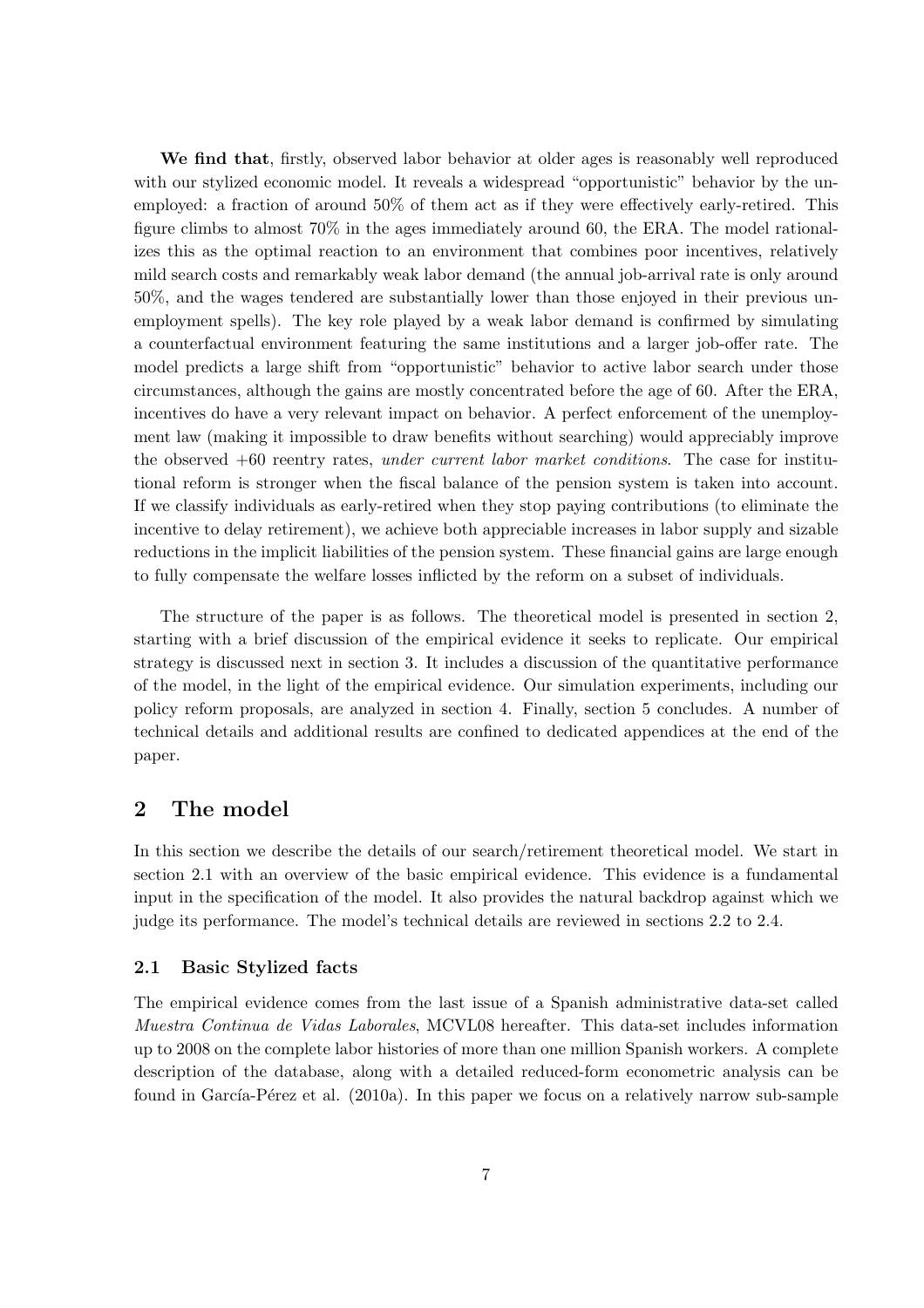**We find that**, firstly, observed labor behavior at older ages is reasonably well reproduced with our stylized economic model. It reveals a widespread "opportunistic" behavior by the unemployed: a fraction of around 50% of them act as if they were effectively early-retired. This figure climbs to almost 70% in the ages immediately around 60, the ERA. The model rationalizes this as the optimal reaction to an environment that combines poor incentives, relatively mild search costs and remarkably weak labor demand (the annual job-arrival rate is only around 50%, and the wages tendered are substantially lower than those enjoyed in their previous unemployment spells). The key role played by a weak labor demand is confirmed by simulating a counterfactual environment featuring the same institutions and a larger job-offer rate. The model predicts a large shift from "opportunistic" behavior to active labor search under those circumstances, although the gains are mostly concentrated before the age of 60. After the ERA, incentives do have a very relevant impact on behavior. A perfect enforcement of the unemployment law (making it impossible to draw benefits without searching) would appreciably improve the observed +60 reentry rates, *under current labor market conditions*. The case for institutional reform is stronger when the fiscal balance of the pension system is taken into account. If we classify individuals as early-retired when they stop paying contributions (to eliminate the incentive to delay retirement), we achieve both appreciable increases in labor supply and sizable reductions in the implicit liabilities of the pension system. These financial gains are large enough to fully compensate the welfare losses inflicted by the reform on a subset of individuals.

The structure of the paper is as follows. The theoretical model is presented in section 2, starting with a brief discussion of the empirical evidence it seeks to replicate. Our empirical strategy is discussed next in section 3. It includes a discussion of the quantitative performance of the model, in the light of the empirical evidence. Our simulation experiments, including our policy reform proposals, are analyzed in section 4. Finally, section 5 concludes. A number of technical details and additional results are confined to dedicated appendices at the end of the paper.

## 2 The model

In this section we describe the details of our search/retirement theoretical model. We start in section 2.1 with an overview of the basic empirical evidence. This evidence is a fundamental input in the specification of the model. It also provides the natural backdrop against which we judge its performance. The model's technical details are reviewed in sections 2.2 to 2.4.

### 2.1 Basic Stylized facts

The empirical evidence comes from the last issue of a Spanish administrative data-set called *Muestra Continua de Vidas Laborales*, MCVL08 hereafter. This data-set includes information up to 2008 on the complete labor histories of more than one million Spanish workers. A complete description of the database, along with a detailed reduced-form econometric analysis can be found in García-Pérez et al. (2010a). In this paper we focus on a relatively narrow sub-sample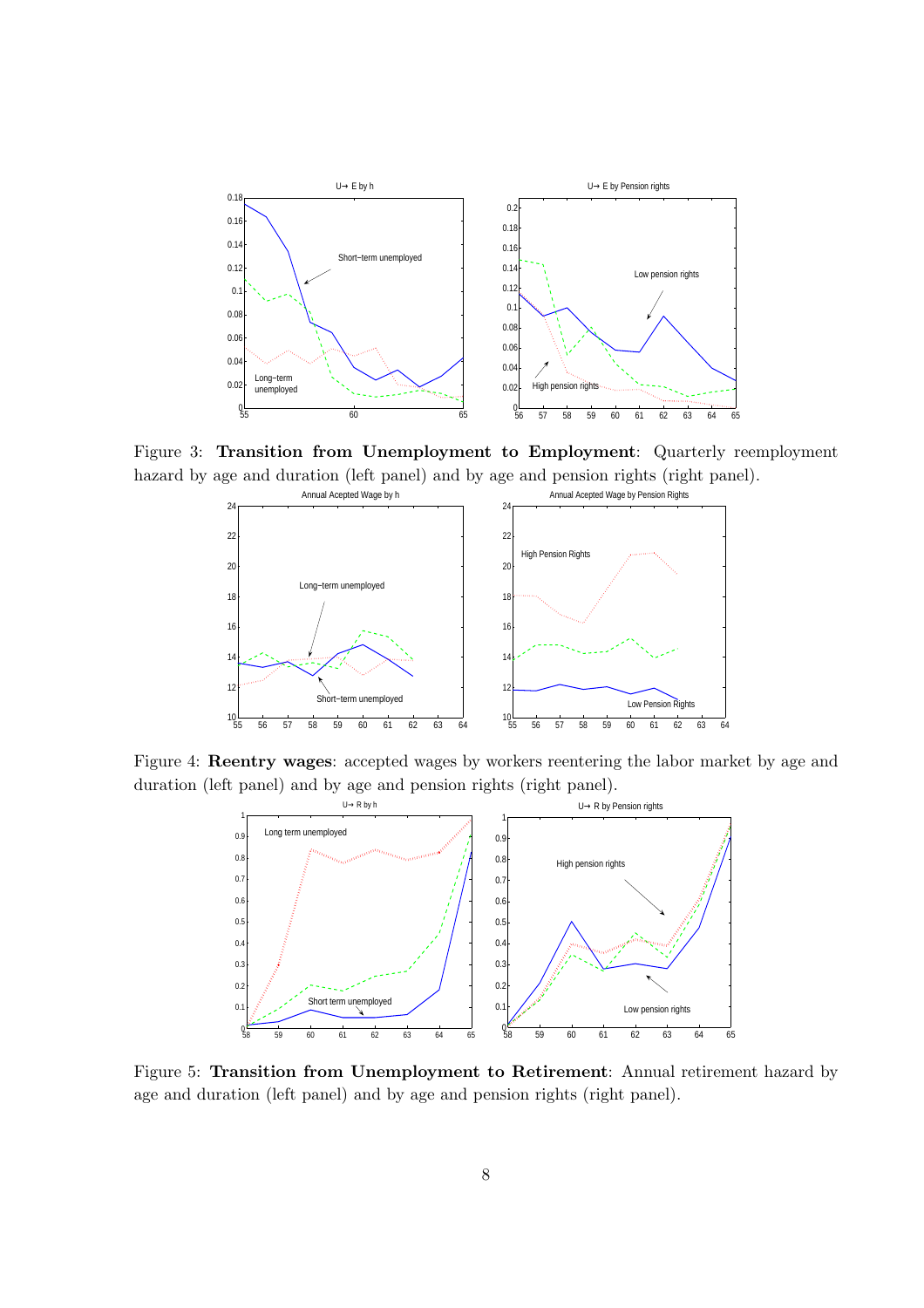Figure 3: **Transition from Unemployment to Employment**: Quarterly reemployment hazard by age and duration (left panel) and by age and pension rights (right panel).

Figure 4: **Reentry wages**: accepted wages by workers reentering the labor market by age and duration (left panel) and by age and pension rights (right panel).

Figure 5: **Transition from Unemployment to Retirement**: Annual retirement hazard by age and duration (left panel) and by age and pension rights (right panel).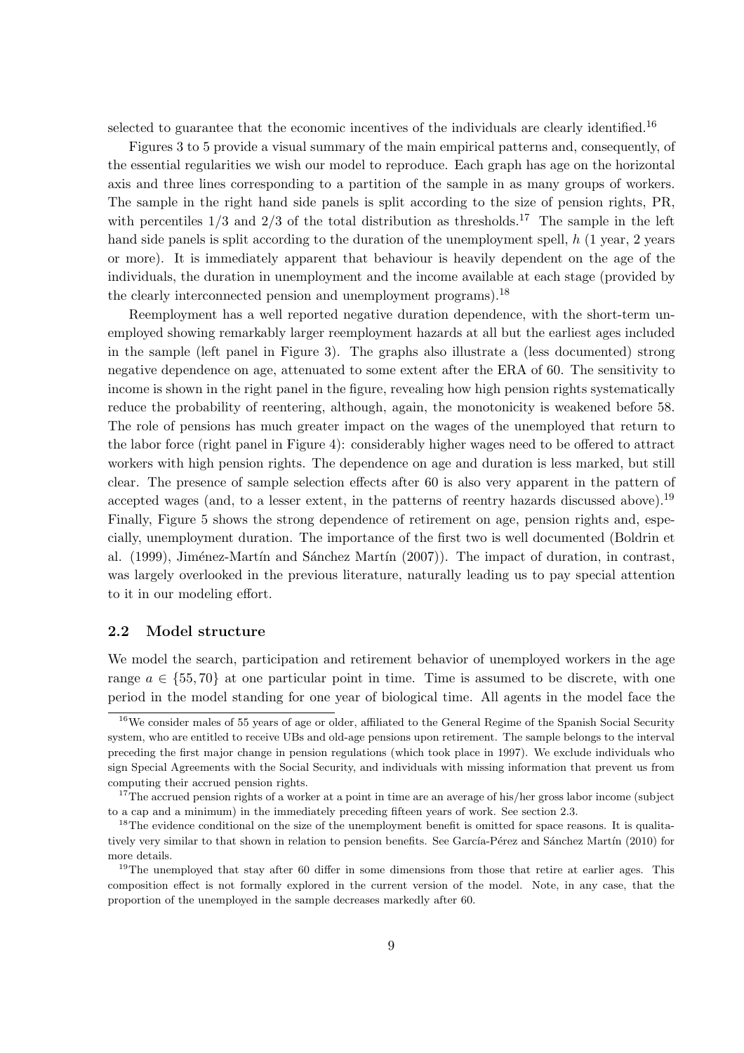selected to guarantee that the economic incentives of the individuals are clearly identified.[16]

Figures 3 to 5 provide a visual summary of the main empirical patterns and, consequently, of the essential regularities we wish our model to reproduce. Each graph has age on the horizontal axis and three lines corresponding to a partition of the sample in as many groups of workers. The sample in the right hand side panels is split according to the size of pension rights, PR, with percentiles 1/3 and 2/3 of the total distribution as thresholds.[17] The sample in the left hand side panels is split according to the duration of the unemployment spell, $h$ (1 year, 2 years or more). It is immediately apparent that behaviour is heavily dependent on the age of the individuals, the duration in unemployment and the income available at each stage (provided by the clearly interconnected pension and unemployment programs).[18]

Reemployment has a well reported negative duration dependence, with the short-term unemployed showing remarkably larger reemployment hazards at all but the earliest ages included in the sample (left panel in Figure 3). The graphs also illustrate a (less documented) strong negative dependence on age, attenuated to some extent after the ERA of 60. The sensitivity to income is shown in the right panel in the figure, revealing how high pension rights systematically reduce the probability of reentering, although, again, the monotonicity is weakened before 58. The role of pensions has much greater impact on the wages of the unemployed that return to the labor force (right panel in Figure 4): considerably higher wages need to be offered to attract workers with high pension rights. The dependence on age and duration is less marked, but still clear. The presence of sample selection effects after 60 is also very apparent in the pattern of accepted wages (and, to a lesser extent, in the patterns of reentry hazards discussed above).[19] Finally, Figure 5 shows the strong dependence of retirement on age, pension rights and, especially, unemployment duration. The importance of the first two is well documented (Boldrin et al. (1999), Jiménez-Martín and Sánchez Martín (2007)). The impact of duration, in contrast, was largely overlooked in the previous literature, naturally leading us to pay special attention to it in our modeling effort.

### 2.2 Model structure

We model the search, participation and retirement behavior of unemployed workers in the age range $a \in \{55, 70\}$ at one particular point in time. Time is assumed to be discrete, with one period in the model standing for one year of biological time. All agents in the model face the

[16]We consider males of 55 years of age or older, affiliated to the General Regime of the Spanish Social Security system, who are entitled to receive UBs and old-age pensions upon retirement. The sample belongs to the interval preceding the first major change in pension regulations (which took place in 1997). We exclude individuals who sign Special Agreements with the Social Security, and individuals with missing information that prevent us from computing their accrued pension rights.

[17]The accrued pension rights of a worker at a point in time are an average of his/her gross labor income (subject to a cap and a minimum) in the immediately preceding fifteen years of work. See section 2.3.

[18]The evidence conditional on the size of the unemployment benefit is omitted for space reasons. It is qualitatively very similar to that shown in relation to pension benefits. See García-Pérez and Sánchez Martín (2010) for more details.

[19]The unemployed that stay after 60 differ in some dimensions from those that retire at earlier ages. This composition effect is not formally explored in the current version of the model. Note, in any case, that the proportion of the unemployed in the sample decreases markedly after 60.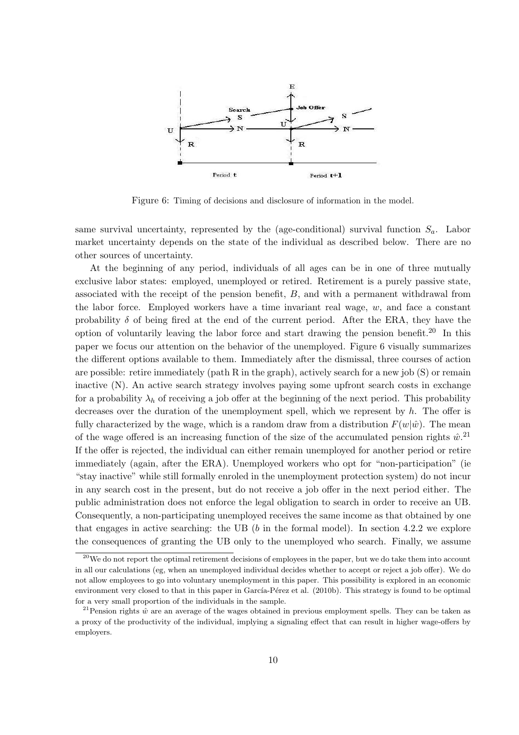Figure 6: Timing of decisions and disclosure of information in the model.

same survival uncertainty, represented by the (age-conditional) survival function $S_a$. Labor market uncertainty depends on the state of the individual as described below. There are no other sources of uncertainty.

At the beginning of any period, individuals of all ages can be in one of three mutually exclusive labor states: employed, unemployed or retired. Retirement is a purely passive state, associated with the receipt of the pension benefit, $B$, and with a permanent withdrawal from the labor force. Employed workers have a time invariant real wage, $w$, and face a constant probability $\delta$ of being fired at the end of the current period. After the ERA, they have the option of voluntarily leaving the labor force and start drawing the pension benefit.[20] In this paper we focus our attention on the behavior of the unemployed. Figure 6 visually summarizes the different options available to them. Immediately after the dismissal, three courses of action are possible: retire immediately (path R in the graph), actively search for a new job (S) or remain inactive (N). An active search strategy involves paying some upfront search costs in exchange for a probability $\lambda_h$ of receiving a job offer at the beginning of the next period. This probability decreases over the duration of the unemployment spell, which we represent by $h$. The offer is fully characterized by the wage, which is a random draw from a distribution $F(w|\hat{w})$. The mean of the wage offered is an increasing function of the size of the accumulated pension rights $\hat{w}$.[21] If the offer is rejected, the individual can either remain unemployed for another period or retire immediately (again, after the ERA). Unemployed workers who opt for "non-participation" (ie "stay inactive" while still formally enroled in the unemployment protection system) do not incur in any search cost in the present, but do not receive a job offer in the next period either. The public administration does not enforce the legal obligation to search in order to receive an UB. Consequently, a non-participating unemployed receives the same income as that obtained by one that engages in active searching: the UB ($b$ in the formal model). In section 4.2.2 we explore the consequences of granting the UB only to the unemployed who search. Finally, we assume

[20] We do not report the optimal retirement decisions of employees in the paper, but we do take them into account in all our calculations (eg, when an unemployed individual decides whether to accept or reject a job offer). We do not allow employees to go into voluntary unemployment in this paper. This possibility is explored in an economic environment very closed to that in this paper in García-Pérez et al. (2010b). This strategy is found to be optimal for a very small proportion of the individuals in the sample.

[21] Pension rights $\hat{w}$ are an average of the wages obtained in previous employment spells. They can be taken as a proxy of the productivity of the individual, implying a signaling effect that can result in higher wage-offers by employers.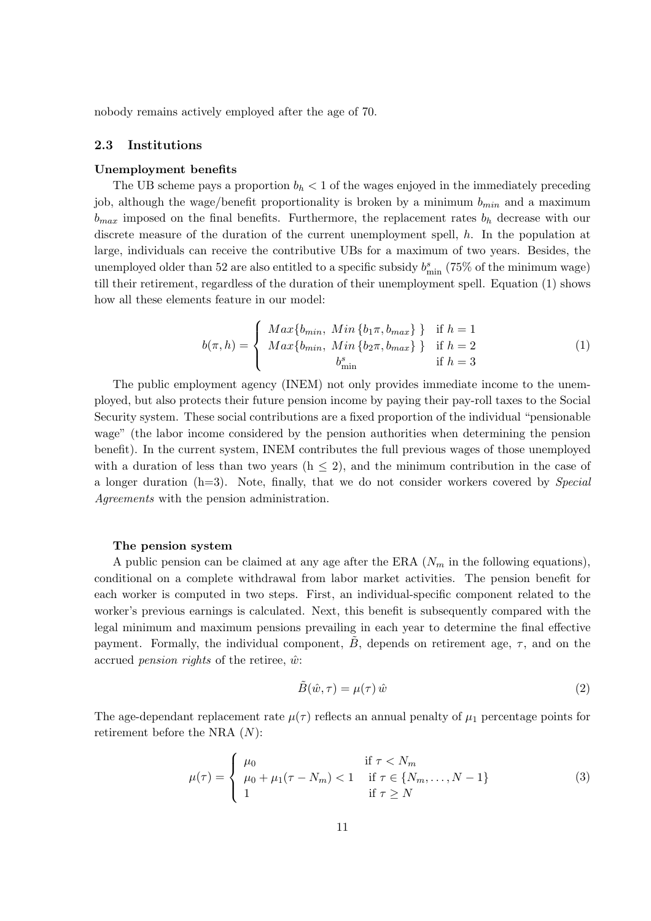nobody remains actively employed after the age of 70.

### 2.3 Institutions

**Unemployment benefits**

The UB scheme pays a proportion $b_h < 1$ of the wages enjoyed in the immediately preceding job, although the wage/benefit proportionality is broken by a minimum $b_{min}$ and a maximum $b_{max}$ imposed on the final benefits. Furthermore, the replacement rates $b_h$ decrease with our discrete measure of the duration of the current unemployment spell, $h$. In the population at large, individuals can receive the contributive UBs for a maximum of two years. Besides, the unemployed older than 52 are also entitled to a specific subsidy $b^s_{\min}$ (75% of the minimum wage) till their retirement, regardless of the duration of their unemployment spell. Equation (1) shows how all these elements feature in our model:

$$b(\pi, h) = \begin{cases} Max\{b_{min},\ Min\{b_1\pi, b_{max}\}\ \} & \text{if } h = 1 \\ Max\{b_{min},\ Min\{b_2\pi, b_{max}\}\ \} & \text{if } h = 2 \\ b^s_{\min} & \text{if } h = 3 \end{cases} \tag{1}$$

The public employment agency (INEM) not only provides immediate income to the unemployed, but also protects their future pension income by paying their pay-roll taxes to the Social Security system. These social contributions are a fixed proportion of the individual "pensionable wage" (the labor income considered by the pension authorities when determining the pension benefit). In the current system, INEM contributes the full previous wages of those unemployed with a duration of less than two years ($h \leq 2$), and the minimum contribution in the case of a longer duration ($h=3$). Note, finally, that we do not consider workers covered by *Special Agreements* with the pension administration.

**The pension system**

A public pension can be claimed at any age after the ERA ($N_m$ in the following equations), conditional on a complete withdrawal from labor market activities. The pension benefit for each worker is computed in two steps. First, an individual-specific component related to the worker's previous earnings is calculated. Next, this benefit is subsequently compared with the legal minimum and maximum pensions prevailing in each year to determine the final effective payment. Formally, the individual component, $\tilde{B}$, depends on retirement age, $\tau$, and on the accrued *pension rights* of the retiree, $\hat{w}$:

$$\tilde{B}(\hat{w}, \tau) = \mu(\tau)\,\hat{w} \tag{2}$$

The age-dependant replacement rate $\mu(\tau)$ reflects an annual penalty of $\mu_1$ percentage points for retirement before the NRA ($N$):

$$\mu(\tau) = \begin{cases} \mu_0 & \text{if } \tau < N_m \\ \mu_0 + \mu_1(\tau - N_m) < 1 & \text{if } \tau \in \{N_m, \ldots, N-1\} \\ 1 & \text{if } \tau \geq N \end{cases} \tag{3}$$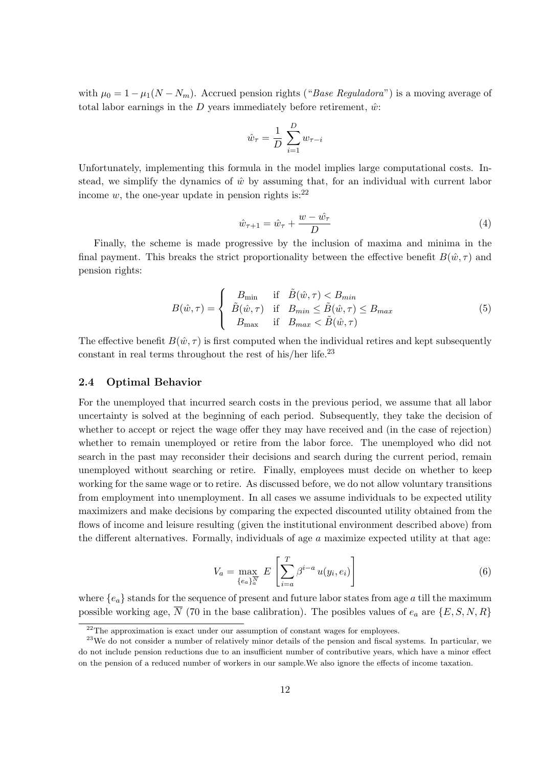with $\mu_0 = 1 - \mu_1(N - N_m)$. Accrued pension rights ("*Base Reguladora*") is a moving average of total labor earnings in the $D$ years immediately before retirement, $\hat{w}$:

$$\hat{w}_\tau = \frac{1}{D} \sum_{i=1}^{D} w_{\tau - i}$$

Unfortunately, implementing this formula in the model implies large computational costs. Instead, we simplify the dynamics of $\hat{w}$ by assuming that, for an individual with current labor income $w$, the one-year update in pension rights is:[22]

$$\hat{w}_{\tau+1} = \hat{w}_\tau + \frac{w - \hat{w}_\tau}{D} \tag{4}$$

Finally, the scheme is made progressive by the inclusion of maxima and minima in the final payment. This breaks the strict proportionality between the effective benefit $B(\hat{w}, \tau)$ and pension rights:

$$B(\hat{w}, \tau) = \begin{cases} B_{\min} & \text{if} \quad \tilde{B}(\hat{w}, \tau) < B_{min} \\ \tilde{B}(\hat{w}, \tau) & \text{if} \quad B_{min} \leq \tilde{B}(\hat{w}, \tau) \leq B_{max} \\ B_{\max} & \text{if} \quad B_{max} < \tilde{B}(\hat{w}, \tau) \end{cases} \tag{5}$$

The effective benefit $B(\hat{w}, \tau)$ is first computed when the individual retires and kept subsequently constant in real terms throughout the rest of his/her life.[23]

### 2.4 Optimal Behavior

For the unemployed that incurred search costs in the previous period, we assume that all labor uncertainty is solved at the beginning of each period. Subsequently, they take the decision of whether to accept or reject the wage offer they may have received and (in the case of rejection) whether to remain unemployed or retire from the labor force. The unemployed who did not search in the past may reconsider their decisions and search during the current period, remain unemployed without searching or retire. Finally, employees must decide on whether to keep working for the same wage or to retire. As discussed before, we do not allow voluntary transitions from employment into unemployment. In all cases we assume individuals to be expected utility maximizers and make decisions by comparing the expected discounted utility obtained from the flows of income and leisure resulting (given the institutional environment described above) from the different alternatives. Formally, individuals of age $a$ maximize expected utility at that age:

$$V_a = \max_{\{e_a\}_a^{\overline{N}}} E\left[\sum_{i=a}^{T} \beta^{i-a} u(y_i, e_i)\right] \tag{6}$$

where $\{e_a\}$ stands for the sequence of present and future labor states from age $a$ till the maximum possible working age, $\overline{N}$ (70 in the base calibration). The posibles values of $e_a$ are $\{E, S, N, R\}$

[22] The approximation is exact under our assumption of constant wages for employees.

[23] We do not consider a number of relatively minor details of the pension and fiscal systems. In particular, we do not include pension reductions due to an insufficient number of contributive years, which have a minor effect on the pension of a reduced number of workers in our sample.We also ignore the effects of income taxation.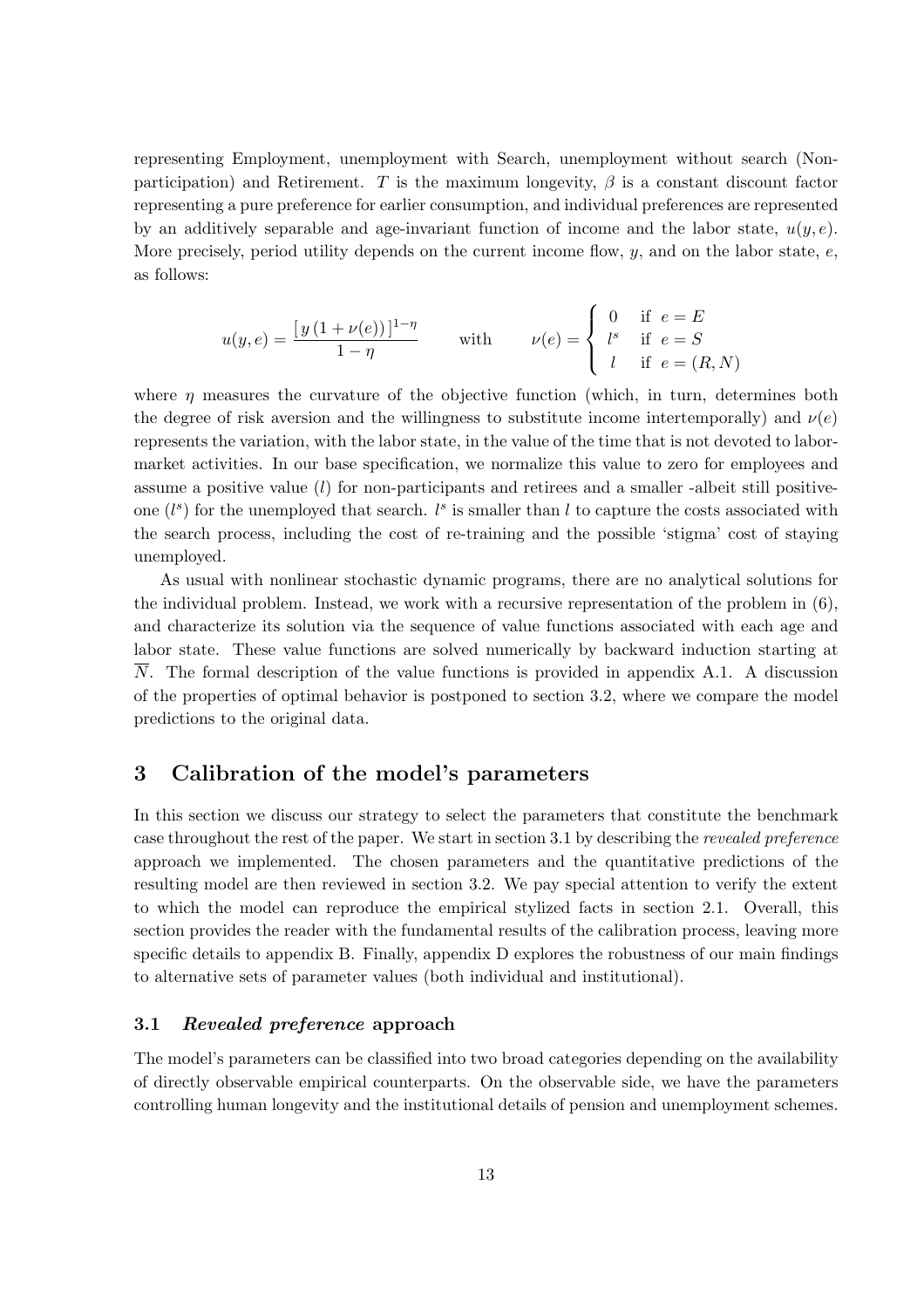representing Employment, unemployment with Search, unemployment without search (Non-participation) and Retirement. $T$ is the maximum longevity, $\beta$ is a constant discount factor representing a pure preference for earlier consumption, and individual preferences are represented by an additively separable and age-invariant function of income and the labor state, $u(y, e)$. More precisely, period utility depends on the current income flow, $y$, and on the labor state, $e$, as follows:

$$u(y, e) = \frac{[\, y\,(1 + \nu(e))\,]^{1-\eta}}{1-\eta} \qquad \text{with} \qquad \nu(e) = \begin{cases} 0 & \text{if } e = E \\ l^s & \text{if } e = S \\ l & \text{if } e = (R, N) \end{cases}$$

where $\eta$ measures the curvature of the objective function (which, in turn, determines both the degree of risk aversion and the willingness to substitute income intertemporally) and $\nu(e)$ represents the variation, with the labor state, in the value of the time that is not devoted to labor-market activities. In our base specification, we normalize this value to zero for employees and assume a positive value ($l$) for non-participants and retirees and a smaller -albeit still positive-one ($l^s$) for the unemployed that search. $l^s$ is smaller than $l$ to capture the costs associated with the search process, including the cost of re-training and the possible 'stigma' cost of staying unemployed.

As usual with nonlinear stochastic dynamic programs, there are no analytical solutions for the individual problem. Instead, we work with a recursive representation of the problem in (6), and characterize its solution via the sequence of value functions associated with each age and labor state. These value functions are solved numerically by backward induction starting at $\overline{N}$. The formal description of the value functions is provided in appendix A.1. A discussion of the properties of optimal behavior is postponed to section 3.2, where we compare the model predictions to the original data.

## 3 Calibration of the model's parameters

In this section we discuss our strategy to select the parameters that constitute the benchmark case throughout the rest of the paper. We start in section 3.1 by describing the *revealed preference* approach we implemented. The chosen parameters and the quantitative predictions of the resulting model are then reviewed in section 3.2. We pay special attention to verify the extent to which the model can reproduce the empirical stylized facts in section 2.1. Overall, this section provides the reader with the fundamental results of the calibration process, leaving more specific details to appendix B. Finally, appendix D explores the robustness of our main findings to alternative sets of parameter values (both individual and institutional).

### 3.1 *Revealed preference* approach

The model's parameters can be classified into two broad categories depending on the availability of directly observable empirical counterparts. On the observable side, we have the parameters controlling human longevity and the institutional details of pension and unemployment schemes.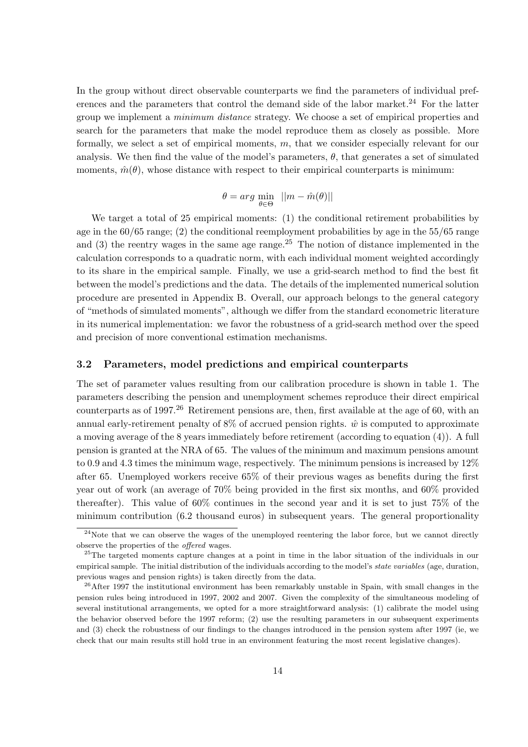In the group without direct observable counterparts we find the parameters of individual preferences and the parameters that control the demand side of the labor market.[24] For the latter group we implement a *minimum distance* strategy. We choose a set of empirical properties and search for the parameters that make the model reproduce them as closely as possible. More formally, we select a set of empirical moments, $m$, that we consider especially relevant for our analysis. We then find the value of the model's parameters, $\theta$, that generates a set of simulated moments, $\hat{m}(\theta)$, whose distance with respect to their empirical counterparts is minimum:

$$\theta = arg \min_{\theta \in \Theta} \ ||m - \hat{m}(\theta)||$$

We target a total of 25 empirical moments: (1) the conditional retirement probabilities by age in the 60/65 range; (2) the conditional reemployment probabilities by age in the 55/65 range and (3) the reentry wages in the same age range.[25] The notion of distance implemented in the calculation corresponds to a quadratic norm, with each individual moment weighted accordingly to its share in the empirical sample. Finally, we use a grid-search method to find the best fit between the model's predictions and the data. The details of the implemented numerical solution procedure are presented in Appendix B. Overall, our approach belongs to the general category of "methods of simulated moments", although we differ from the standard econometric literature in its numerical implementation: we favor the robustness of a grid-search method over the speed and precision of more conventional estimation mechanisms.

### 3.2 Parameters, model predictions and empirical counterparts

The set of parameter values resulting from our calibration procedure is shown in table 1. The parameters describing the pension and unemployment schemes reproduce their direct empirical counterparts as of 1997.[26] Retirement pensions are, then, first available at the age of 60, with an annual early-retirement penalty of 8% of accrued pension rights. $\hat{w}$ is computed to approximate a moving average of the 8 years immediately before retirement (according to equation (4)). A full pension is granted at the NRA of 65. The values of the minimum and maximum pensions amount to 0.9 and 4.3 times the minimum wage, respectively. The minimum pensions is increased by 12% after 65. Unemployed workers receive 65% of their previous wages as benefits during the first year out of work (an average of 70% being provided in the first six months, and 60% provided thereafter). This value of 60% continues in the second year and it is set to just 75% of the minimum contribution (6.2 thousand euros) in subsequent years. The general proportionality

[24] Note that we can observe the wages of the unemployed reentering the labor force, but we cannot directly observe the properties of the *offered* wages.

[25] The targeted moments capture changes at a point in time in the labor situation of the individuals in our empirical sample. The initial distribution of the individuals according to the model's *state variables* (age, duration, previous wages and pension rights) is taken directly from the data.

[26] After 1997 the institutional environment has been remarkably unstable in Spain, with small changes in the pension rules being introduced in 1997, 2002 and 2007. Given the complexity of the simultaneous modeling of several institutional arrangements, we opted for a more straightforward analysis: (1) calibrate the model using the behavior observed before the 1997 reform; (2) use the resulting parameters in our subsequent experiments and (3) check the robustness of our findings to the changes introduced in the pension system after 1997 (ie, we check that our main results still hold true in an environment featuring the most recent legislative changes).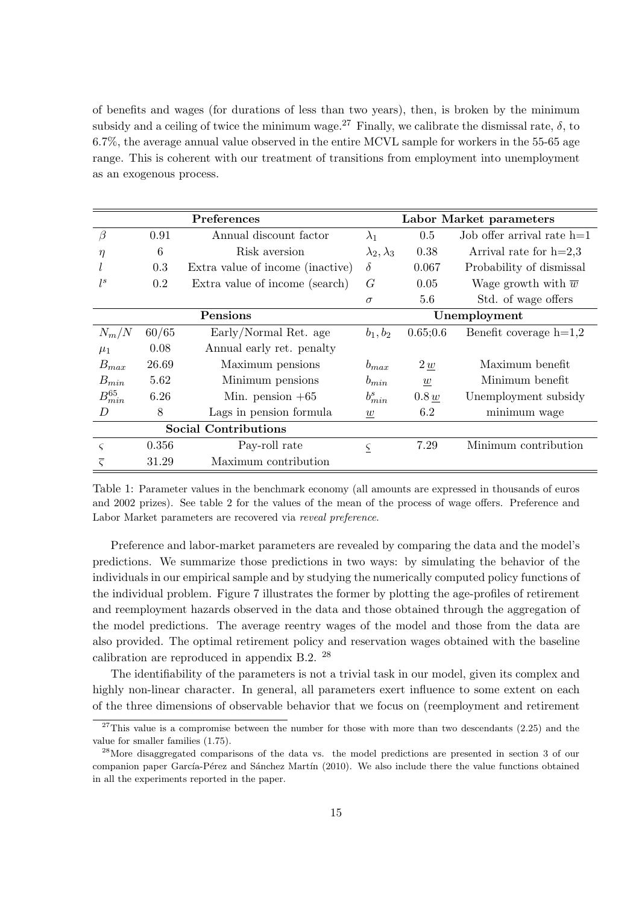of benefits and wages (for durations of less than two years), then, is broken by the minimum subsidy and a ceiling of twice the minimum wage.[27] Finally, we calibrate the dismissal rate, $\delta$, to 6.7%, the average annual value observed in the entire MCVL sample for workers in the 55-65 age range. This is coherent with our treatment of transitions from employment into unemployment as an exogenous process.

| **Preferences** | | | **Labor Market parameters** | | |
|---|---|---|---|---|---|
| $\beta$ | 0.91 | Annual discount factor | $\lambda_1$ | 0.5 | Job offer arrival rate h=1 |
| $\eta$ | 6 | Risk aversion | $\lambda_2, \lambda_3$ | 0.38 | Arrival rate for h=2,3 |
| $l$ | 0.3 | Extra value of income (inactive) | $\delta$ | 0.067 | Probability of dismissal |
| $l^s$ | 0.2 | Extra value of income (search) | $G$ | 0.05 | Wage growth with $\overline{w}$ |
| | | | $\sigma$ | 5.6 | Std. of wage offers |
| **Pensions** | | | **Unemployment** | | |
| $N_m/N$ | 60/65 | Early/Normal Ret. age | $b_1, b_2$ | 0.65;0.6 | Benefit coverage h=1,2 |
| $\mu_1$ | 0.08 | Annual early ret. penalty | | | |
| $B_{max}$ | 26.69 | Maximum pensions | $b_{max}$ | $2\,\underline{w}$ | Maximum benefit |
| $B_{min}$ | 5.62 | Minimum pensions | $b_{min}$ | $\underline{w}$ | Minimum benefit |
| $B_{min}^{65}$ | 6.26 | Min. pension +65 | $b_{min}^{s}$ | $0.8\,\underline{w}$ | Unemployment subsidy |
| $D$ | 8 | Lags in pension formula | $\underline{w}$ | 6.2 | minimum wage |
| **Social Contributions** | | | | | |
| $\varsigma$ | 0.356 | Pay-roll rate | $\underline{\varsigma}$ | 7.29 | Minimum contribution |
| $\overline{\varsigma}$ | 31.29 | Maximum contribution | | | |

Table 1: Parameter values in the benchmark economy (all amounts are expressed in thousands of euros and 2002 prizes). See table 2 for the values of the mean of the process of wage offers. Preference and Labor Market parameters are recovered via *reveal preference*.

Preference and labor-market parameters are revealed by comparing the data and the model's predictions. We summarize those predictions in two ways: by simulating the behavior of the individuals in our empirical sample and by studying the numerically computed policy functions of the individual problem. Figure 7 illustrates the former by plotting the age-profiles of retirement and reemployment hazards observed in the data and those obtained through the aggregation of the model predictions. The average reentry wages of the model and those from the data are also provided. The optimal retirement policy and reservation wages obtained with the baseline calibration are reproduced in appendix B.2. [28]

The identifiability of the parameters is not a trivial task in our model, given its complex and highly non-linear character. In general, all parameters exert influence to some extent on each of the three dimensions of observable behavior that we focus on (reemployment and retirement

[27] This value is a compromise between the number for those with more than two descendants (2.25) and the value for smaller families (1.75).

[28] More disaggregated comparisons of the data vs. the model predictions are presented in section 3 of our companion paper García-Pérez and Sánchez Martín (2010). We also include there the value functions obtained in all the experiments reported in the paper.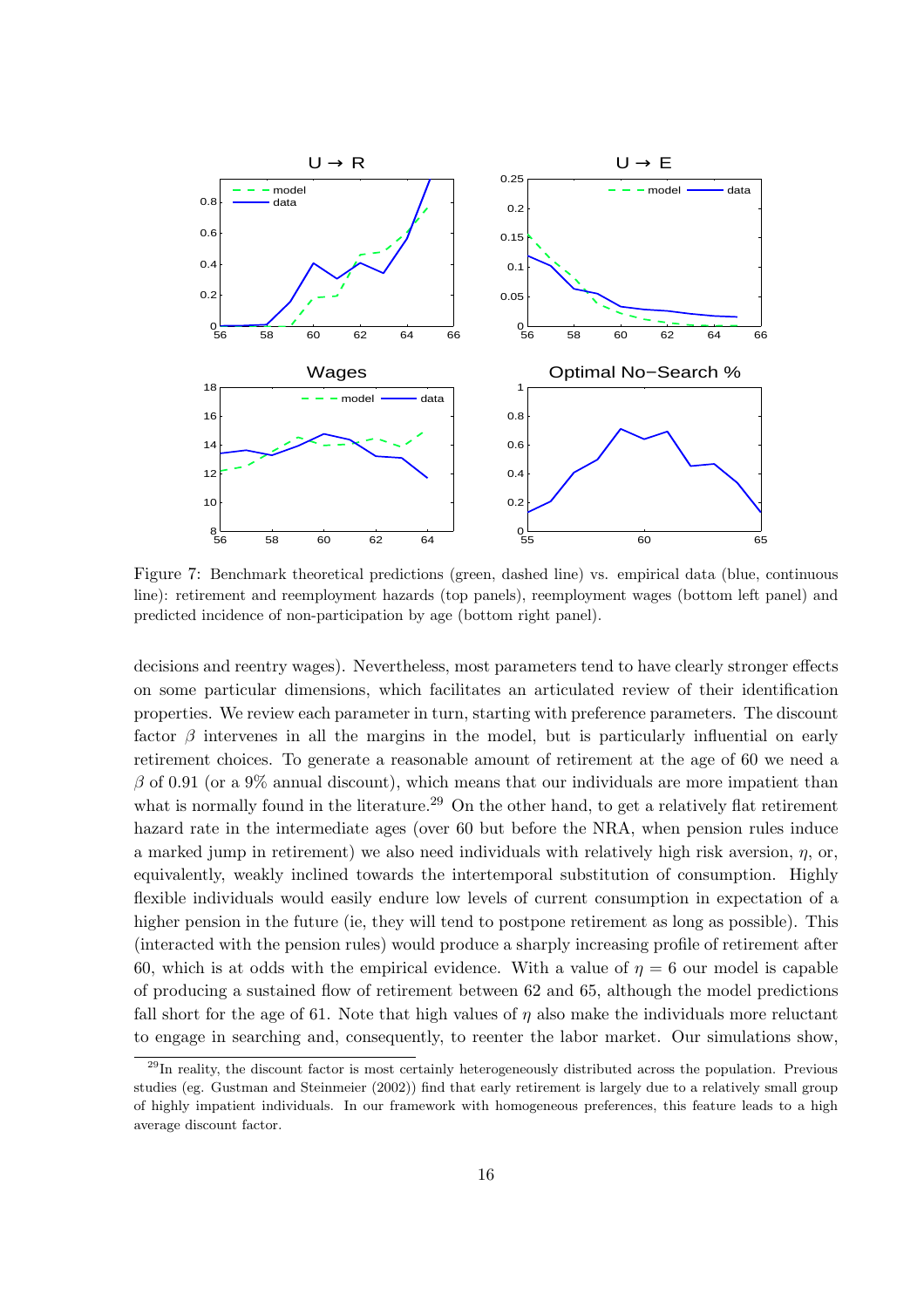Figure 7: Benchmark theoretical predictions (green, dashed line) vs. empirical data (blue, continuous line): retirement and reemployment hazards (top panels), reemployment wages (bottom left panel) and predicted incidence of non-participation by age (bottom right panel).

decisions and reentry wages). Nevertheless, most parameters tend to have clearly stronger effects on some particular dimensions, which facilitates an articulated review of their identification properties. We review each parameter in turn, starting with preference parameters. The discount factor $\beta$ intervenes in all the margins in the model, but is particularly influential on early retirement choices. To generate a reasonable amount of retirement at the age of 60 we need a $\beta$ of 0.91 (or a 9% annual discount), which means that our individuals are more impatient than what is normally found in the literature.[29] On the other hand, to get a relatively flat retirement hazard rate in the intermediate ages (over 60 but before the NRA, when pension rules induce a marked jump in retirement) we also need individuals with relatively high risk aversion, $\eta$, or, equivalently, weakly inclined towards the intertemporal substitution of consumption. Highly flexible individuals would easily endure low levels of current consumption in expectation of a higher pension in the future (ie, they will tend to postpone retirement as long as possible). This (interacted with the pension rules) would produce a sharply increasing profile of retirement after 60, which is at odds with the empirical evidence. With a value of $\eta = 6$ our model is capable of producing a sustained flow of retirement between 62 and 65, although the model predictions fall short for the age of 61. Note that high values of $\eta$ also make the individuals more reluctant to engage in searching and, consequently, to reenter the labor market. Our simulations show,

[29] In reality, the discount factor is most certainly heterogeneously distributed across the population. Previous studies (eg. Gustman and Steinmeier (2002)) find that early retirement is largely due to a relatively small group of highly impatient individuals. In our framework with homogeneous preferences, this feature leads to a high average discount factor.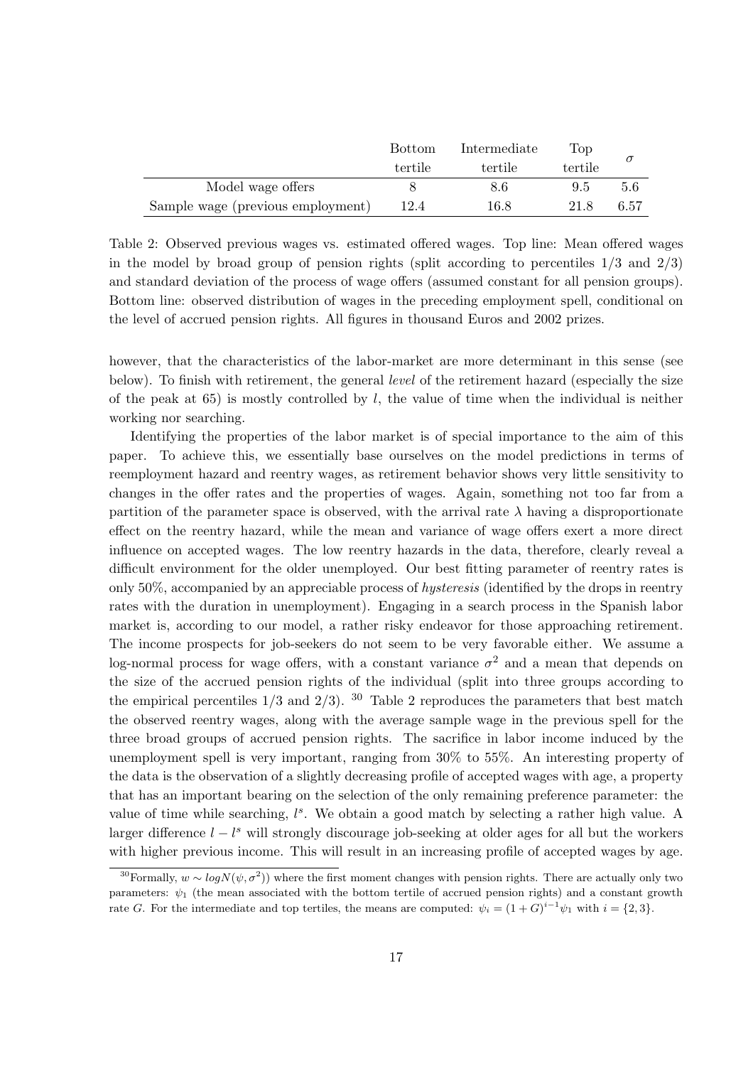|  | Bottom tertile | Intermediate tertile | Top tertile | $\sigma$ |
|---|---|---|---|---|
| Model wage offers | 8 | 8.6 | 9.5 | 5.6 |
| Sample wage (previous employment) | 12.4 | 16.8 | 21.8 | 6.57 |

Table 2: Observed previous wages vs. estimated offered wages. Top line: Mean offered wages in the model by broad group of pension rights (split according to percentiles 1/3 and 2/3) and standard deviation of the process of wage offers (assumed constant for all pension groups). Bottom line: observed distribution of wages in the preceding employment spell, conditional on the level of accrued pension rights. All figures in thousand Euros and 2002 prizes.

however, that the characteristics of the labor-market are more determinant in this sense (see below). To finish with retirement, the general *level* of the retirement hazard (especially the size of the peak at 65) is mostly controlled by $l$, the value of time when the individual is neither working nor searching.

Identifying the properties of the labor market is of special importance to the aim of this paper. To achieve this, we essentially base ourselves on the model predictions in terms of reemployment hazard and reentry wages, as retirement behavior shows very little sensitivity to changes in the offer rates and the properties of wages. Again, something not too far from a partition of the parameter space is observed, with the arrival rate $\lambda$ having a disproportionate effect on the reentry hazard, while the mean and variance of wage offers exert a more direct influence on accepted wages. The low reentry hazards in the data, therefore, clearly reveal a difficult environment for the older unemployed. Our best fitting parameter of reentry rates is only 50%, accompanied by an appreciable process of *hysteresis* (identified by the drops in reentry rates with the duration in unemployment). Engaging in a search process in the Spanish labor market is, according to our model, a rather risky endeavor for those approaching retirement. The income prospects for job-seekers do not seem to be very favorable either. We assume a log-normal process for wage offers, with a constant variance $\sigma^2$ and a mean that depends on the size of the accrued pension rights of the individual (split into three groups according to the empirical percentiles 1/3 and 2/3). [30] Table 2 reproduces the parameters that best match the observed reentry wages, along with the average sample wage in the previous spell for the three broad groups of accrued pension rights. The sacrifice in labor income induced by the unemployment spell is very important, ranging from 30% to 55%. An interesting property of the data is the observation of a slightly decreasing profile of accepted wages with age, a property that has an important bearing on the selection of the only remaining preference parameter: the value of time while searching, $l^s$. We obtain a good match by selecting a rather high value. A larger difference $l - l^s$ will strongly discourage job-seeking at older ages for all but the workers with higher previous income. This will result in an increasing profile of accepted wages by age.

[30] Formally, $w \sim logN(\psi, \sigma^2))$ where the first moment changes with pension rights. There are actually only two parameters: $\psi_1$ (the mean associated with the bottom tertile of accrued pension rights) and a constant growth rate $G$. For the intermediate and top tertiles, the means are computed: $\psi_i = (1+G)^{i-1}\psi_1$ with $i = \{2, 3\}$.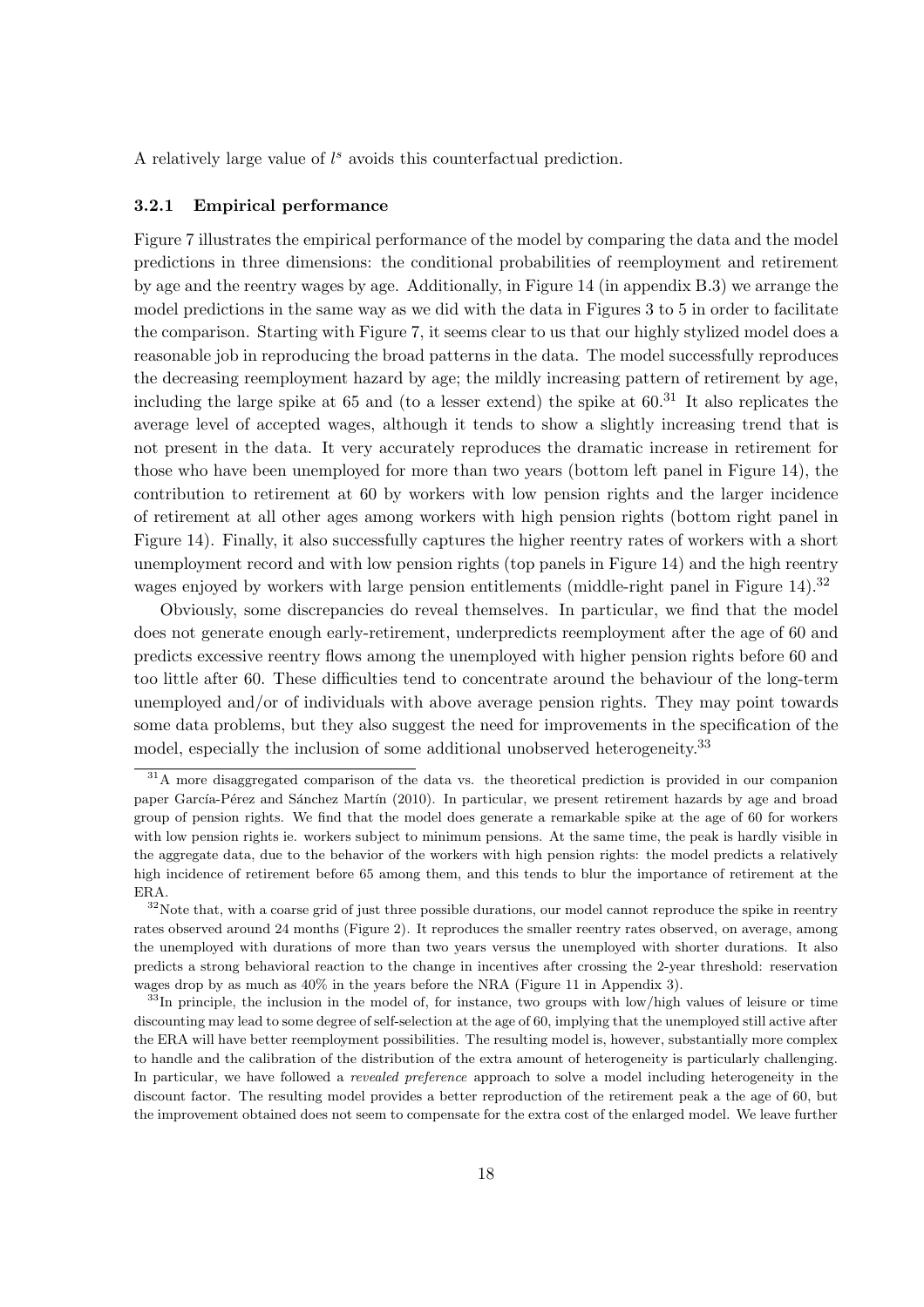A relatively large value of $l^s$ avoids this counterfactual prediction.

### 3.2.1 Empirical performance

Figure 7 illustrates the empirical performance of the model by comparing the data and the model predictions in three dimensions: the conditional probabilities of reemployment and retirement by age and the reentry wages by age. Additionally, in Figure 14 (in appendix B.3) we arrange the model predictions in the same way as we did with the data in Figures 3 to 5 in order to facilitate the comparison. Starting with Figure 7, it seems clear to us that our highly stylized model does a reasonable job in reproducing the broad patterns in the data. The model successfully reproduces the decreasing reemployment hazard by age; the mildly increasing pattern of retirement by age, including the large spike at 65 and (to a lesser extend) the spike at 60.[31] It also replicates the average level of accepted wages, although it tends to show a slightly increasing trend that is not present in the data. It very accurately reproduces the dramatic increase in retirement for those who have been unemployed for more than two years (bottom left panel in Figure 14), the contribution to retirement at 60 by workers with low pension rights and the larger incidence of retirement at all other ages among workers with high pension rights (bottom right panel in Figure 14). Finally, it also successfully captures the higher reentry rates of workers with a short unemployment record and with low pension rights (top panels in Figure 14) and the high reentry wages enjoyed by workers with large pension entitlements (middle-right panel in Figure 14).[32]

Obviously, some discrepancies do reveal themselves. In particular, we find that the model does not generate enough early-retirement, underpredicts reemployment after the age of 60 and predicts excessive reentry flows among the unemployed with higher pension rights before 60 and too little after 60. These difficulties tend to concentrate around the behaviour of the long-term unemployed and/or of individuals with above average pension rights. They may point towards some data problems, but they also suggest the need for improvements in the specification of the model, especially the inclusion of some additional unobserved heterogeneity.[33]

[31] A more disaggregated comparison of the data vs. the theoretical prediction is provided in our companion paper García-Pérez and Sánchez Martín (2010). In particular, we present retirement hazards by age and broad group of pension rights. We find that the model does generate a remarkable spike at the age of 60 for workers with low pension rights ie. workers subject to minimum pensions. At the same time, the peak is hardly visible in the aggregate data, due to the behavior of the workers with high pension rights: the model predicts a relatively high incidence of retirement before 65 among them, and this tends to blur the importance of retirement at the ERA.

[32] Note that, with a coarse grid of just three possible durations, our model cannot reproduce the spike in reentry rates observed around 24 months (Figure 2). It reproduces the smaller reentry rates observed, on average, among the unemployed with durations of more than two years versus the unemployed with shorter durations. It also predicts a strong behavioral reaction to the change in incentives after crossing the 2-year threshold: reservation wages drop by as much as 40% in the years before the NRA (Figure 11 in Appendix 3).

[33] In principle, the inclusion in the model of, for instance, two groups with low/high values of leisure or time discounting may lead to some degree of self-selection at the age of 60, implying that the unemployed still active after the ERA will have better reemployment possibilities. The resulting model is, however, substantially more complex to handle and the calibration of the distribution of the extra amount of heterogeneity is particularly challenging. In particular, we have followed a *revealed preference* approach to solve a model including heterogeneity in the discount factor. The resulting model provides a better reproduction of the retirement peak a the age of 60, but the improvement obtained does not seem to compensate for the extra cost of the enlarged model. We leave further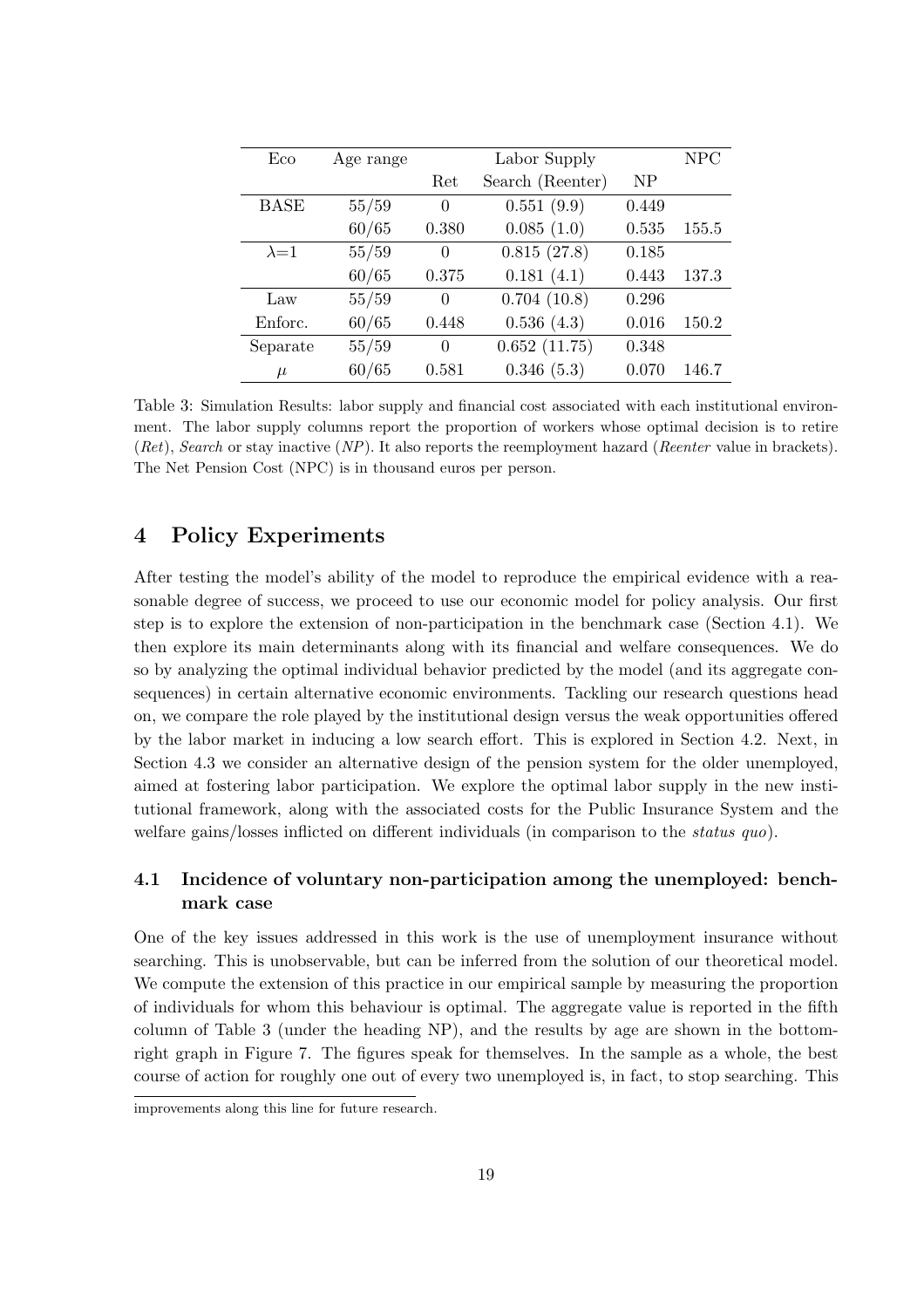| Eco | Age range | Labor Supply | | | NPC |
|---|---|---|---|---|---|
| | | Ret | Search (Reenter) | NP | |
| BASE | 55/59 | 0 | 0.551 (9.9) | 0.449 | |
| | 60/65 | 0.380 | 0.085 (1.0) | 0.535 | 155.5 |
| $\lambda$=1 | 55/59 | 0 | 0.815 (27.8) | 0.185 | |
| | 60/65 | 0.375 | 0.181 (4.1) | 0.443 | 137.3 |
| Law | 55/59 | 0 | 0.704 (10.8) | 0.296 | |
| Enforc. | 60/65 | 0.448 | 0.536 (4.3) | 0.016 | 150.2 |
| Separate | 55/59 | 0 | 0.652 (11.75) | 0.348 | |
| $\mu$ | 60/65 | 0.581 | 0.346 (5.3) | 0.070 | 146.7 |

Table 3: Simulation Results: labor supply and financial cost associated with each institutional environment. The labor supply columns report the proportion of workers whose optimal decision is to retire (*Ret*), *Search* or stay inactive (*NP*). It also reports the reemployment hazard (*Reenter* value in brackets). The Net Pension Cost (NPC) is in thousand euros per person.

## 4 Policy Experiments

After testing the model's ability of the model to reproduce the empirical evidence with a reasonable degree of success, we proceed to use our economic model for policy analysis. Our first step is to explore the extension of non-participation in the benchmark case (Section 4.1). We then explore its main determinants along with its financial and welfare consequences. We do so by analyzing the optimal individual behavior predicted by the model (and its aggregate consequences) in certain alternative economic environments. Tackling our research questions head on, we compare the role played by the institutional design versus the weak opportunities offered by the labor market in inducing a low search effort. This is explored in Section 4.2. Next, in Section 4.3 we consider an alternative design of the pension system for the older unemployed, aimed at fostering labor participation. We explore the optimal labor supply in the new institutional framework, along with the associated costs for the Public Insurance System and the welfare gains/losses inflicted on different individuals (in comparison to the *status quo*).

### 4.1 Incidence of voluntary non-participation among the unemployed: benchmark case

One of the key issues addressed in this work is the use of unemployment insurance without searching. This is unobservable, but can be inferred from the solution of our theoretical model. We compute the extension of this practice in our empirical sample by measuring the proportion of individuals for whom this behaviour is optimal. The aggregate value is reported in the fifth column of Table 3 (under the heading NP), and the results by age are shown in the bottom-right graph in Figure 7. The figures speak for themselves. In the sample as a whole, the best course of action for roughly one out of every two unemployed is, in fact, to stop searching. This

improvements along this line for future research.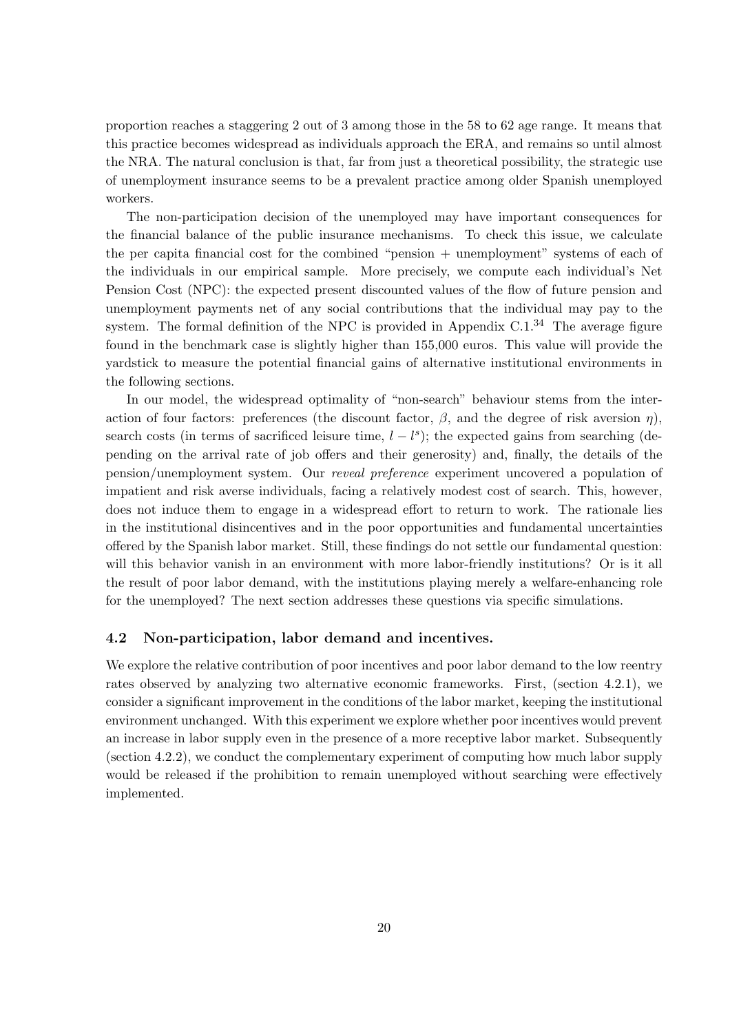proportion reaches a staggering 2 out of 3 among those in the 58 to 62 age range. It means that this practice becomes widespread as individuals approach the ERA, and remains so until almost the NRA. The natural conclusion is that, far from just a theoretical possibility, the strategic use of unemployment insurance seems to be a prevalent practice among older Spanish unemployed workers.

The non-participation decision of the unemployed may have important consequences for the financial balance of the public insurance mechanisms. To check this issue, we calculate the per capita financial cost for the combined "pension + unemployment" systems of each of the individuals in our empirical sample. More precisely, we compute each individual's Net Pension Cost (NPC): the expected present discounted values of the flow of future pension and unemployment payments net of any social contributions that the individual may pay to the system. The formal definition of the NPC is provided in Appendix C.1.[34] The average figure found in the benchmark case is slightly higher than 155,000 euros. This value will provide the yardstick to measure the potential financial gains of alternative institutional environments in the following sections.

In our model, the widespread optimality of "non-search" behaviour stems from the interaction of four factors: preferences (the discount factor, $\beta$, and the degree of risk aversion $\eta$), search costs (in terms of sacrificed leisure time, $l - l^s$); the expected gains from searching (depending on the arrival rate of job offers and their generosity) and, finally, the details of the pension/unemployment system. Our *reveal preference* experiment uncovered a population of impatient and risk averse individuals, facing a relatively modest cost of search. This, however, does not induce them to engage in a widespread effort to return to work. The rationale lies in the institutional disincentives and in the poor opportunities and fundamental uncertainties offered by the Spanish labor market. Still, these findings do not settle our fundamental question: will this behavior vanish in an environment with more labor-friendly institutions? Or is it all the result of poor labor demand, with the institutions playing merely a welfare-enhancing role for the unemployed? The next section addresses these questions via specific simulations.

### 4.2 Non-participation, labor demand and incentives.

We explore the relative contribution of poor incentives and poor labor demand to the low reentry rates observed by analyzing two alternative economic frameworks. First, (section 4.2.1), we consider a significant improvement in the conditions of the labor market, keeping the institutional environment unchanged. With this experiment we explore whether poor incentives would prevent an increase in labor supply even in the presence of a more receptive labor market. Subsequently (section 4.2.2), we conduct the complementary experiment of computing how much labor supply would be released if the prohibition to remain unemployed without searching were effectively implemented.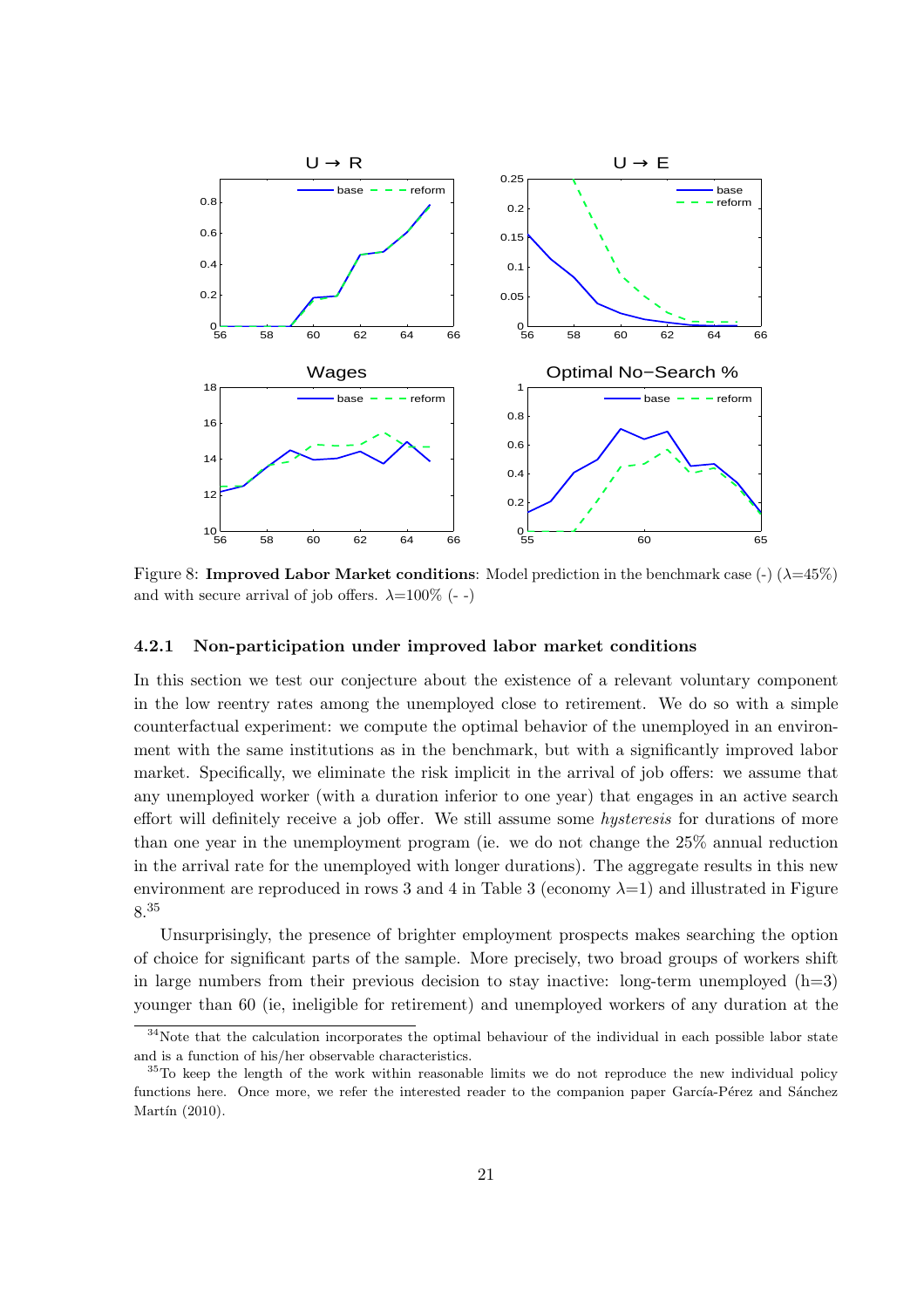Figure 8: **Improved Labor Market conditions**: Model prediction in the benchmark case (-) ($\lambda$=45%) and with secure arrival of job offers. $\lambda$=100% (- -)

### 4.2.1 Non-participation under improved labor market conditions

In this section we test our conjecture about the existence of a relevant voluntary component in the low reentry rates among the unemployed close to retirement. We do so with a simple counterfactual experiment: we compute the optimal behavior of the unemployed in an environment with the same institutions as in the benchmark, but with a significantly improved labor market. Specifically, we eliminate the risk implicit in the arrival of job offers: we assume that any unemployed worker (with a duration inferior to one year) that engages in an active search effort will definitely receive a job offer. We still assume some *hysteresis* for durations of more than one year in the unemployment program (ie. we do not change the 25% annual reduction in the arrival rate for the unemployed with longer durations). The aggregate results in this new environment are reproduced in rows 3 and 4 in Table 3 (economy $\lambda$=1) and illustrated in Figure 8.[35]

Unsurprisingly, the presence of brighter employment prospects makes searching the option of choice for significant parts of the sample. More precisely, two broad groups of workers shift in large numbers from their previous decision to stay inactive: long-term unemployed (h=3) younger than 60 (ie, ineligible for retirement) and unemployed workers of any duration at the

[34] Note that the calculation incorporates the optimal behaviour of the individual in each possible labor state and is a function of his/her observable characteristics.

[35] To keep the length of the work within reasonable limits we do not reproduce the new individual policy functions here. Once more, we refer the interested reader to the companion paper García-Pérez and Sánchez Martín (2010).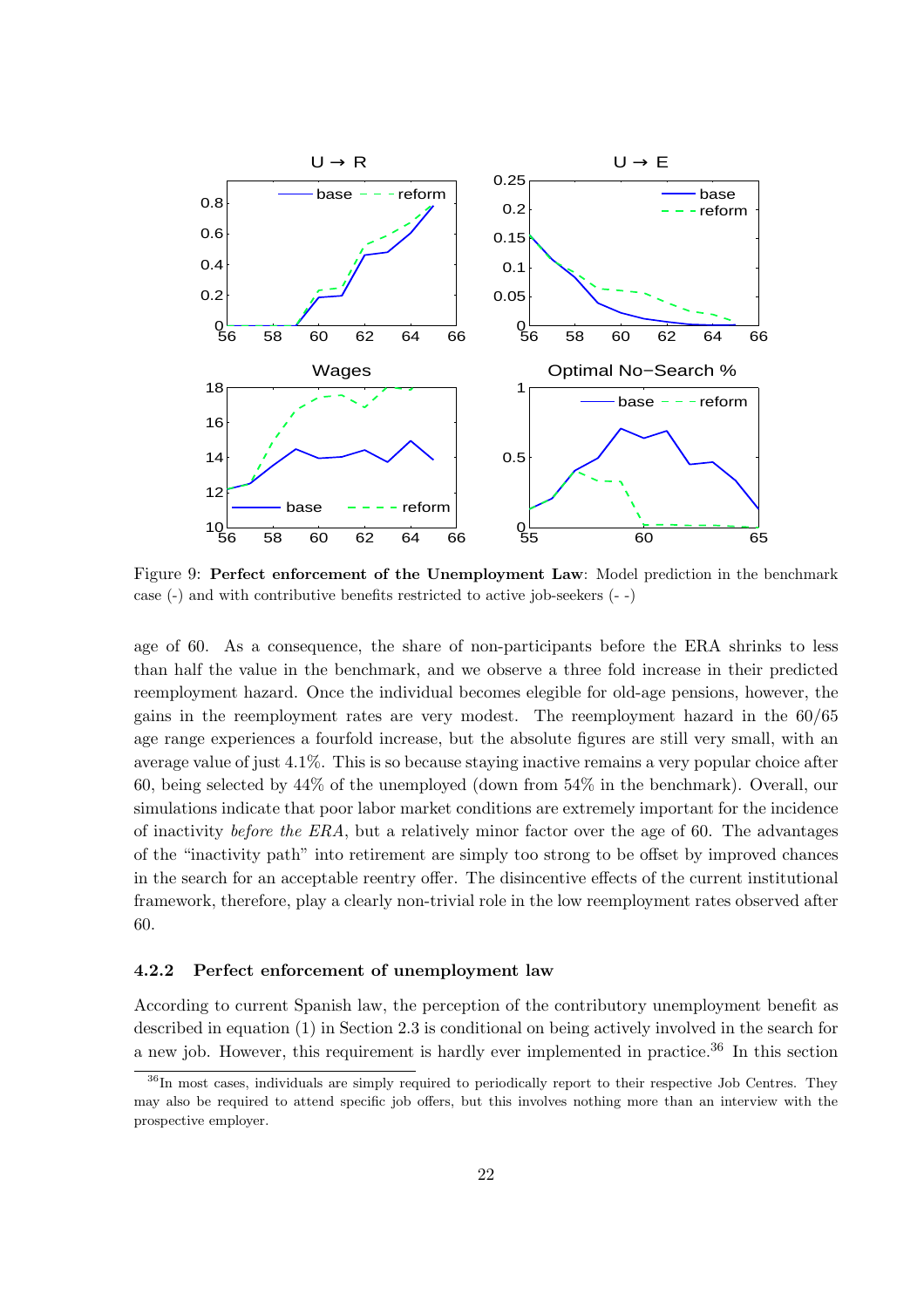Figure 9: **Perfect enforcement of the Unemployment Law**: Model prediction in the benchmark case (-) and with contributive benefits restricted to active job-seekers (- -)

age of 60. As a consequence, the share of non-participants before the ERA shrinks to less than half the value in the benchmark, and we observe a three fold increase in their predicted reemployment hazard. Once the individual becomes elegible for old-age pensions, however, the gains in the reemployment rates are very modest. The reemployment hazard in the 60/65 age range experiences a fourfold increase, but the absolute figures are still very small, with an average value of just 4.1%. This is so because staying inactive remains a very popular choice after 60, being selected by 44% of the unemployed (down from 54% in the benchmark). Overall, our simulations indicate that poor labor market conditions are extremely important for the incidence of inactivity *before the ERA*, but a relatively minor factor over the age of 60. The advantages of the "inactivity path" into retirement are simply too strong to be offset by improved chances in the search for an acceptable reentry offer. The disincentive effects of the current institutional framework, therefore, play a clearly non-trivial role in the low reemployment rates observed after 60.

### 4.2.2 Perfect enforcement of unemployment law

According to current Spanish law, the perception of the contributory unemployment benefit as described in equation (1) in Section 2.3 is conditional on being actively involved in the search for a new job. However, this requirement is hardly ever implemented in practice.[36] In this section

[36] In most cases, individuals are simply required to periodically report to their respective Job Centres. They may also be required to attend specific job offers, but this involves nothing more than an interview with the prospective employer.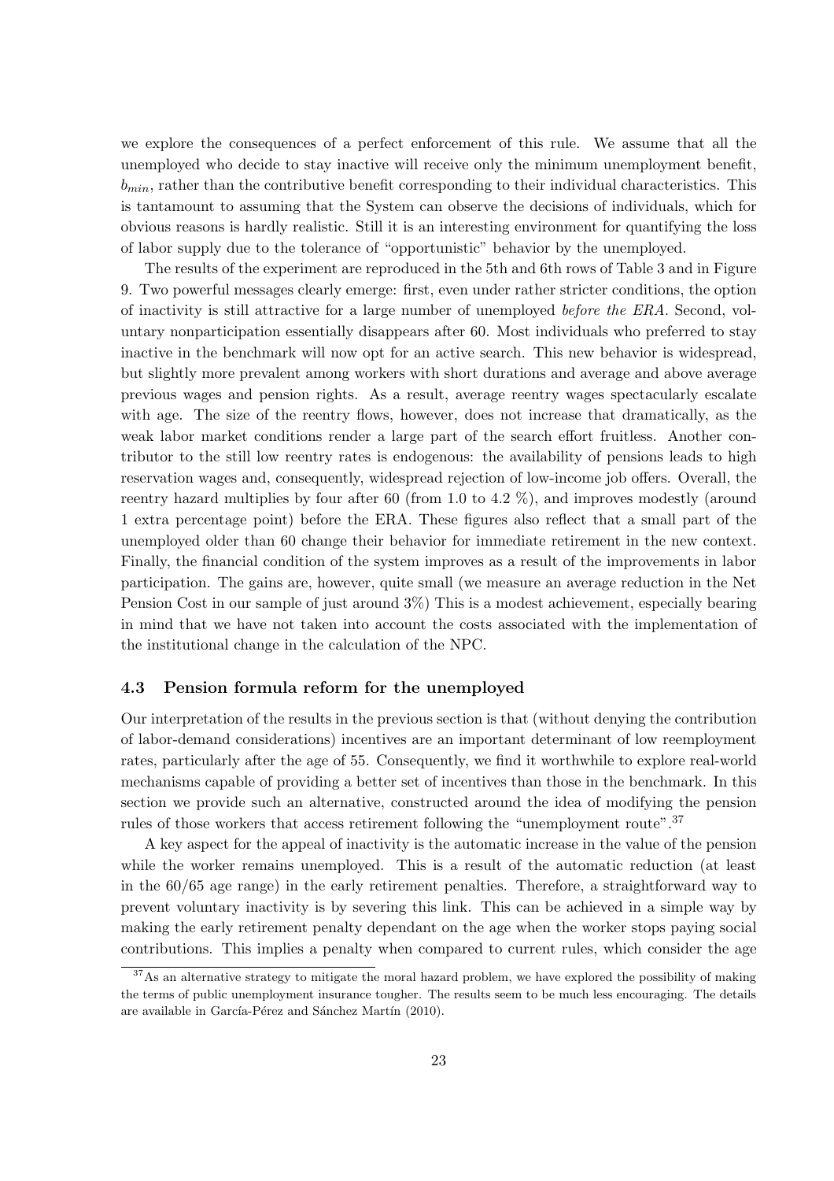we explore the consequences of a perfect enforcement of this rule. We assume that all the unemployed who decide to stay inactive will receive only the minimum unemployment benefit, $b_{min}$, rather than the contributive benefit corresponding to their individual characteristics. This is tantamount to assuming that the System can observe the decisions of individuals, which for obvious reasons is hardly realistic. Still it is an interesting environment for quantifying the loss of labor supply due to the tolerance of "opportunistic" behavior by the unemployed.

The results of the experiment are reproduced in the 5th and 6th rows of Table 3 and in Figure 9. Two powerful messages clearly emerge: first, even under rather stricter conditions, the option of inactivity is still attractive for a large number of unemployed *before the ERA*. Second, voluntary nonparticipation essentially disappears after 60. Most individuals who preferred to stay inactive in the benchmark will now opt for an active search. This new behavior is widespread, but slightly more prevalent among workers with short durations and average and above average previous wages and pension rights. As a result, average reentry wages spectacularly escalate with age. The size of the reentry flows, however, does not increase that dramatically, as the weak labor market conditions render a large part of the search effort fruitless. Another contributor to the still low reentry rates is endogenous: the availability of pensions leads to high reservation wages and, consequently, widespread rejection of low-income job offers. Overall, the reentry hazard multiplies by four after 60 (from 1.0 to 4.2 %), and improves modestly (around 1 extra percentage point) before the ERA. These figures also reflect that a small part of the unemployed older than 60 change their behavior for immediate retirement in the new context. Finally, the financial condition of the system improves as a result of the improvements in labor participation. The gains are, however, quite small (we measure an average reduction in the Net Pension Cost in our sample of just around 3%) This is a modest achievement, especially bearing in mind that we have not taken into account the costs associated with the implementation of the institutional change in the calculation of the NPC.

### 4.3 Pension formula reform for the unemployed

Our interpretation of the results in the previous section is that (without denying the contribution of labor-demand considerations) incentives are an important determinant of low reemployment rates, particularly after the age of 55. Consequently, we find it worthwhile to explore real-world mechanisms capable of providing a better set of incentives than those in the benchmark. In this section we provide such an alternative, constructed around the idea of modifying the pension rules of those workers that access retirement following the "unemployment route".[37]

A key aspect for the appeal of inactivity is the automatic increase in the value of the pension while the worker remains unemployed. This is a result of the automatic reduction (at least in the 60/65 age range) in the early retirement penalties. Therefore, a straightforward way to prevent voluntary inactivity is by severing this link. This can be achieved in a simple way by making the early retirement penalty dependant on the age when the worker stops paying social contributions. This implies a penalty when compared to current rules, which consider the age

[37] As an alternative strategy to mitigate the moral hazard problem, we have explored the possibility of making the terms of public unemployment insurance tougher. The results seem to be much less encouraging. The details are available in García-Pérez and Sánchez Martín (2010).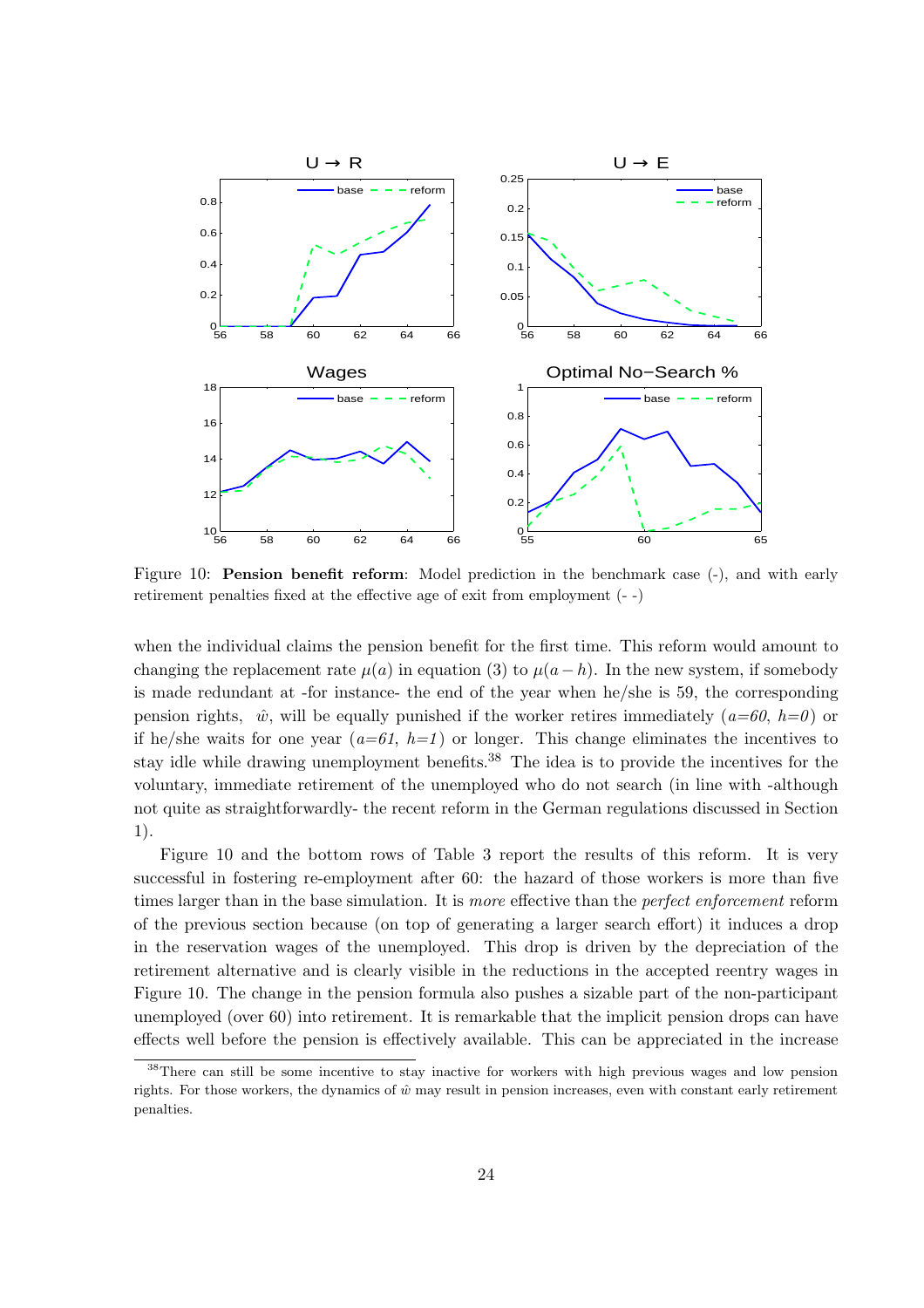Figure 10: **Pension benefit reform**: Model prediction in the benchmark case (-), and with early retirement penalties fixed at the effective age of exit from employment (- -)

when the individual claims the pension benefit for the first time. This reform would amount to changing the replacement rate $\mu(a)$ in equation (3) to $\mu(a-h)$. In the new system, if somebody is made redundant at -for instance- the end of the year when he/she is 59, the corresponding pension rights, $\hat{w}$, will be equally punished if the worker retires immediately (*a=60, h=0*) or if he/she waits for one year (*a=61, h=1*) or longer. This change eliminates the incentives to stay idle while drawing unemployment benefits.[38] The idea is to provide the incentives for the voluntary, immediate retirement of the unemployed who do not search (in line with -although not quite as straightforwardly- the recent reform in the German regulations discussed in Section 1).

Figure 10 and the bottom rows of Table 3 report the results of this reform. It is very successful in fostering re-employment after 60: the hazard of those workers is more than five times larger than in the base simulation. It is *more* effective than the *perfect enforcement* reform of the previous section because (on top of generating a larger search effort) it induces a drop in the reservation wages of the unemployed. This drop is driven by the depreciation of the retirement alternative and is clearly visible in the reductions in the accepted reentry wages in Figure 10. The change in the pension formula also pushes a sizable part of the non-participant unemployed (over 60) into retirement. It is remarkable that the implicit pension drops can have effects well before the pension is effectively available. This can be appreciated in the increase

[38]There can still be some incentive to stay inactive for workers with high previous wages and low pension rights. For those workers, the dynamics of $\hat{w}$ may result in pension increases, even with constant early retirement penalties.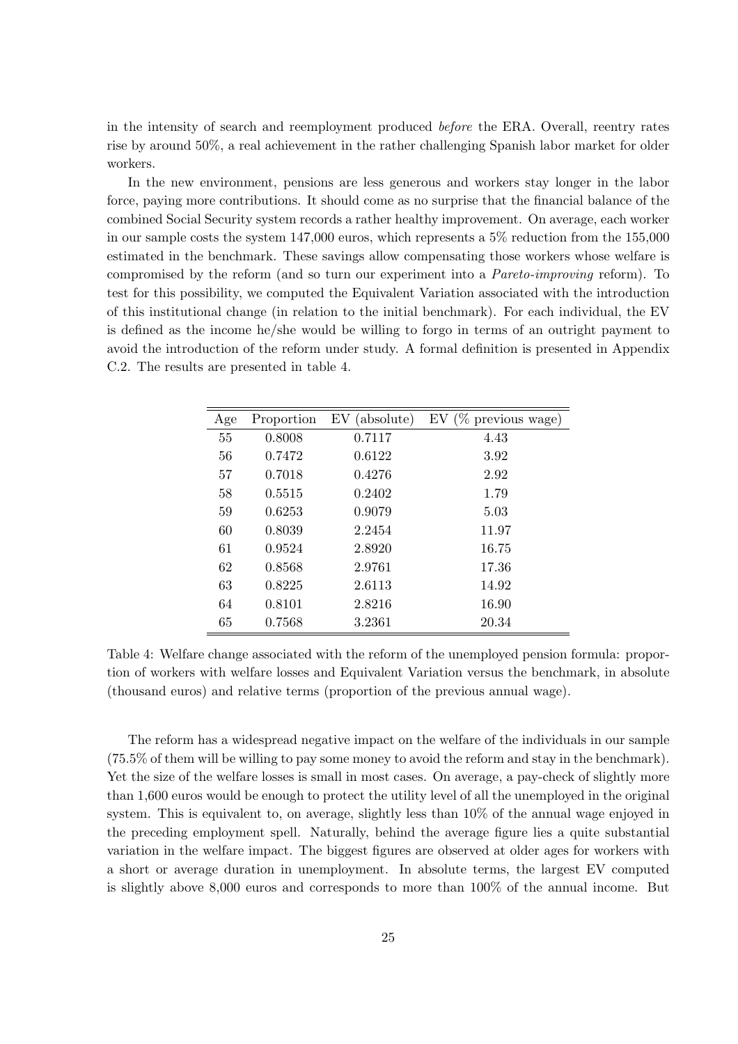in the intensity of search and reemployment produced *before* the ERA. Overall, reentry rates rise by around 50%, a real achievement in the rather challenging Spanish labor market for older workers.

In the new environment, pensions are less generous and workers stay longer in the labor force, paying more contributions. It should come as no surprise that the financial balance of the combined Social Security system records a rather healthy improvement. On average, each worker in our sample costs the system 147,000 euros, which represents a 5% reduction from the 155,000 estimated in the benchmark. These savings allow compensating those workers whose welfare is compromised by the reform (and so turn our experiment into a *Pareto-improving* reform). To test for this possibility, we computed the Equivalent Variation associated with the introduction of this institutional change (in relation to the initial benchmark). For each individual, the EV is defined as the income he/she would be willing to forgo in terms of an outright payment to avoid the introduction of the reform under study. A formal definition is presented in Appendix C.2. The results are presented in table 4.

| Age | Proportion | EV (absolute) | EV (% previous wage) |
|---|---|---|---|
| 55 | 0.8008 | 0.7117 | 4.43 |
| 56 | 0.7472 | 0.6122 | 3.92 |
| 57 | 0.7018 | 0.4276 | 2.92 |
| 58 | 0.5515 | 0.2402 | 1.79 |
| 59 | 0.6253 | 0.9079 | 5.03 |
| 60 | 0.8039 | 2.2454 | 11.97 |
| 61 | 0.9524 | 2.8920 | 16.75 |
| 62 | 0.8568 | 2.9761 | 17.36 |
| 63 | 0.8225 | 2.6113 | 14.92 |
| 64 | 0.8101 | 2.8216 | 16.90 |
| 65 | 0.7568 | 3.2361 | 20.34 |

Table 4: Welfare change associated with the reform of the unemployed pension formula: proportion of workers with welfare losses and Equivalent Variation versus the benchmark, in absolute (thousand euros) and relative terms (proportion of the previous annual wage).

The reform has a widespread negative impact on the welfare of the individuals in our sample (75.5% of them will be willing to pay some money to avoid the reform and stay in the benchmark). Yet the size of the welfare losses is small in most cases. On average, a pay-check of slightly more than 1,600 euros would be enough to protect the utility level of all the unemployed in the original system. This is equivalent to, on average, slightly less than 10% of the annual wage enjoyed in the preceding employment spell. Naturally, behind the average figure lies a quite substantial variation in the welfare impact. The biggest figures are observed at older ages for workers with a short or average duration in unemployment. In absolute terms, the largest EV computed is slightly above 8,000 euros and corresponds to more than 100% of the annual income. But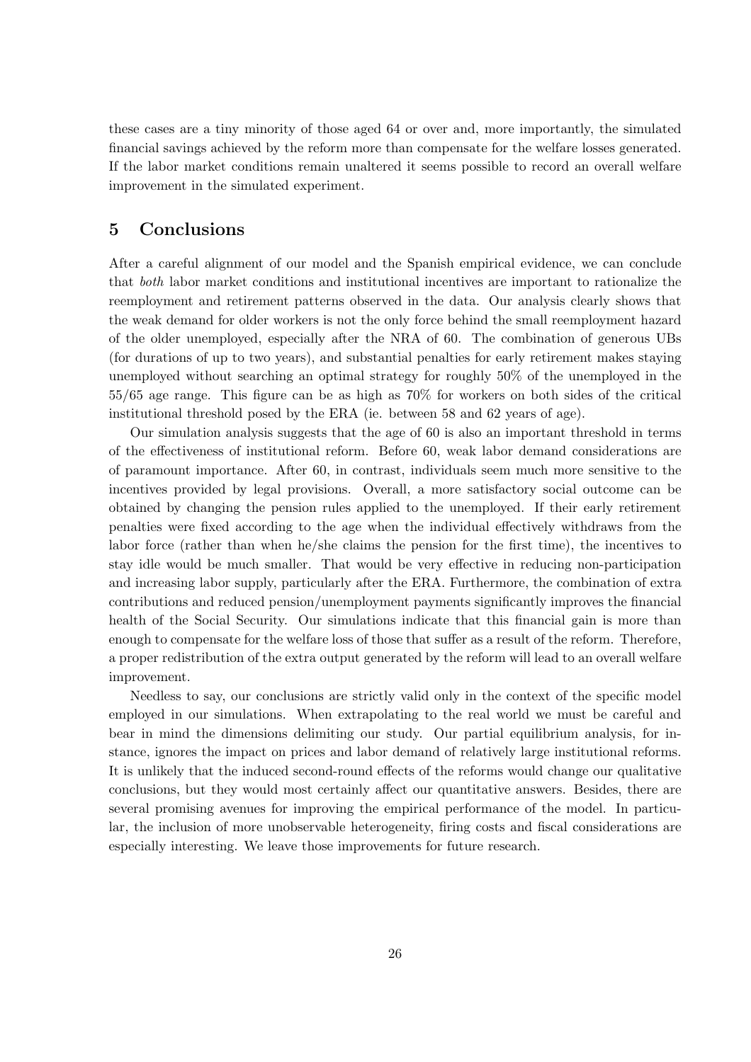these cases are a tiny minority of those aged 64 or over and, more importantly, the simulated financial savings achieved by the reform more than compensate for the welfare losses generated. If the labor market conditions remain unaltered it seems possible to record an overall welfare improvement in the simulated experiment.

## 5 Conclusions

After a careful alignment of our model and the Spanish empirical evidence, we can conclude that *both* labor market conditions and institutional incentives are important to rationalize the reemployment and retirement patterns observed in the data. Our analysis clearly shows that the weak demand for older workers is not the only force behind the small reemployment hazard of the older unemployed, especially after the NRA of 60. The combination of generous UBs (for durations of up to two years), and substantial penalties for early retirement makes staying unemployed without searching an optimal strategy for roughly 50% of the unemployed in the 55/65 age range. This figure can be as high as 70% for workers on both sides of the critical institutional threshold posed by the ERA (ie. between 58 and 62 years of age).

Our simulation analysis suggests that the age of 60 is also an important threshold in terms of the effectiveness of institutional reform. Before 60, weak labor demand considerations are of paramount importance. After 60, in contrast, individuals seem much more sensitive to the incentives provided by legal provisions. Overall, a more satisfactory social outcome can be obtained by changing the pension rules applied to the unemployed. If their early retirement penalties were fixed according to the age when the individual effectively withdraws from the labor force (rather than when he/she claims the pension for the first time), the incentives to stay idle would be much smaller. That would be very effective in reducing non-participation and increasing labor supply, particularly after the ERA. Furthermore, the combination of extra contributions and reduced pension/unemployment payments significantly improves the financial health of the Social Security. Our simulations indicate that this financial gain is more than enough to compensate for the welfare loss of those that suffer as a result of the reform. Therefore, a proper redistribution of the extra output generated by the reform will lead to an overall welfare improvement.

Needless to say, our conclusions are strictly valid only in the context of the specific model employed in our simulations. When extrapolating to the real world we must be careful and bear in mind the dimensions delimiting our study. Our partial equilibrium analysis, for instance, ignores the impact on prices and labor demand of relatively large institutional reforms. It is unlikely that the induced second-round effects of the reforms would change our qualitative conclusions, but they would most certainly affect our quantitative answers. Besides, there are several promising avenues for improving the empirical performance of the model. In particular, the inclusion of more unobservable heterogeneity, firing costs and fiscal considerations are especially interesting. We leave those improvements for future research.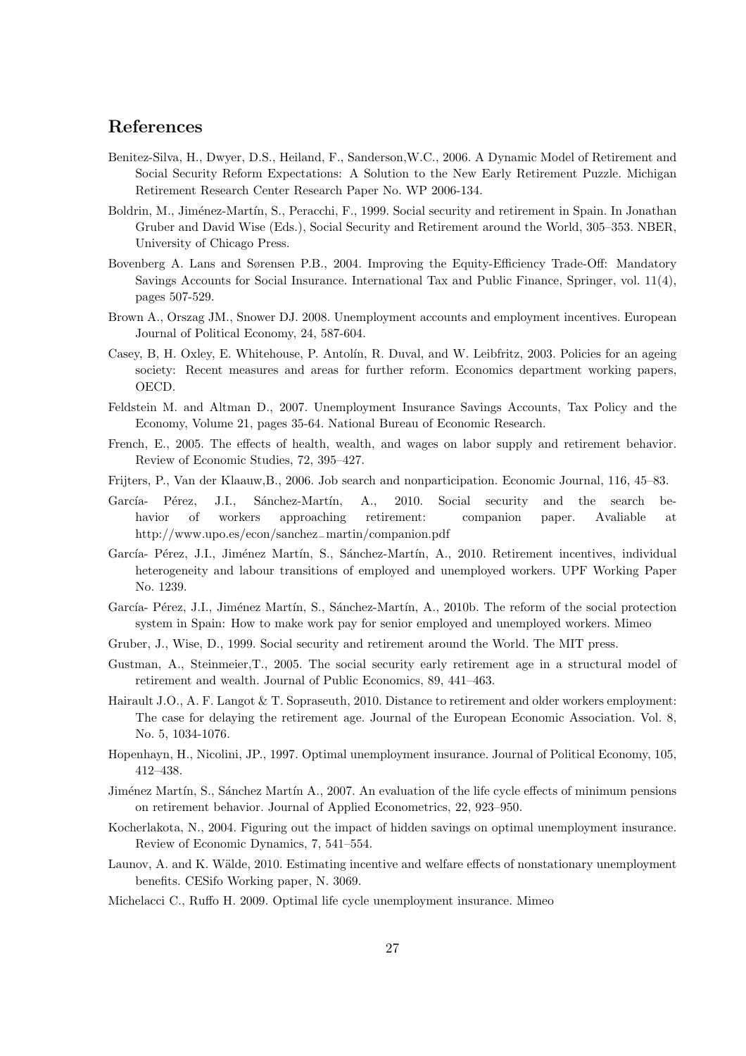## References

Benitez-Silva, H., Dwyer, D.S., Heiland, F., Sanderson,W.C., 2006. A Dynamic Model of Retirement and Social Security Reform Expectations: A Solution to the New Early Retirement Puzzle. Michigan Retirement Research Center Research Paper No. WP 2006-134.

Boldrin, M., Jiménez-Martín, S., Peracchi, F., 1999. Social security and retirement in Spain. In Jonathan Gruber and David Wise (Eds.), Social Security and Retirement around the World, 305–353. NBER, University of Chicago Press.

Bovenberg A. Lans and Sørensen P.B., 2004. Improving the Equity-Efficiency Trade-Off: Mandatory Savings Accounts for Social Insurance. International Tax and Public Finance, Springer, vol. 11(4), pages 507-529.

Brown A., Orszag JM., Snower DJ. 2008. Unemployment accounts and employment incentives. European Journal of Political Economy, 24, 587-604.

Casey, B, H. Oxley, E. Whitehouse, P. Antolín, R. Duval, and W. Leibfritz, 2003. Policies for an ageing society: Recent measures and areas for further reform. Economics department working papers, OECD.

Feldstein M. and Altman D., 2007. Unemployment Insurance Savings Accounts, Tax Policy and the Economy, Volume 21, pages 35-64. National Bureau of Economic Research.

French, E., 2005. The effects of health, wealth, and wages on labor supply and retirement behavior. Review of Economic Studies, 72, 395–427.

Frijters, P., Van der Klaauw,B., 2006. Job search and nonparticipation. Economic Journal, 116, 45–83.

García- Pérez, J.I., Sánchez-Martín, A., 2010. Social security and the search behavior of workers approaching retirement: companion paper. Avaliable at http://www.upo.es/econ/sanchez_martin/companion.pdf

García- Pérez, J.I., Jiménez Martín, S., Sánchez-Martín, A., 2010. Retirement incentives, individual heterogeneity and labour transitions of employed and unemployed workers. UPF Working Paper No. 1239.

García- Pérez, J.I., Jiménez Martín, S., Sánchez-Martín, A., 2010b. The reform of the social protection system in Spain: How to make work pay for senior employed and unemployed workers. Mimeo

Gruber, J., Wise, D., 1999. Social security and retirement around the World. The MIT press.

Gustman, A., Steinmeier,T., 2005. The social security early retirement age in a structural model of retirement and wealth. Journal of Public Economics, 89, 441–463.

Hairault J.O., A. F. Langot & T. Sopraseuth, 2010. Distance to retirement and older workers employment: The case for delaying the retirement age. Journal of the European Economic Association. Vol. 8, No. 5, 1034-1076.

Hopenhayn, H., Nicolini, JP., 1997. Optimal unemployment insurance. Journal of Political Economy, 105, 412–438.

Jiménez Martín, S., Sánchez Martín A., 2007. An evaluation of the life cycle effects of minimum pensions on retirement behavior. Journal of Applied Econometrics, 22, 923–950.

Kocherlakota, N., 2004. Figuring out the impact of hidden savings on optimal unemployment insurance. Review of Economic Dynamics, 7, 541–554.

Launov, A. and K. Wälde, 2010. Estimating incentive and welfare effects of nonstationary unemployment benefits. CESifo Working paper, N. 3069.

Michelacci C., Ruffo H. 2009. Optimal life cycle unemployment insurance. Mimeo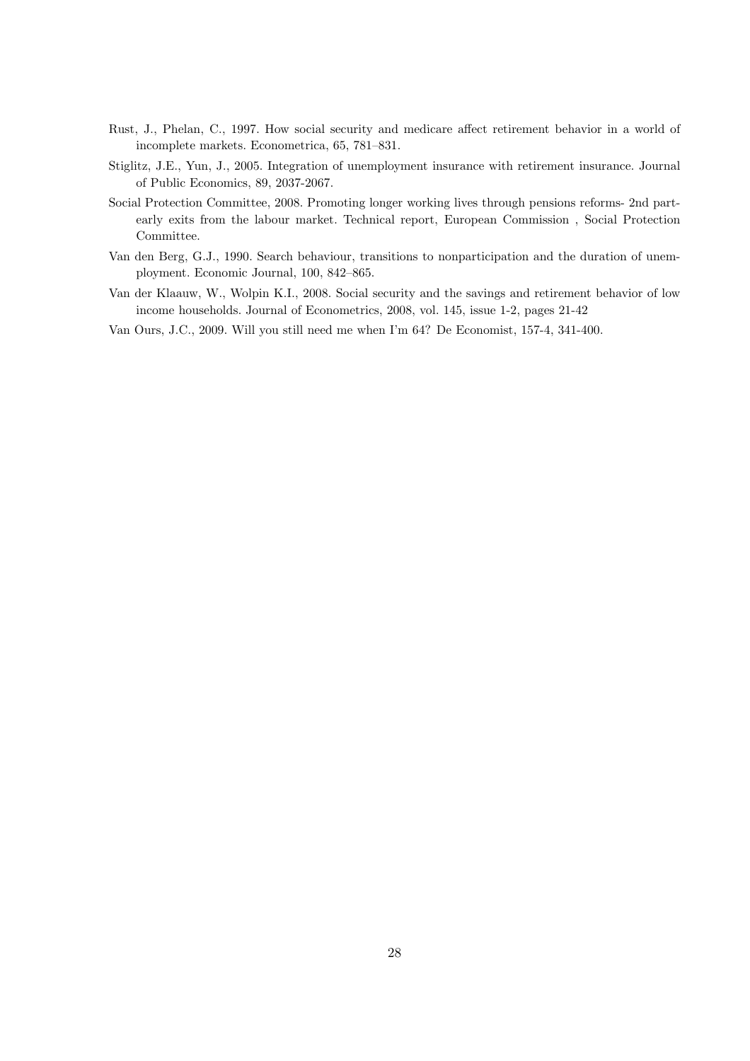Rust, J., Phelan, C., 1997. How social security and medicare affect retirement behavior in a world of incomplete markets. Econometrica, 65, 781–831.

Stiglitz, J.E., Yun, J., 2005. Integration of unemployment insurance with retirement insurance. Journal of Public Economics, 89, 2037-2067.

Social Protection Committee, 2008. Promoting longer working lives through pensions reforms- 2nd part- early exits from the labour market. Technical report, European Commission , Social Protection Committee.

Van den Berg, G.J., 1990. Search behaviour, transitions to nonparticipation and the duration of unemployment. Economic Journal, 100, 842–865.

Van der Klaauw, W., Wolpin K.I., 2008. Social security and the savings and retirement behavior of low income households. Journal of Econometrics, 2008, vol. 145, issue 1-2, pages 21-42

Van Ours, J.C., 2009. Will you still need me when I'm 64? De Economist, 157-4, 341-400.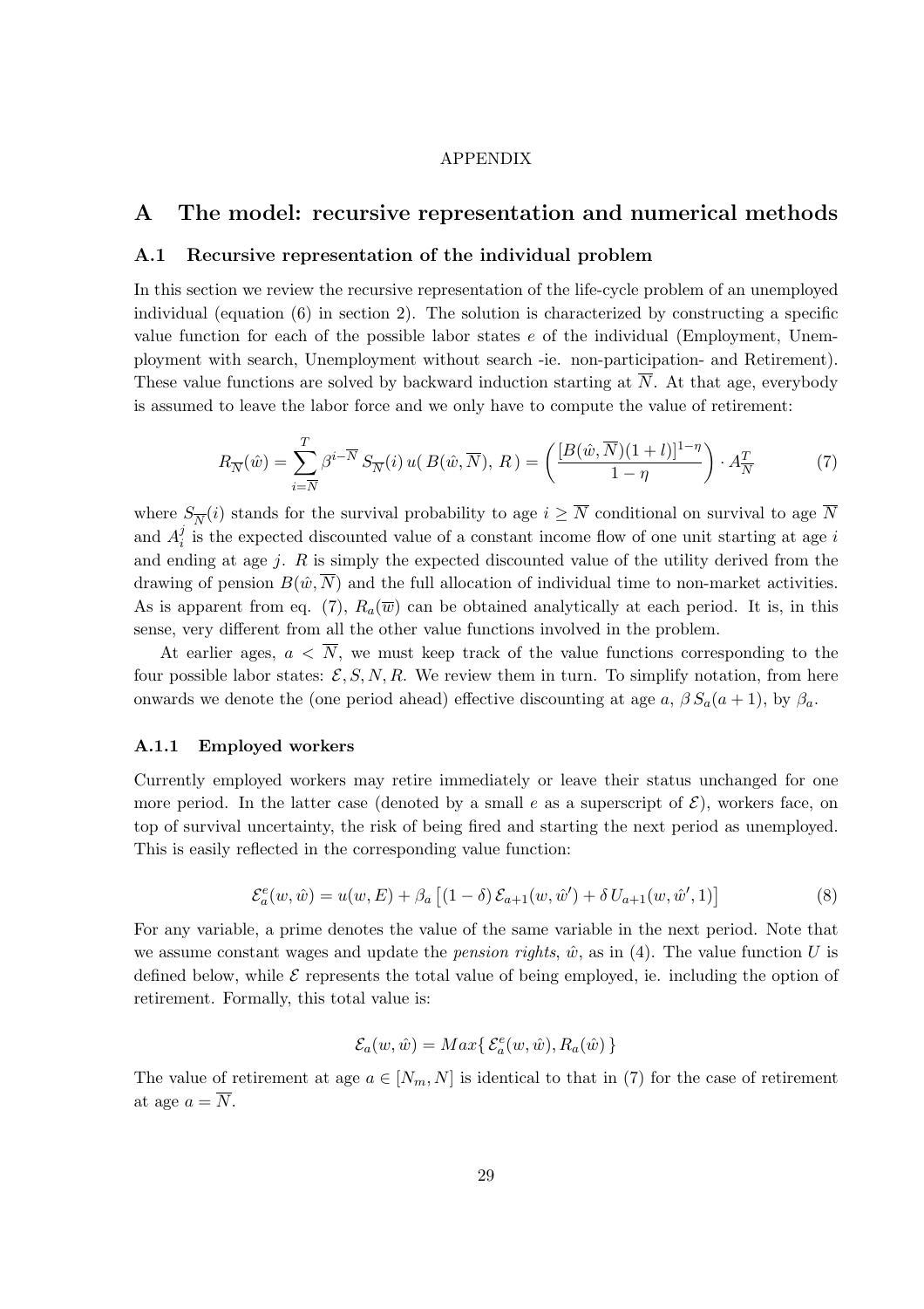APPENDIX

# A The model: recursive representation and numerical methods

## A.1 Recursive representation of the individual problem

In this section we review the recursive representation of the life-cycle problem of an unemployed individual (equation (6) in section 2). The solution is characterized by constructing a specific value function for each of the possible labor states $e$ of the individual (Employment, Unemployment with search, Unemployment without search -ie. non-participation- and Retirement). These value functions are solved by backward induction starting at $\overline{N}$. At that age, everybody is assumed to leave the labor force and we only have to compute the value of retirement:

$$R_{\overline{N}}(\hat{w}) = \sum_{i=\overline{N}}^{T} \beta^{i-\overline{N}}\, S_{\overline{N}}(i)\, u(\, B(\hat{w}, \overline{N}),\; R\,) = \left( \frac{[B(\hat{w}, \overline{N})(1+l)]^{1-\eta}}{1-\eta} \right) \cdot A_{\overline{N}}^{T} \tag{7}$$

where $S_{\overline{N}}(i)$ stands for the survival probability to age $i \geq \overline{N}$ conditional on survival to age $\overline{N}$ and $A_i^j$ is the expected discounted value of a constant income flow of one unit starting at age $i$ and ending at age $j$. $R$ is simply the expected discounted value of the utility derived from the drawing of pension $B(\hat{w}, \overline{N})$ and the full allocation of individual time to non-market activities. As is apparent from eq. (7), $R_a(\overline{w})$ can be obtained analytically at each period. It is, in this sense, very different from all the other value functions involved in the problem.

At earlier ages, $a < \overline{N}$, we must keep track of the value functions corresponding to the four possible labor states: $\mathcal{E}, S, N, R$. We review them in turn. To simplify notation, from here onwards we denote the (one period ahead) effective discounting at age $a$, $\beta\, S_a(a+1)$, by $\beta_a$.

### A.1.1 Employed workers

Currently employed workers may retire immediately or leave their status unchanged for one more period. In the latter case (denoted by a small $e$ as a superscript of $\mathcal{E}$), workers face, on top of survival uncertainty, the risk of being fired and starting the next period as unemployed. This is easily reflected in the corresponding value function:

$$\mathcal{E}_a^e(w, \hat{w}) = u(w, E) + \beta_a \left[ (1-\delta)\, \mathcal{E}_{a+1}(w, \hat{w}') + \delta\, U_{a+1}(w, \hat{w}', 1) \right] \tag{8}$$

For any variable, a prime denotes the value of the same variable in the next period. Note that we assume constant wages and update the *pension rights*, $\hat{w}$, as in (4). The value function $U$ is defined below, while $\mathcal{E}$ represents the total value of being employed, ie. including the option of retirement. Formally, this total value is:

$$\mathcal{E}_a(w, \hat{w}) = Max\{\, \mathcal{E}_a^e(w, \hat{w}), R_a(\hat{w})\,\}$$

The value of retirement at age $a \in [N_m, N]$ is identical to that in (7) for the case of retirement at age $a = \overline{N}$.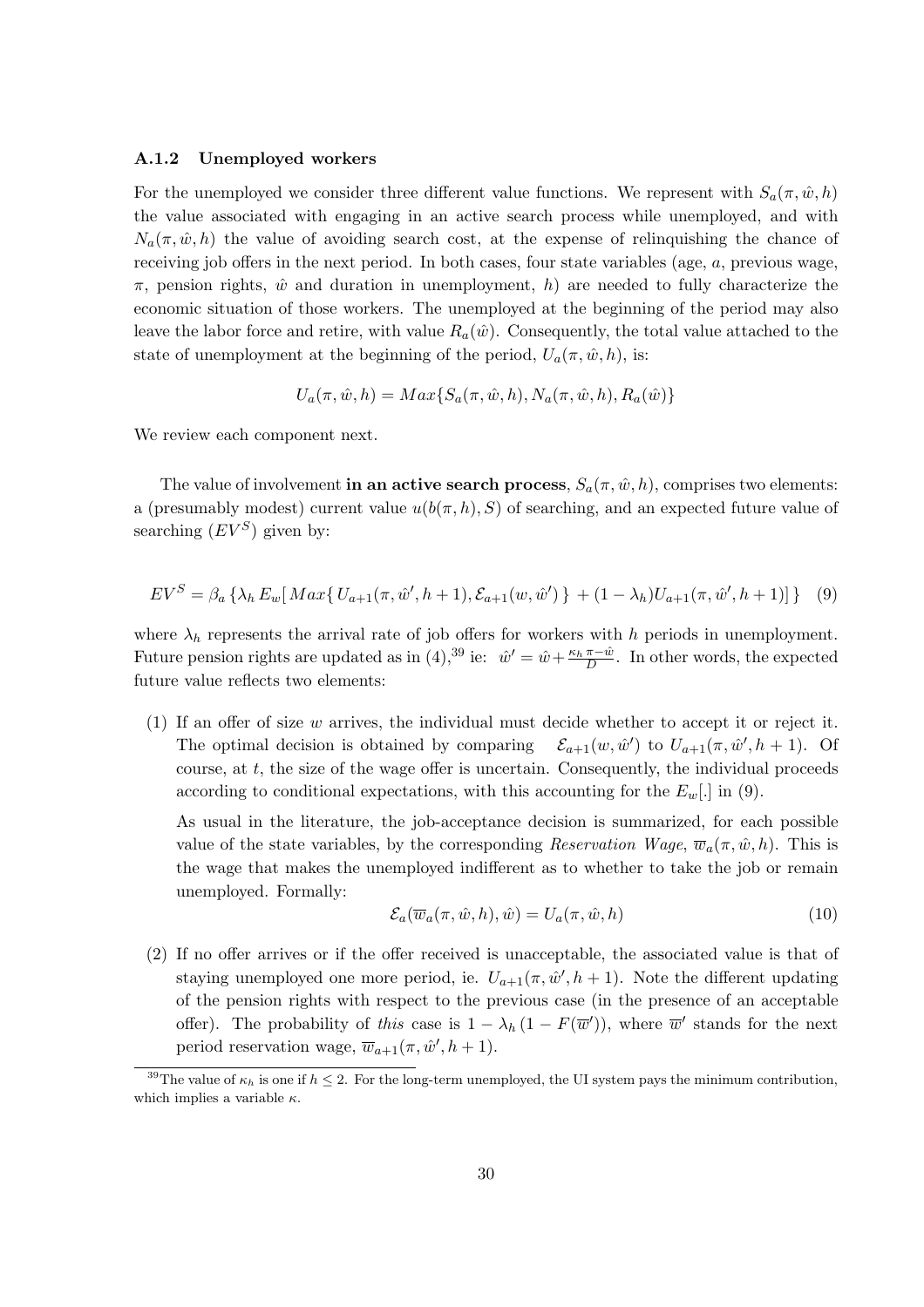### A.1.2 Unemployed workers

For the unemployed we consider three different value functions. We represent with $S_a(\pi, \hat{w}, h)$ the value associated with engaging in an active search process while unemployed, and with $N_a(\pi, \hat{w}, h)$ the value of avoiding search cost, at the expense of relinquishing the chance of receiving job offers in the next period. In both cases, four state variables (age, $a$, previous wage, $\pi$, pension rights, $\hat{w}$ and duration in unemployment, $h$) are needed to fully characterize the economic situation of those workers. The unemployed at the beginning of the period may also leave the labor force and retire, with value $R_a(\hat{w})$. Consequently, the total value attached to the state of unemployment at the beginning of the period, $U_a(\pi, \hat{w}, h)$, is:

$$U_a(\pi, \hat{w}, h) = Max\{S_a(\pi, \hat{w}, h), N_a(\pi, \hat{w}, h), R_a(\hat{w})\}$$

We review each component next.

The value of involvement **in an active search process**, $S_a(\pi, \hat{w}, h)$, comprises two elements: a (presumably modest) current value $u(b(\pi, h), S)$ of searching, and an expected future value of searching ($EV^S$) given by:

$$EV^S = \beta_a \{\lambda_h E_w[Max\{U_{a+1}(\pi, \hat{w}', h+1), \mathcal{E}_{a+1}(w, \hat{w}')\} + (1 - \lambda_h)U_{a+1}(\pi, \hat{w}', h+1)]\} \quad (9)$$

where $\lambda_h$ represents the arrival rate of job offers for workers with $h$ periods in unemployment. Future pension rights are updated as in (4),[39] ie: $\hat{w}' = \hat{w} + \frac{\kappa_h \pi - \hat{w}}{D}$. In other words, the expected future value reflects two elements:

(1) If an offer of size $w$ arrives, the individual must decide whether to accept it or reject it. The optimal decision is obtained by comparing $\mathcal{E}_{a+1}(w, \hat{w}')$ to $U_{a+1}(\pi, \hat{w}', h+1)$. Of course, at $t$, the size of the wage offer is uncertain. Consequently, the individual proceeds according to conditional expectations, with this accounting for the $E_w[.]$ in (9).

As usual in the literature, the job-acceptance decision is summarized, for each possible value of the state variables, by the corresponding *Reservation Wage*, $\overline{w}_a(\pi, \hat{w}, h)$. This is the wage that makes the unemployed indifferent as to whether to take the job or remain unemployed. Formally:

$$\mathcal{E}_a(\overline{w}_a(\pi, \hat{w}, h), \hat{w}) = U_a(\pi, \hat{w}, h) \quad (10)$$

(2) If no offer arrives or if the offer received is unacceptable, the associated value is that of staying unemployed one more period, ie. $U_{a+1}(\pi, \hat{w}', h+1)$. Note the different updating of the pension rights with respect to the previous case (in the presence of an acceptable offer). The probability of *this* case is $1 - \lambda_h(1 - F(\overline{w}'))$, where $\overline{w}'$ stands for the next period reservation wage, $\overline{w}_{a+1}(\pi, \hat{w}', h+1)$.

[39] The value of $\kappa_h$ is one if $h \leq 2$. For the long-term unemployed, the UI system pays the minimum contribution, which implies a variable $\kappa$.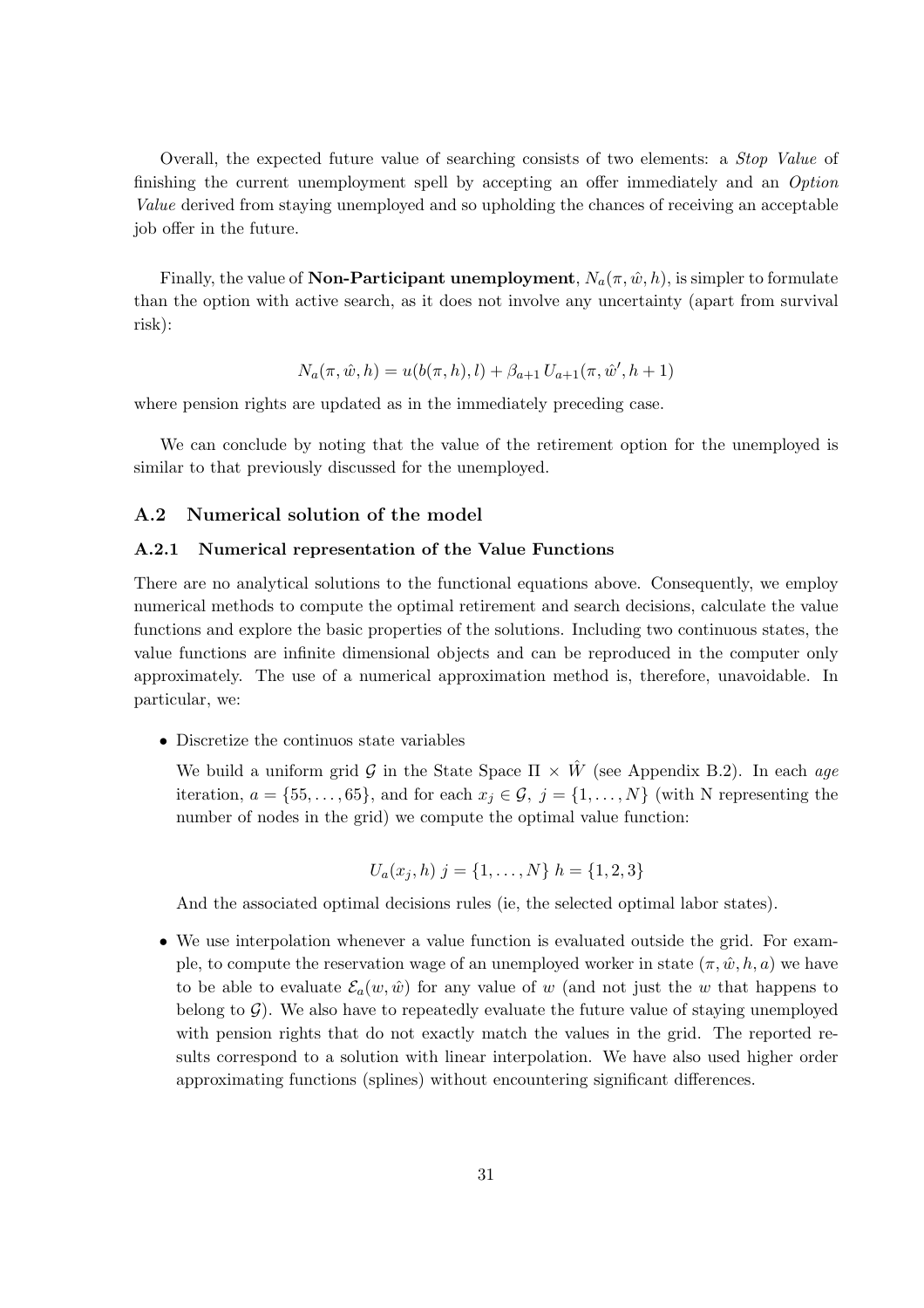Overall, the expected future value of searching consists of two elements: a *Stop Value* of finishing the current unemployment spell by accepting an offer immediately and an *Option Value* derived from staying unemployed and so upholding the chances of receiving an acceptable job offer in the future.

Finally, the value of **Non-Participant unemployment**, $N_a(\pi, \hat{w}, h)$, is simpler to formulate than the option with active search, as it does not involve any uncertainty (apart from survival risk):

$$N_a(\pi, \hat{w}, h) = u(b(\pi, h), l) + \beta_{a+1} U_{a+1}(\pi, \hat{w}', h+1)$$

where pension rights are updated as in the immediately preceding case.

We can conclude by noting that the value of the retirement option for the unemployed is similar to that previously discussed for the unemployed.

## A.2 Numerical solution of the model

### A.2.1 Numerical representation of the Value Functions

There are no analytical solutions to the functional equations above. Consequently, we employ numerical methods to compute the optimal retirement and search decisions, calculate the value functions and explore the basic properties of the solutions. Including two continuous states, the value functions are infinite dimensional objects and can be reproduced in the computer only approximately. The use of a numerical approximation method is, therefore, unavoidable. In particular, we:

- Discretize the continuos state variables

  We build a uniform grid $\mathcal{G}$ in the State Space $\Pi \times \hat{W}$ (see Appendix B.2). In each *age* iteration, $a = \{55, \ldots, 65\}$, and for each $x_j \in \mathcal{G},\ j = \{1, \ldots, N\}$ (with N representing the number of nodes in the grid) we compute the optimal value function:

  $$U_a(x_j, h)\ j = \{1, \ldots, N\}\ h = \{1, 2, 3\}$$

  And the associated optimal decisions rules (ie, the selected optimal labor states).

- We use interpolation whenever a value function is evaluated outside the grid. For example, to compute the reservation wage of an unemployed worker in state $(\pi, \hat{w}, h, a)$ we have to be able to evaluate $\mathcal{E}_a(w, \hat{w})$ for any value of $w$ (and not just the $w$ that happens to belong to $\mathcal{G}$). We also have to repeatedly evaluate the future value of staying unemployed with pension rights that do not exactly match the values in the grid. The reported results correspond to a solution with linear interpolation. We have also used higher order approximating functions (splines) without encountering significant differences.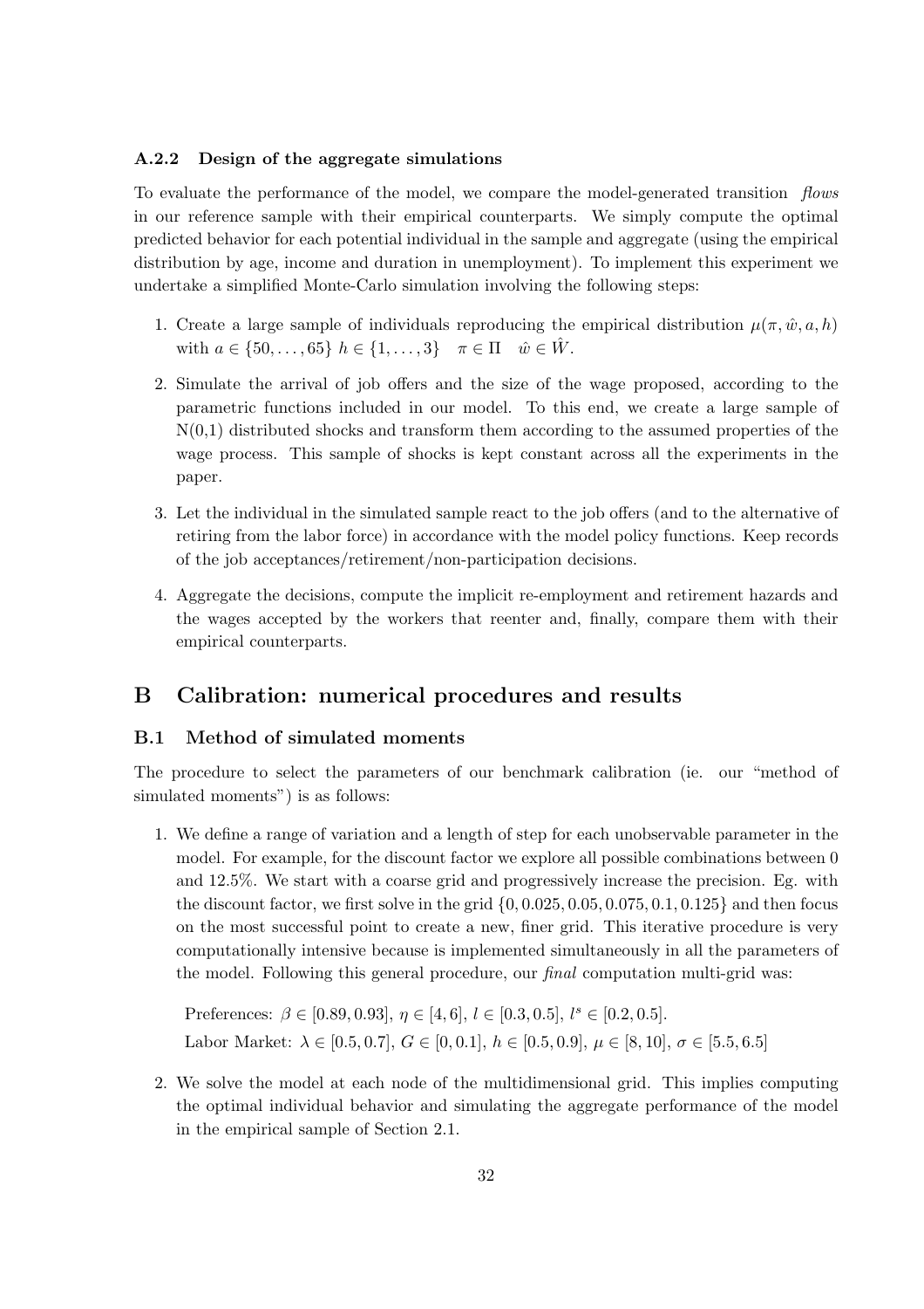### A.2.2 Design of the aggregate simulations

To evaluate the performance of the model, we compare the model-generated transition *flows* in our reference sample with their empirical counterparts. We simply compute the optimal predicted behavior for each potential individual in the sample and aggregate (using the empirical distribution by age, income and duration in unemployment). To implement this experiment we undertake a simplified Monte-Carlo simulation involving the following steps:

1. Create a large sample of individuals reproducing the empirical distribution $\mu(\pi, \hat{w}, a, h)$ with $a \in \{50, \ldots, 65\}$ $h \in \{1, \ldots, 3\}$ $\quad \pi \in \Pi \quad \hat{w} \in \hat{W}$.
2. Simulate the arrival of job offers and the size of the wage proposed, according to the parametric functions included in our model. To this end, we create a large sample of N(0,1) distributed shocks and transform them according to the assumed properties of the wage process. This sample of shocks is kept constant across all the experiments in the paper.
3. Let the individual in the simulated sample react to the job offers (and to the alternative of retiring from the labor force) in accordance with the model policy functions. Keep records of the job acceptances/retirement/non-participation decisions.
4. Aggregate the decisions, compute the implicit re-employment and retirement hazards and the wages accepted by the workers that reenter and, finally, compare them with their empirical counterparts.

# B Calibration: numerical procedures and results

## B.1 Method of simulated moments

The procedure to select the parameters of our benchmark calibration (ie. our "method of simulated moments") is as follows:

1. We define a range of variation and a length of step for each unobservable parameter in the model. For example, for the discount factor we explore all possible combinations between 0 and 12.5%. We start with a coarse grid and progressively increase the precision. Eg. with the discount factor, we first solve in the grid $\{0, 0.025, 0.05, 0.075, 0.1, 0.125\}$ and then focus on the most successful point to create a new, finer grid. This iterative procedure is very computationally intensive because is implemented simultaneously in all the parameters of the model. Following this general procedure, our *final* computation multi-grid was:

   Preferences: $\beta \in [0.89, 0.93]$, $\eta \in [4, 6]$, $l \in [0.3, 0.5]$, $l^s \in [0.2, 0.5]$.

   Labor Market: $\lambda \in [0.5, 0.7]$, $G \in [0, 0.1]$, $h \in [0.5, 0.9]$, $\mu \in [8, 10]$, $\sigma \in [5.5, 6.5]$

2. We solve the model at each node of the multidimensional grid. This implies computing the optimal individual behavior and simulating the aggregate performance of the model in the empirical sample of Section 2.1.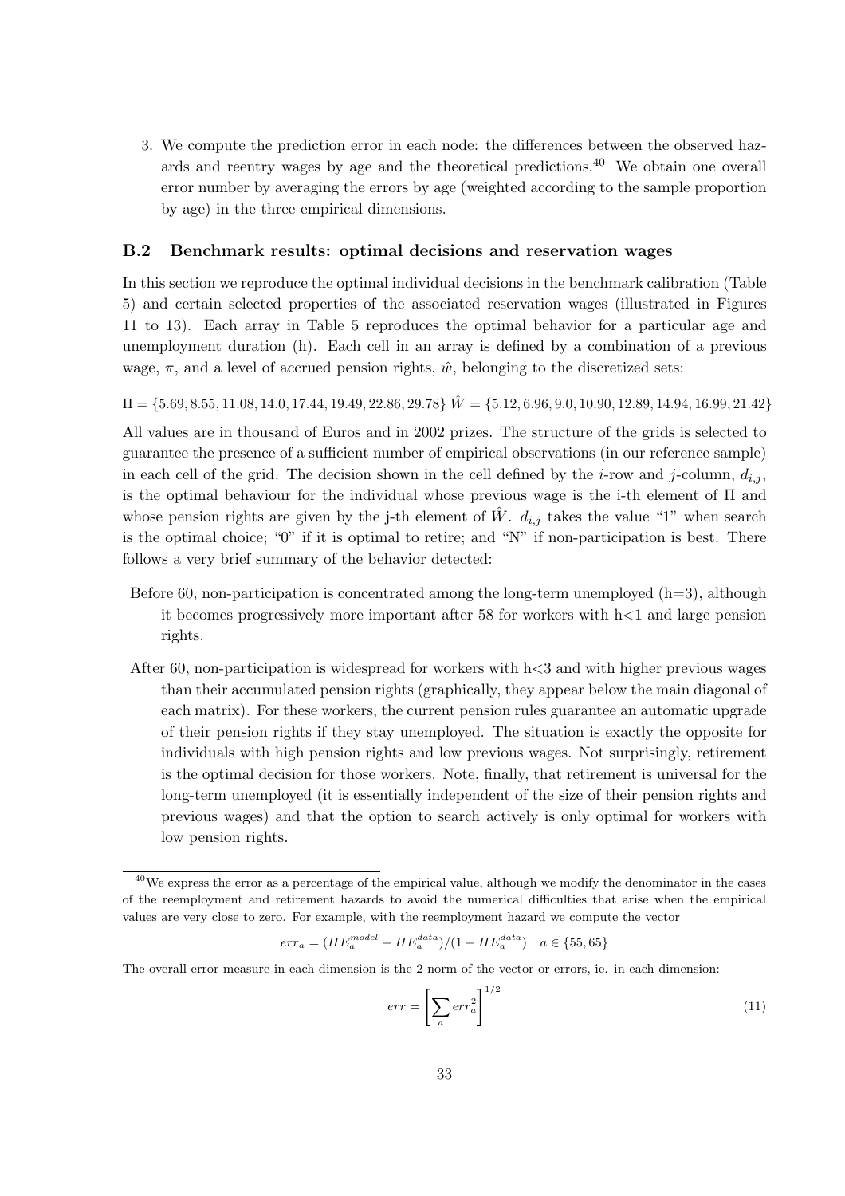3. We compute the prediction error in each node: the differences between the observed hazards and reentry wages by age and the theoretical predictions.[40] We obtain one overall error number by averaging the errors by age (weighted according to the sample proportion by age) in the three empirical dimensions.

### B.2 Benchmark results: optimal decisions and reservation wages

In this section we reproduce the optimal individual decisions in the benchmark calibration (Table 5) and certain selected properties of the associated reservation wages (illustrated in Figures 11 to 13). Each array in Table 5 reproduces the optimal behavior for a particular age and unemployment duration (h). Each cell in an array is defined by a combination of a previous wage, $\pi$, and a level of accrued pension rights, $\hat{w}$, belonging to the discretized sets:

$\Pi = \{5.69, 8.55, 11.08, 14.0, 17.44, 19.49, 22.86, 29.78\}$ $\hat{W} = \{5.12, 6.96, 9.0, 10.90, 12.89, 14.94, 16.99, 21.42\}$

All values are in thousand of Euros and in 2002 prizes. The structure of the grids is selected to guarantee the presence of a sufficient number of empirical observations (in our reference sample) in each cell of the grid. The decision shown in the cell defined by the $i$-row and $j$-column, $d_{i,j}$, is the optimal behaviour for the individual whose previous wage is the i-th element of $\Pi$ and whose pension rights are given by the j-th element of $\hat{W}$. $d_{i,j}$ takes the value "1" when search is the optimal choice; "0" if it is optimal to retire; and "N" if non-participation is best. There follows a very brief summary of the behavior detected:

Before 60, non-participation is concentrated among the long-term unemployed (h=3), although it becomes progressively more important after 58 for workers with h<1 and large pension rights.

After 60, non-participation is widespread for workers with h<3 and with higher previous wages than their accumulated pension rights (graphically, they appear below the main diagonal of each matrix). For these workers, the current pension rules guarantee an automatic upgrade of their pension rights if they stay unemployed. The situation is exactly the opposite for individuals with high pension rights and low previous wages. Not surprisingly, retirement is the optimal decision for those workers. Note, finally, that retirement is universal for the long-term unemployed (it is essentially independent of the size of their pension rights and previous wages) and that the option to search actively is only optimal for workers with low pension rights.

---

[40] We express the error as a percentage of the empirical value, although we modify the denominator in the cases of the reemployment and retirement hazards to avoid the numerical difficulties that arise when the empirical values are very close to zero. For example, with the reemployment hazard we compute the vector

$$err_a = (HE_a^{model} - HE_a^{data})/(1 + HE_a^{data}) \quad a \in \{55, 65\}$$

The overall error measure in each dimension is the 2-norm of the vector or errors, ie. in each dimension:

$$err = \left[\sum_a err_a^2\right]^{1/2} \tag{11}$$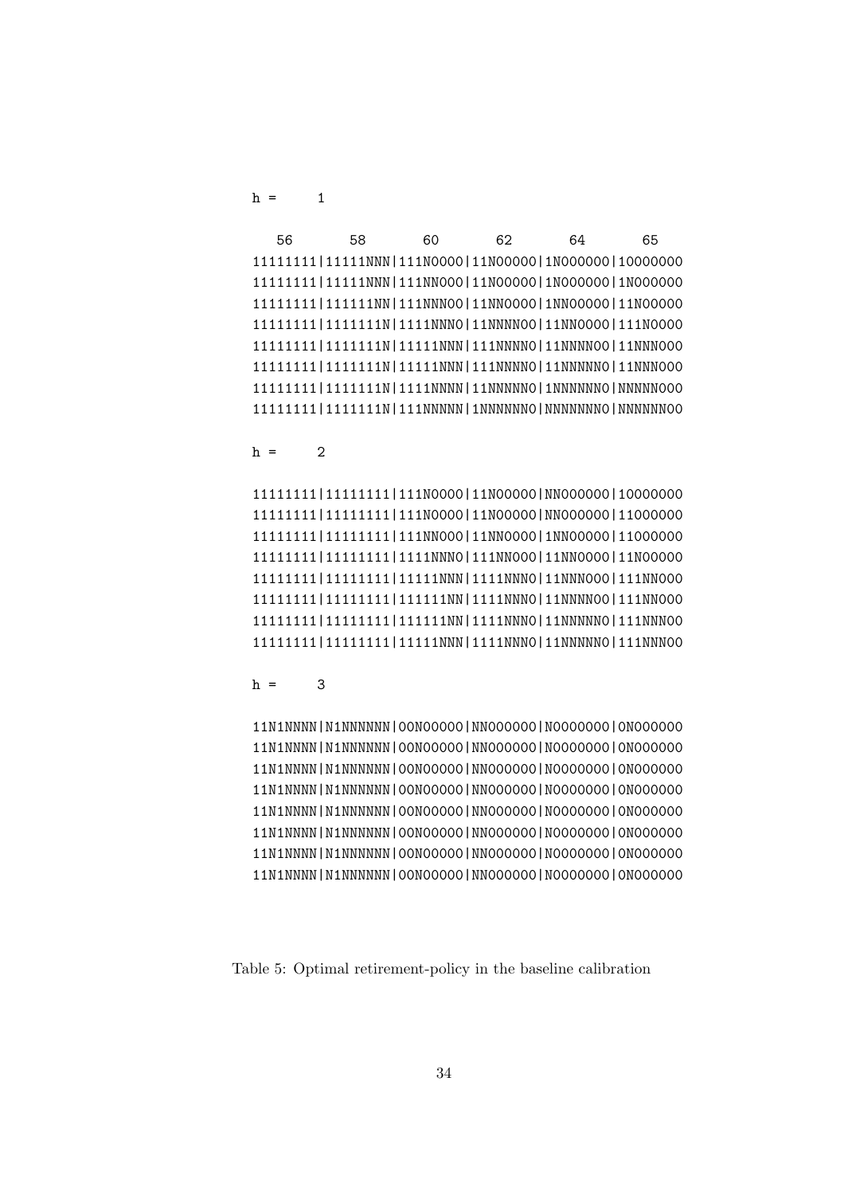```
h =     1

   56        58        60        62        64        65
11111111|11111NNN|111N0000|11N00000|1N000000|10000000
11111111|11111NNN|111NN000|11N00000|1N000000|1N000000
11111111|111111NN|111NNN00|11NN0000|1NN00000|11N00000
11111111|1111111N|1111NNN0|11NNNN00|11NN0000|111N0000
11111111|1111111N|11111NNN|111NNNN0|11NNNN00|11NNN000
11111111|1111111N|11111NNN|111NNNN0|11NNNNN0|11NNN000
11111111|1111111N|1111NNNN|11NNNNN0|1NNNNNN0|NNNNN000
11111111|1111111N|111NNNNN|1NNNNNN0|NNNNNNN0|NNNNNN00

h =     2

11111111|11111111|111N0000|11N00000|NN000000|10000000
11111111|11111111|111N0000|11N00000|NN000000|11000000
11111111|11111111|111NN000|11NN0000|1NN00000|11000000
11111111|11111111|1111NNN0|111NN000|11NN0000|11N00000
11111111|11111111|11111NNN|1111NNN0|11NNN000|111NN000
11111111|11111111|111111NN|1111NNN0|11NNNN00|111NN000
11111111|11111111|111111NN|1111NNN0|11NNNNN0|111NNN00
11111111|11111111|11111NNN|1111NNN0|11NNNNN0|111NNN00

h =     3

11N1NNNN|N1NNNNNN|00N00000|NN000000|N0000000|0N000000
11N1NNNN|N1NNNNNN|00N00000|NN000000|N0000000|0N000000
11N1NNNN|N1NNNNNN|00N00000|NN000000|N0000000|0N000000
11N1NNNN|N1NNNNNN|00N00000|NN000000|N0000000|0N000000
11N1NNNN|N1NNNNNN|00N00000|NN000000|N0000000|0N000000
11N1NNNN|N1NNNNNN|00N00000|NN000000|N0000000|0N000000
11N1NNNN|N1NNNNNN|00N00000|NN000000|N0000000|0N000000
11N1NNNN|N1NNNNNN|00N00000|NN000000|N0000000|0N000000
```

Table 5: Optimal retirement-policy in the baseline calibration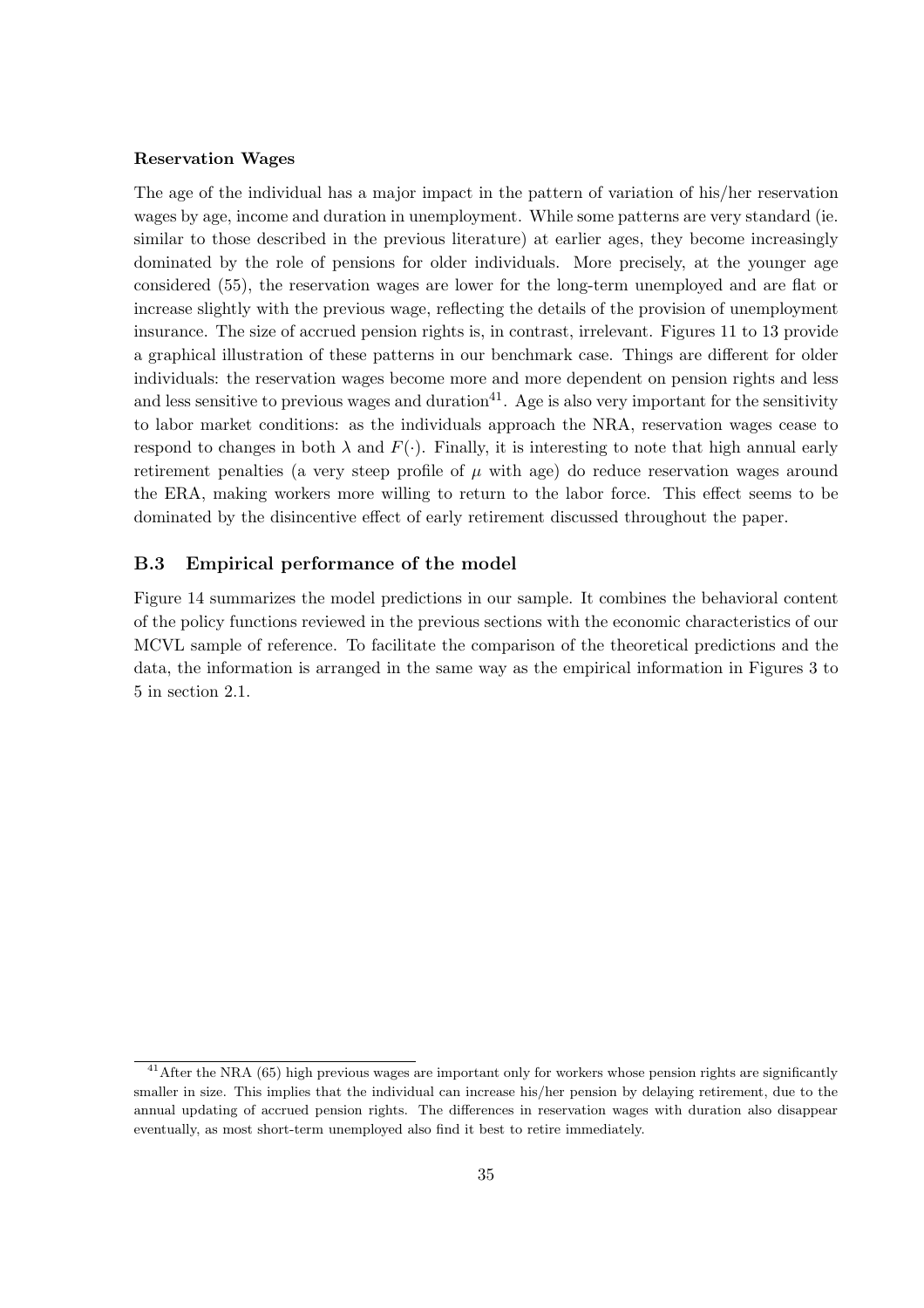**Reservation Wages**

The age of the individual has a major impact in the pattern of variation of his/her reservation wages by age, income and duration in unemployment. While some patterns are very standard (ie. similar to those described in the previous literature) at earlier ages, they become increasingly dominated by the role of pensions for older individuals. More precisely, at the younger age considered (55), the reservation wages are lower for the long-term unemployed and are flat or increase slightly with the previous wage, reflecting the details of the provision of unemployment insurance. The size of accrued pension rights is, in contrast, irrelevant. Figures 11 to 13 provide a graphical illustration of these patterns in our benchmark case. Things are different for older individuals: the reservation wages become more and more dependent on pension rights and less and less sensitive to previous wages and duration[41]. Age is also very important for the sensitivity to labor market conditions: as the individuals approach the NRA, reservation wages cease to respond to changes in both $\lambda$ and $F(\cdot)$. Finally, it is interesting to note that high annual early retirement penalties (a very steep profile of $\mu$ with age) do reduce reservation wages around the ERA, making workers more willing to return to the labor force. This effect seems to be dominated by the disincentive effect of early retirement discussed throughout the paper.

### B.3 Empirical performance of the model

Figure 14 summarizes the model predictions in our sample. It combines the behavioral content of the policy functions reviewed in the previous sections with the economic characteristics of our MCVL sample of reference. To facilitate the comparison of the theoretical predictions and the data, the information is arranged in the same way as the empirical information in Figures 3 to 5 in section 2.1.

[41] After the NRA (65) high previous wages are important only for workers whose pension rights are significantly smaller in size. This implies that the individual can increase his/her pension by delaying retirement, due to the annual updating of accrued pension rights. The differences in reservation wages with duration also disappear eventually, as most short-term unemployed also find it best to retire immediately.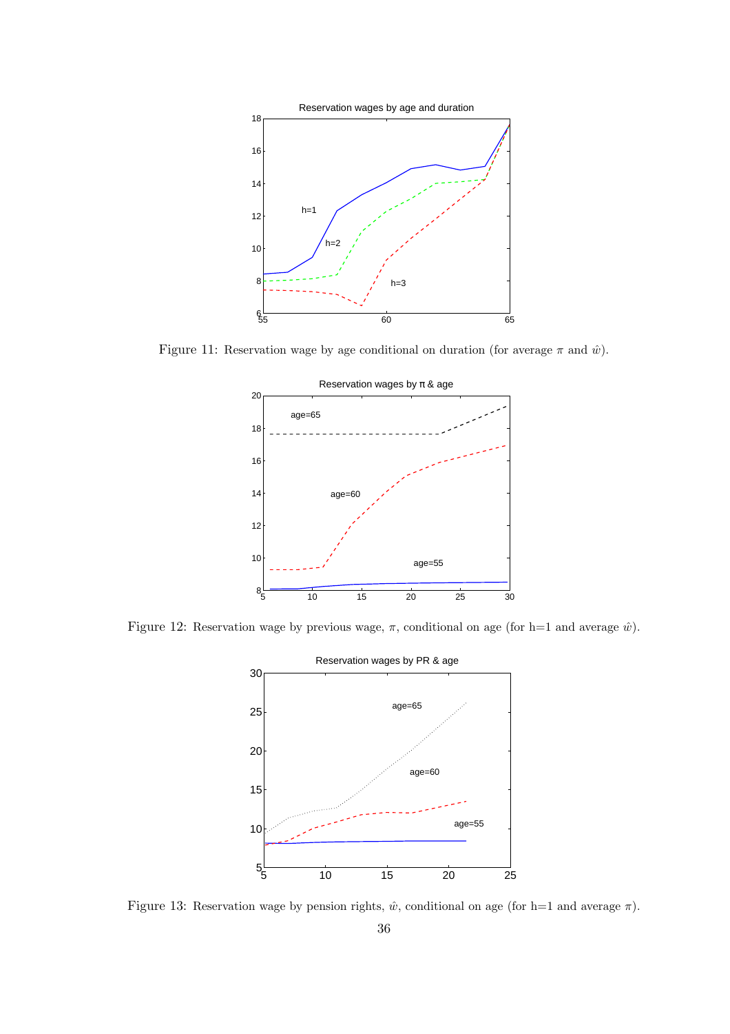Figure 11: Reservation wage by age conditional on duration (for average $\pi$ and $\hat{w}$).

Figure 12: Reservation wage by previous wage, $\pi$, conditional on age (for h=1 and average $\hat{w}$).

Figure 13: Reservation wage by pension rights, $\hat{w}$, conditional on age (for h=1 and average $\pi$).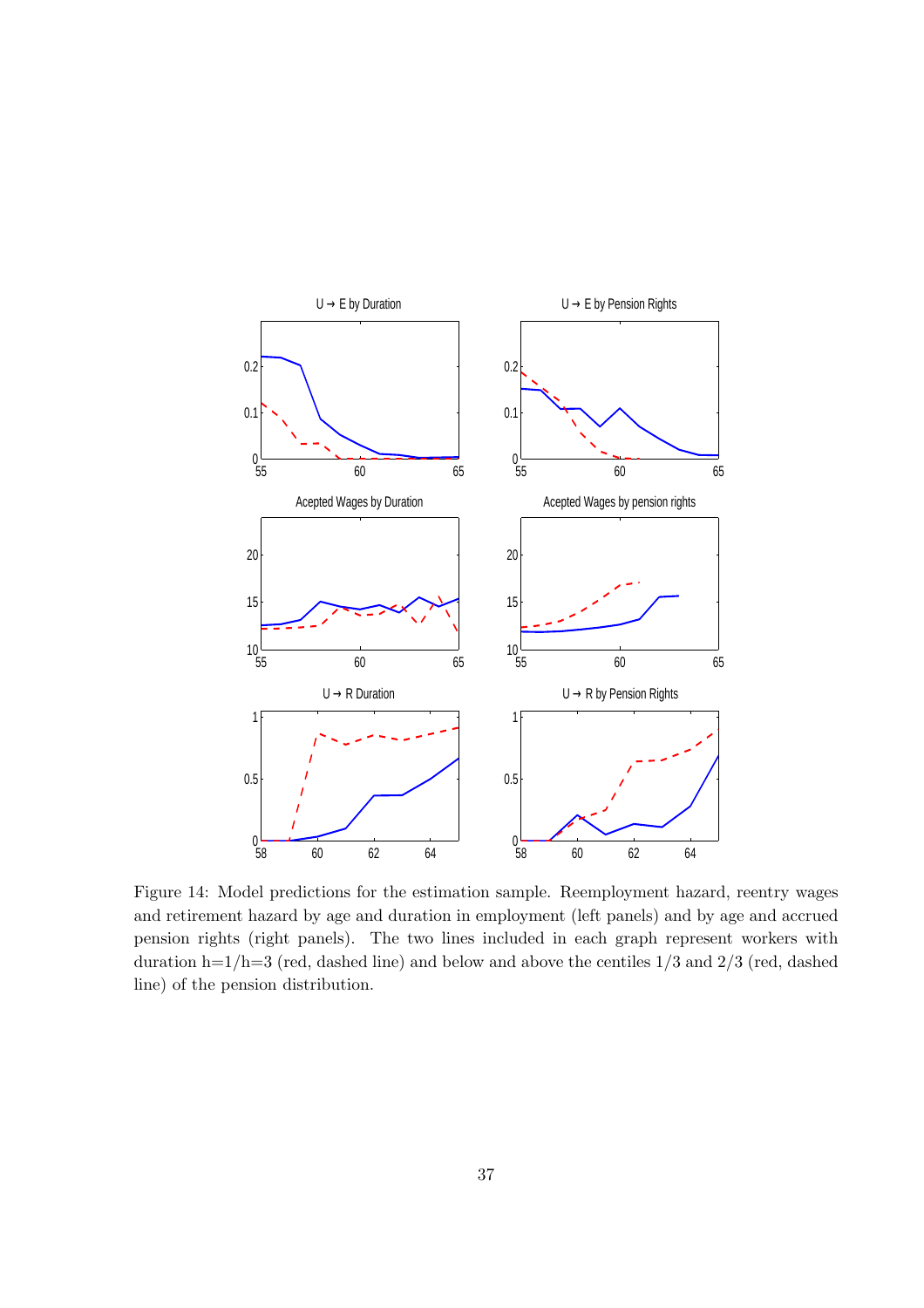Figure 14: Model predictions for the estimation sample. Reemployment hazard, reentry wages and retirement hazard by age and duration in employment (left panels) and by age and accrued pension rights (right panels). The two lines included in each graph represent workers with duration h=1/h=3 (red, dashed line) and below and above the centiles 1/3 and 2/3 (red, dashed line) of the pension distribution.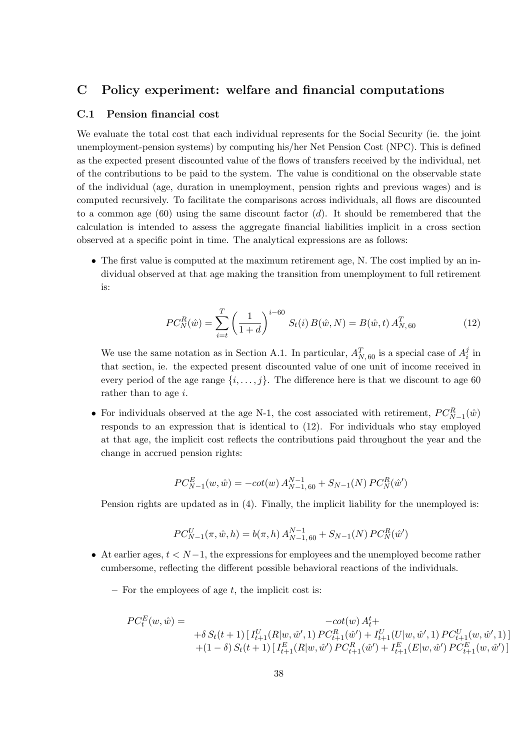# C Policy experiment: welfare and financial computations

## C.1 Pension financial cost

We evaluate the total cost that each individual represents for the Social Security (ie. the joint unemployment-pension systems) by computing his/her Net Pension Cost (NPC). This is defined as the expected present discounted value of the flows of transfers received by the individual, net of the contributions to be paid to the system. The value is conditional on the observable state of the individual (age, duration in unemployment, pension rights and previous wages) and is computed recursively. To facilitate the comparisons across individuals, all flows are discounted to a common age (60) using the same discount factor ($d$). It should be remembered that the calculation is intended to assess the aggregate financial liabilities implicit in a cross section observed at a specific point in time. The analytical expressions are as follows:

- The first value is computed at the maximum retirement age, N. The cost implied by an individual observed at that age making the transition from unemployment to full retirement is:

$$PC_N^R(\hat{w}) = \sum_{i=t}^{T} \left(\frac{1}{1+d}\right)^{i-60} S_t(i)\, B(\hat{w}, N) = B(\hat{w}, t)\, A_{N,60}^T \tag{12}$$

  We use the same notation as in Section A.1. In particular, $A_{N,60}^T$ is a special case of $A_i^j$ in that section, ie. the expected present discounted value of one unit of income received in every period of the age range $\{i, \ldots, j\}$. The difference here is that we discount to age 60 rather than to age $i$.

- For individuals observed at the age N-1, the cost associated with retirement, $PC_{N-1}^R(\hat{w})$ responds to an expression that is identical to (12). For individuals who stay employed at that age, the implicit cost reflects the contributions paid throughout the year and the change in accrued pension rights:

$$PC_{N-1}^E(w, \hat{w}) = -cot(w)\, A_{N-1,60}^{N-1} + S_{N-1}(N)\, PC_N^R(\hat{w}')$$

  Pension rights are updated as in (4). Finally, the implicit liability for the unemployed is:

$$PC_{N-1}^U(\pi, \hat{w}, h) = b(\pi, h)\, A_{N-1,60}^{N-1} + S_{N-1}(N)\, PC_N^R(\hat{w}')$$

- At earlier ages, $t < N-1$, the expressions for employees and the unemployed become rather cumbersome, reflecting the different possible behavioral reactions of the individuals.

  - For the employees of age $t$, the implicit cost is:

$$\begin{aligned} PC_t^E(w, \hat{w}) = \; & -cot(w)\, A_t^t + \\ & +\delta\, S_t(t+1)\, [\, I_{t+1}^U(R|w, \hat{w}', 1)\, PC_{t+1}^R(\hat{w}') + I_{t+1}^U(U|w, \hat{w}', 1)\, PC_{t+1}^U(w, \hat{w}', 1)\,] \\ & +(1-\delta)\, S_t(t+1)\, [\, I_{t+1}^E(R|w, \hat{w}')\, PC_{t+1}^R(\hat{w}') + I_{t+1}^E(E|w, \hat{w}')\, PC_{t+1}^E(w, \hat{w}')\,] \end{aligned}$$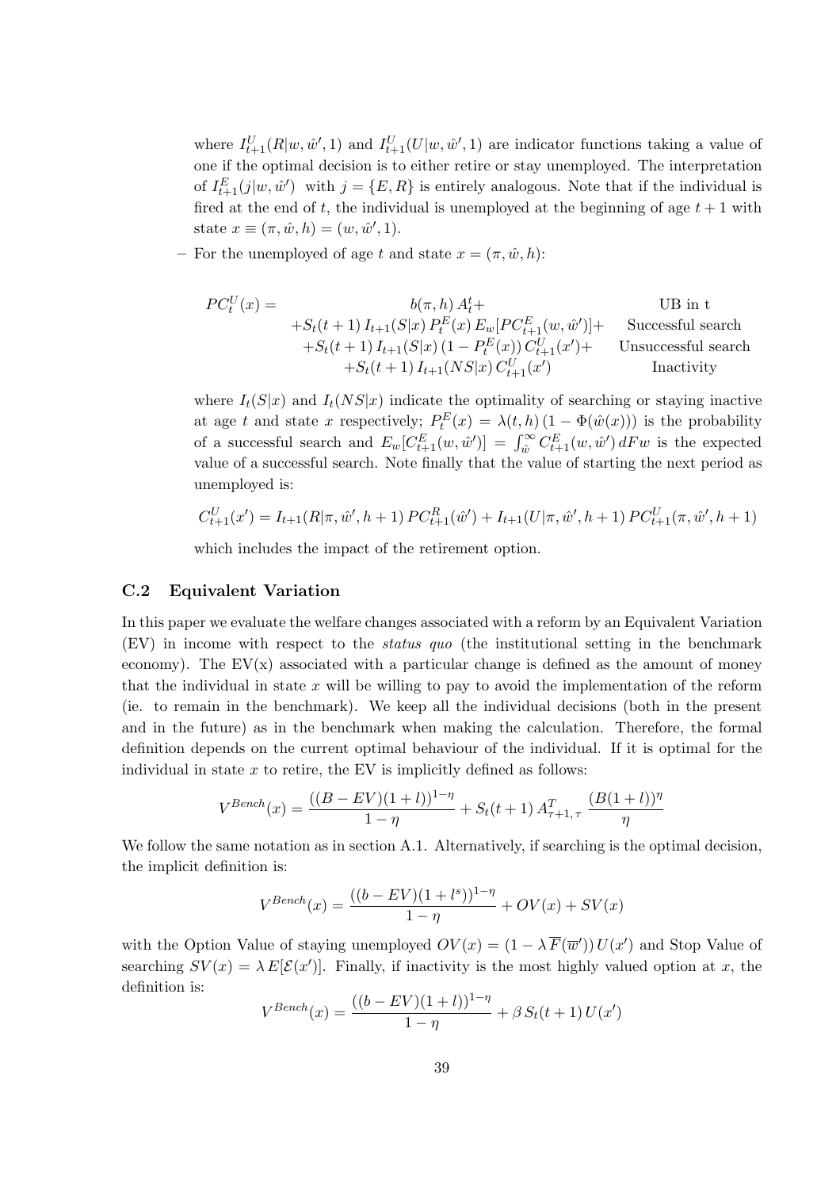where $I^U_{t+1}(R|w, \hat{w}', 1)$ and $I^U_{t+1}(U|w, \hat{w}', 1)$ are indicator functions taking a value of one if the optimal decision is to either retire or stay unemployed. The interpretation of $I^E_{t+1}(j|w, \hat{w}')$ with $j = \{E, R\}$ is entirely analogous. Note that if the individual is fired at the end of $t$, the individual is unemployed at the beginning of age $t + 1$ with state $x \equiv (\pi, \hat{w}, h) = (w, \hat{w}', 1)$.

– For the unemployed of age $t$ and state $x = (\pi, \hat{w}, h)$:

$$
\begin{array}{llr}
PC^U_t(x) = & b(\pi, h)\, A^t_t + & \text{UB in t} \\
& +S_t(t+1)\, I_{t+1}(S|x)\, P^E_t(x)\, E_w[PC^E_{t+1}(w, \hat{w}')] + & \text{Successful search} \\
& +S_t(t+1)\, I_{t+1}(S|x)\, (1 - P^E_t(x))\, C^U_{t+1}(x') + & \text{Unsuccessful search} \\
& +S_t(t+1)\, I_{t+1}(NS|x)\, C^U_{t+1}(x') & \text{Inactivity}
\end{array}
$$

where $I_t(S|x)$ and $I_t(NS|x)$ indicate the optimality of searching or staying inactive at age $t$ and state $x$ respectively; $P^E_t(x) = \lambda(t, h)\,(1 - \Phi(\hat{w}(x)))$ is the probability of a successful search and $E_w[C^E_{t+1}(w, \hat{w}')] = \int_{\hat{w}}^{\infty} C^E_{t+1}(w, \hat{w}')\, dFw$ is the expected value of a successful search. Note finally that the value of starting the next period as unemployed is:

$$
C^U_{t+1}(x') = I_{t+1}(R|\pi, \hat{w}', h+1)\, PC^R_{t+1}(\hat{w}') + I_{t+1}(U|\pi, \hat{w}', h+1)\, PC^U_{t+1}(\pi, \hat{w}', h+1)
$$

which includes the impact of the retirement option.

## C.2 Equivalent Variation

In this paper we evaluate the welfare changes associated with a reform by an Equivalent Variation (EV) in income with respect to the *status quo* (the institutional setting in the benchmark economy). The EV(x) associated with a particular change is defined as the amount of money that the individual in state $x$ will be willing to pay to avoid the implementation of the reform (ie. to remain in the benchmark). We keep all the individual decisions (both in the present and in the future) as in the benchmark when making the calculation. Therefore, the formal definition depends on the current optimal behaviour of the individual. If it is optimal for the individual in state $x$ to retire, the EV is implicitly defined as follows:

$$
V^{Bench}(x) = \frac{((B - EV)(1+l))^{1-\eta}}{1-\eta} + S_t(t+1)\, A^T_{\tau+1,\,\tau}\, \frac{(B(1+l))^{\eta}}{\eta}
$$

We follow the same notation as in section A.1. Alternatively, if searching is the optimal decision, the implicit definition is:

$$
V^{Bench}(x) = \frac{((b - EV)(1+l^s))^{1-\eta}}{1-\eta} + OV(x) + SV(x)
$$

with the Option Value of staying unemployed $OV(x) = (1 - \lambda\, \overline{F}(\overline{w}'))\, U(x')$ and Stop Value of searching $SV(x) = \lambda\, E[\mathcal{E}(x')]$. Finally, if inactivity is the most highly valued option at $x$, the definition is:

$$
V^{Bench}(x) = \frac{((b - EV)(1+l))^{1-\eta}}{1-\eta} + \beta\, S_t(t+1)\, U(x')
$$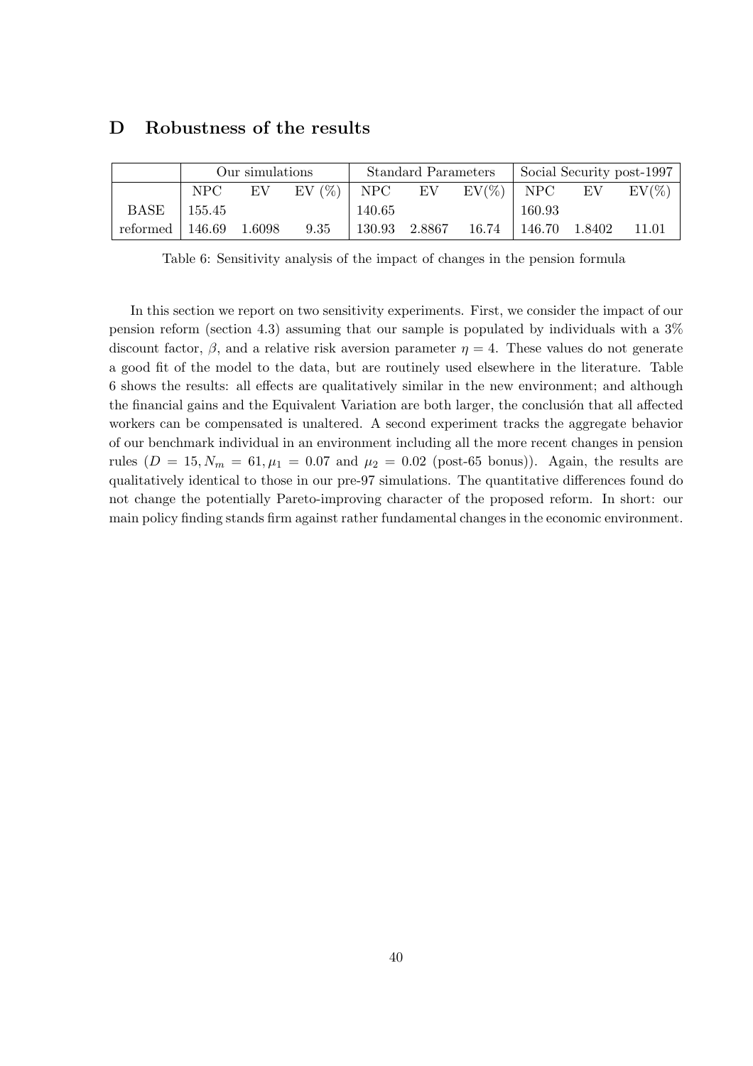# D Robustness of the results

| | Our simulations | | | Standard Parameters | | | Social Security post-1997 | | |
|---|---|---|---|---|---|---|---|---|---|
| | NPC | EV | EV (%) | NPC | EV | EV(%) | NPC | EV | EV(%) |
| BASE | 155.45 | | | 140.65 | | | 160.93 | | |
| reformed | 146.69 | 1.6098 | 9.35 | 130.93 | 2.8867 | 16.74 | 146.70 | 1.8402 | 11.01 |

Table 6: Sensitivity analysis of the impact of changes in the pension formula

In this section we report on two sensitivity experiments. First, we consider the impact of our pension reform (section 4.3) assuming that our sample is populated by individuals with a 3% discount factor, $\beta$, and a relative risk aversion parameter $\eta = 4$. These values do not generate a good fit of the model to the data, but are routinely used elsewhere in the literature. Table 6 shows the results: all effects are qualitatively similar in the new environment; and although the financial gains and the Equivalent Variation are both larger, the conclusión that all affected workers can be compensated is unaltered. A second experiment tracks the aggregate behavior of our benchmark individual in an environment including all the more recent changes in pension rules ($D = 15, N_m = 61, \mu_1 = 0.07$ and $\mu_2 = 0.02$ (post-65 bonus)). Again, the results are qualitatively identical to those in our pre-97 simulations. The quantitative differences found do not change the potentially Pareto-improving character of the proposed reform. In short: our main policy finding stands firm against rather fundamental changes in the economic environment.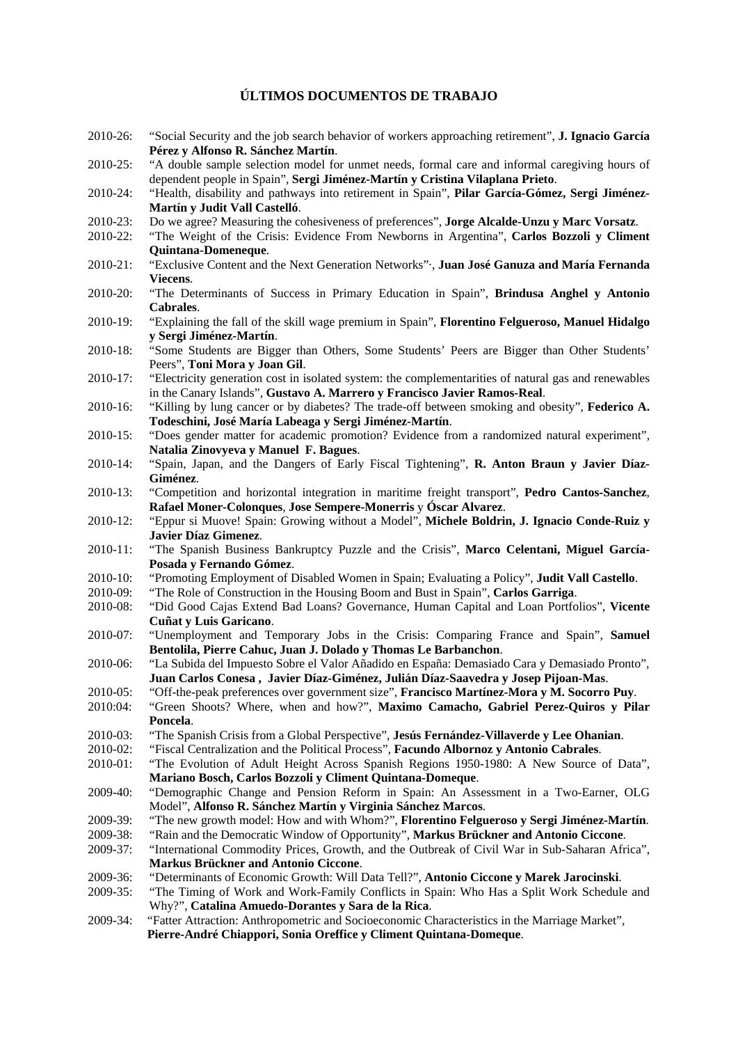# ÚLTIMOS DOCUMENTOS DE TRABAJO

2010-26: "Social Security and the job search behavior of workers approaching retirement", **J. Ignacio García Pérez y Alfonso R. Sánchez Martín**.

2010-25: "A double sample selection model for unmet needs, formal care and informal caregiving hours of dependent people in Spain", **Sergi Jiménez-Martín y Cristina Vilaplana Prieto**.

2010-24: "Health, disability and pathways into retirement in Spain", **Pilar García-Gómez, Sergi Jiménez-Martín y Judit Vall Castelló**.

2010-23: Do we agree? Measuring the cohesiveness of preferences", **Jorge Alcalde-Unzu y Marc Vorsatz**.

2010-22: "The Weight of the Crisis: Evidence From Newborns in Argentina", **Carlos Bozzoli y Climent Quintana-Domeneque**.

2010-21: "Exclusive Content and the Next Generation Networks"·, **Juan José Ganuza and María Fernanda Viecens**.

2010-20: "The Determinants of Success in Primary Education in Spain", **Brindusa Anghel y Antonio Cabrales**.

2010-19: "Explaining the fall of the skill wage premium in Spain", **Florentino Felgueroso, Manuel Hidalgo y Sergi Jiménez-Martín**.

2010-18: "Some Students are Bigger than Others, Some Students' Peers are Bigger than Other Students' Peers", **Toni Mora y Joan Gil**.

2010-17: "Electricity generation cost in isolated system: the complementarities of natural gas and renewables in the Canary Islands", **Gustavo A. Marrero y Francisco Javier Ramos-Real**.

2010-16: "Killing by lung cancer or by diabetes? The trade-off between smoking and obesity", **Federico A. Todeschini, José María Labeaga y Sergi Jiménez-Martín**.

2010-15: "Does gender matter for academic promotion? Evidence from a randomized natural experiment", **Natalia Zinovyeva y Manuel F. Bagues**.

2010-14: "Spain, Japan, and the Dangers of Early Fiscal Tightening", **R. Anton Braun y Javier Díaz-Giménez**.

2010-13: "Competition and horizontal integration in maritime freight transport", **Pedro Cantos-Sanchez**, **Rafael Moner-Colonques**, **Jose Sempere-Monerris** y **Óscar Alvarez**.

2010-12: "Eppur si Muove! Spain: Growing without a Model", **Michele Boldrin, J. Ignacio Conde-Ruiz y Javier Díaz Gimenez**.

2010-11: "The Spanish Business Bankruptcy Puzzle and the Crisis", **Marco Celentani, Miguel García-Posada y Fernando Gómez**.

2010-10: "Promoting Employment of Disabled Women in Spain; Evaluating a Policy", **Judit Vall Castello**.

2010-09: "The Role of Construction in the Housing Boom and Bust in Spain", **Carlos Garriga**.

2010-08: "Did Good Cajas Extend Bad Loans? Governance, Human Capital and Loan Portfolios", **Vicente Cuñat y Luis Garicano**.

2010-07: "Unemployment and Temporary Jobs in the Crisis: Comparing France and Spain", **Samuel Bentolila, Pierre Cahuc, Juan J. Dolado y Thomas Le Barbanchon**.

2010-06: "La Subida del Impuesto Sobre el Valor Añadido en España: Demasiado Cara y Demasiado Pronto", **Juan Carlos Conesa , Javier Díaz-Giménez, Julián Díaz-Saavedra y Josep Pijoan-Mas**.

2010-05: "Off-the-peak preferences over government size", **Francisco Martínez-Mora y M. Socorro Puy**.

2010:04: "Green Shoots? Where, when and how?", **Maximo Camacho, Gabriel Perez-Quiros y Pilar Poncela**.

2010-03: "The Spanish Crisis from a Global Perspective", **Jesús Fernández-Villaverde y Lee Ohanian**.

2010-02: "Fiscal Centralization and the Political Process", **Facundo Albornoz y Antonio Cabrales**.

2010-01: "The Evolution of Adult Height Across Spanish Regions 1950-1980: A New Source of Data", **Mariano Bosch, Carlos Bozzoli y Climent Quintana-Domeque**.

2009-40: "Demographic Change and Pension Reform in Spain: An Assessment in a Two-Earner, OLG Model", **Alfonso R. Sánchez Martín y Virginia Sánchez Marcos**.

2009-39: "The new growth model: How and with Whom?", **Florentino Felgueroso y Sergi Jiménez-Martín**.

2009-38: "Rain and the Democratic Window of Opportunity", **Markus Brückner and Antonio Ciccone**.

2009-37: "International Commodity Prices, Growth, and the Outbreak of Civil War in Sub-Saharan Africa", **Markus Brückner and Antonio Ciccone**.

2009-36: "Determinants of Economic Growth: Will Data Tell?", **Antonio Ciccone y Marek Jarocinski**.

2009-35: "The Timing of Work and Work-Family Conflicts in Spain: Who Has a Split Work Schedule and Why?", **Catalina Amuedo-Dorantes y Sara de la Rica**.

2009-34: "Fatter Attraction: Anthropometric and Socioeconomic Characteristics in the Marriage Market", **Pierre-André Chiappori, Sonia Oreffice y Climent Quintana-Domeque**.